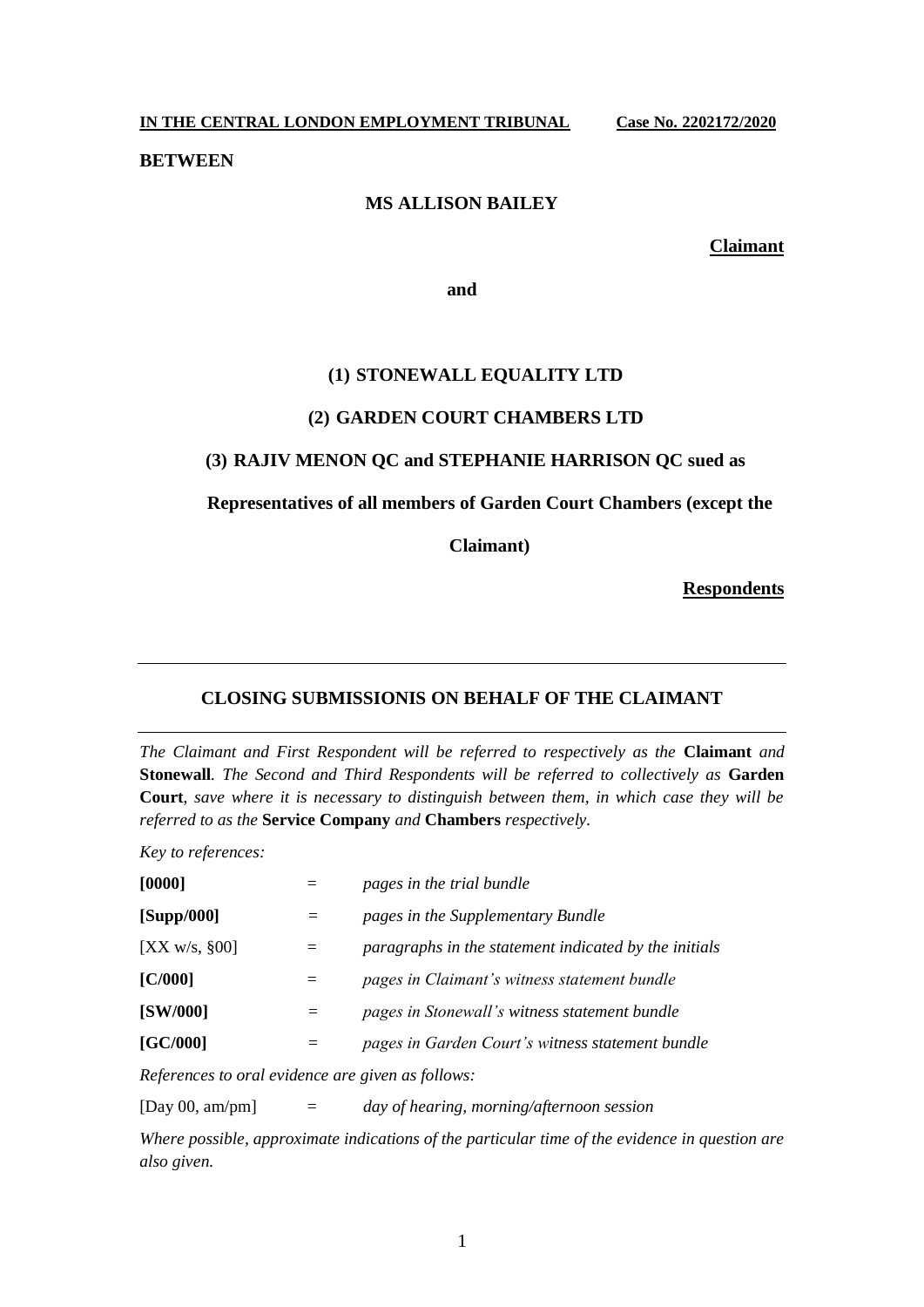**IN THE CENTRAL LONDON EMPLOYMENT TRIBUNAL** **Case No. 2202172/2020**

**BETWEEN**

**MS ALLISON BAILEY**

**Claimant**

**and**

**(1) STONEWALL EQUALITY LTD**

**(2) GARDEN COURT CHAMBERS LTD**

**(3) RAJIV MENON QC and STEPHANIE HARRISON QC sued as Representatives of all members of Garden Court Chambers (except the Claimant)**

**Respondents**

---

## CLOSING SUBMISSIONIS ON BEHALF OF THE CLAIMANT

---

*The Claimant and First Respondent will be referred to respectively as the* **Claimant** *and* **Stonewall**. *The Second and Third Respondents will be referred to collectively as* **Garden Court**, *save where it is necessary to distinguish between them, in which case they will be referred to as the* **Service Company** *and* **Chambers** *respectively.*

*Key to references:*

| | | |
|---|---|---|
| **[0000]** | = | *pages in the trial bundle* |
| **[Supp/000]** | = | *pages in the Supplementary Bundle* |
| [XX w/s, §00] | = | *paragraphs in the statement indicated by the initials* |
| **[C/000]** | = | *pages in Claimant's witness statement bundle* |
| **[SW/000]** | = | *pages in Stonewall's witness statement bundle* |
| **[GC/000]** | = | *pages in Garden Court's witness statement bundle* |

*References to oral evidence are given as follows:*

| | | |
|---|---|---|
| [Day 00, am/pm] | = | *day of hearing, morning/afternoon session* |

*Where possible, approximate indications of the particular time of the evidence in question are also given.*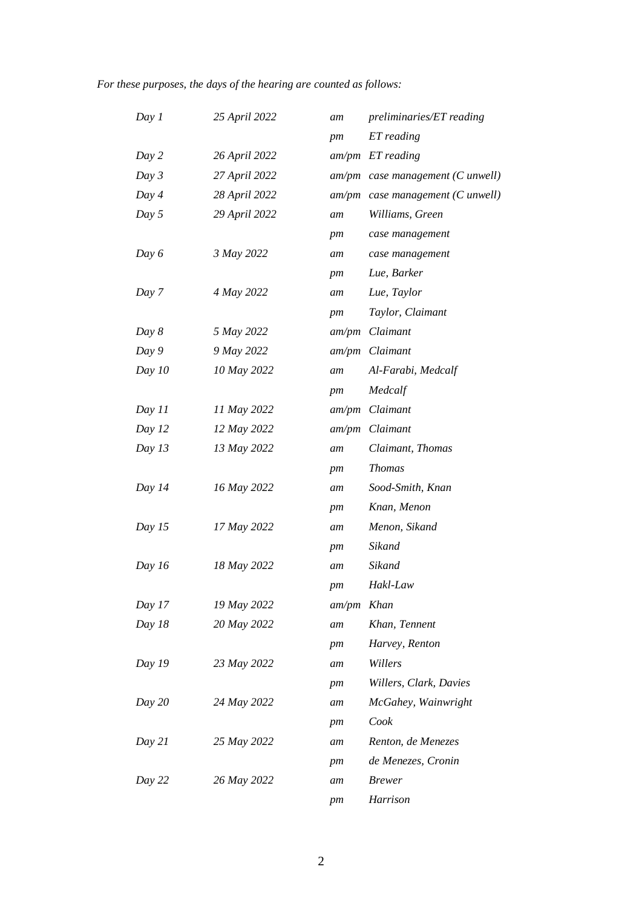*For these purposes, the days of the hearing are counted as follows:*

| | | | |
|---|---|---|---|
| *Day 1* | *25 April 2022* | *am* | *preliminaries/ET reading* |
| | | *pm* | *ET reading* |
| *Day 2* | *26 April 2022* | *am/pm* | *ET reading* |
| *Day 3* | *27 April 2022* | *am/pm* | *case management (C unwell)* |
| *Day 4* | *28 April 2022* | *am/pm* | *case management (C unwell)* |
| *Day 5* | *29 April 2022* | *am* | *Williams, Green* |
| | | *pm* | *case management* |
| *Day 6* | *3 May 2022* | *am* | *case management* |
| | | *pm* | *Lue, Barker* |
| *Day 7* | *4 May 2022* | *am* | *Lue, Taylor* |
| | | *pm* | *Taylor, Claimant* |
| *Day 8* | *5 May 2022* | *am/pm* | *Claimant* |
| *Day 9* | *9 May 2022* | *am/pm* | *Claimant* |
| *Day 10* | *10 May 2022* | *am* | *Al-Farabi, Medcalf* |
| | | *pm* | *Medcalf* |
| *Day 11* | *11 May 2022* | *am/pm* | *Claimant* |
| *Day 12* | *12 May 2022* | *am/pm* | *Claimant* |
| *Day 13* | *13 May 2022* | *am* | *Claimant, Thomas* |
| | | *pm* | *Thomas* |
| *Day 14* | *16 May 2022* | *am* | *Sood-Smith, Knan* |
| | | *pm* | *Knan, Menon* |
| *Day 15* | *17 May 2022* | *am* | *Menon, Sikand* |
| | | *pm* | *Sikand* |
| *Day 16* | *18 May 2022* | *am* | *Sikand* |
| | | *pm* | *Hakl-Law* |
| *Day 17* | *19 May 2022* | *am/pm* | *Khan* |
| *Day 18* | *20 May 2022* | *am* | *Khan, Tennent* |
| | | *pm* | *Harvey, Renton* |
| *Day 19* | *23 May 2022* | *am* | *Willers* |
| | | *pm* | *Willers, Clark, Davies* |
| *Day 20* | *24 May 2022* | *am* | *McGahey, Wainwright* |
| | | *pm* | *Cook* |
| *Day 21* | *25 May 2022* | *am* | *Renton, de Menezes* |
| | | *pm* | *de Menezes, Cronin* |
| *Day 22* | *26 May 2022* | *am* | *Brewer* |
| | | *pm* | *Harrison* |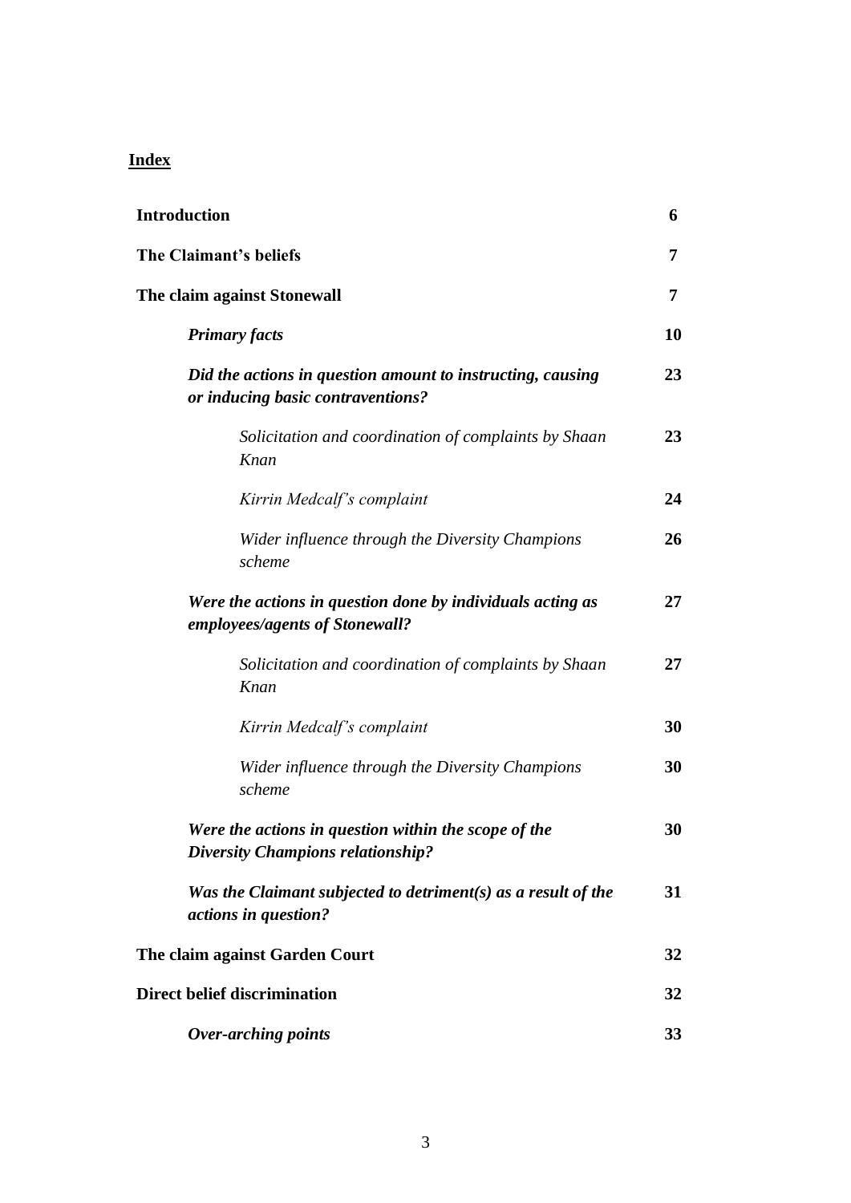**Index**

| | |
|---|---|
| **Introduction** | **6** |
| **The Claimant's beliefs** | **7** |
| **The claim against Stonewall** | **7** |
| ***Primary facts*** | **10** |
| ***Did the actions in question amount to instructing, causing or inducing basic contraventions?*** | **23** |
| *Solicitation and coordination of complaints by Shaan Knan* | **23** |
| *Kirrin Medcalf's complaint* | **24** |
| *Wider influence through the Diversity Champions scheme* | **26** |
| ***Were the actions in question done by individuals acting as employees/agents of Stonewall?*** | **27** |
| *Solicitation and coordination of complaints by Shaan Knan* | **27** |
| *Kirrin Medcalf's complaint* | **30** |
| *Wider influence through the Diversity Champions scheme* | **30** |
| ***Were the actions in question within the scope of the Diversity Champions relationship?*** | **30** |
| ***Was the Claimant subjected to detriment(s) as a result of the actions in question?*** | **31** |
| **The claim against Garden Court** | **32** |
| **Direct belief discrimination** | **32** |
| ***Over-arching points*** | **33** |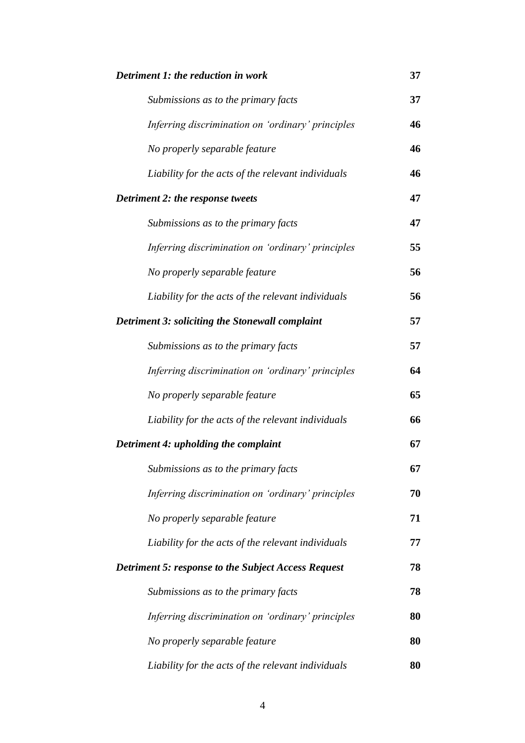| | |
|---|---|
| ***Detriment 1: the reduction in work*** | **37** |
| *Submissions as to the primary facts* | **37** |
| *Inferring discrimination on 'ordinary' principles* | **46** |
| *No properly separable feature* | **46** |
| *Liability for the acts of the relevant individuals* | **46** |
| ***Detriment 2: the response tweets*** | **47** |
| *Submissions as to the primary facts* | **47** |
| *Inferring discrimination on 'ordinary' principles* | **55** |
| *No properly separable feature* | **56** |
| *Liability for the acts of the relevant individuals* | **56** |
| ***Detriment 3: soliciting the Stonewall complaint*** | **57** |
| *Submissions as to the primary facts* | **57** |
| *Inferring discrimination on 'ordinary' principles* | **64** |
| *No properly separable feature* | **65** |
| *Liability for the acts of the relevant individuals* | **66** |
| ***Detriment 4: upholding the complaint*** | **67** |
| *Submissions as to the primary facts* | **67** |
| *Inferring discrimination on 'ordinary' principles* | **70** |
| *No properly separable feature* | **71** |
| *Liability for the acts of the relevant individuals* | **77** |
| ***Detriment 5: response to the Subject Access Request*** | **78** |
| *Submissions as to the primary facts* | **78** |
| *Inferring discrimination on 'ordinary' principles* | **80** |
| *No properly separable feature* | **80** |
| *Liability for the acts of the relevant individuals* | **80** |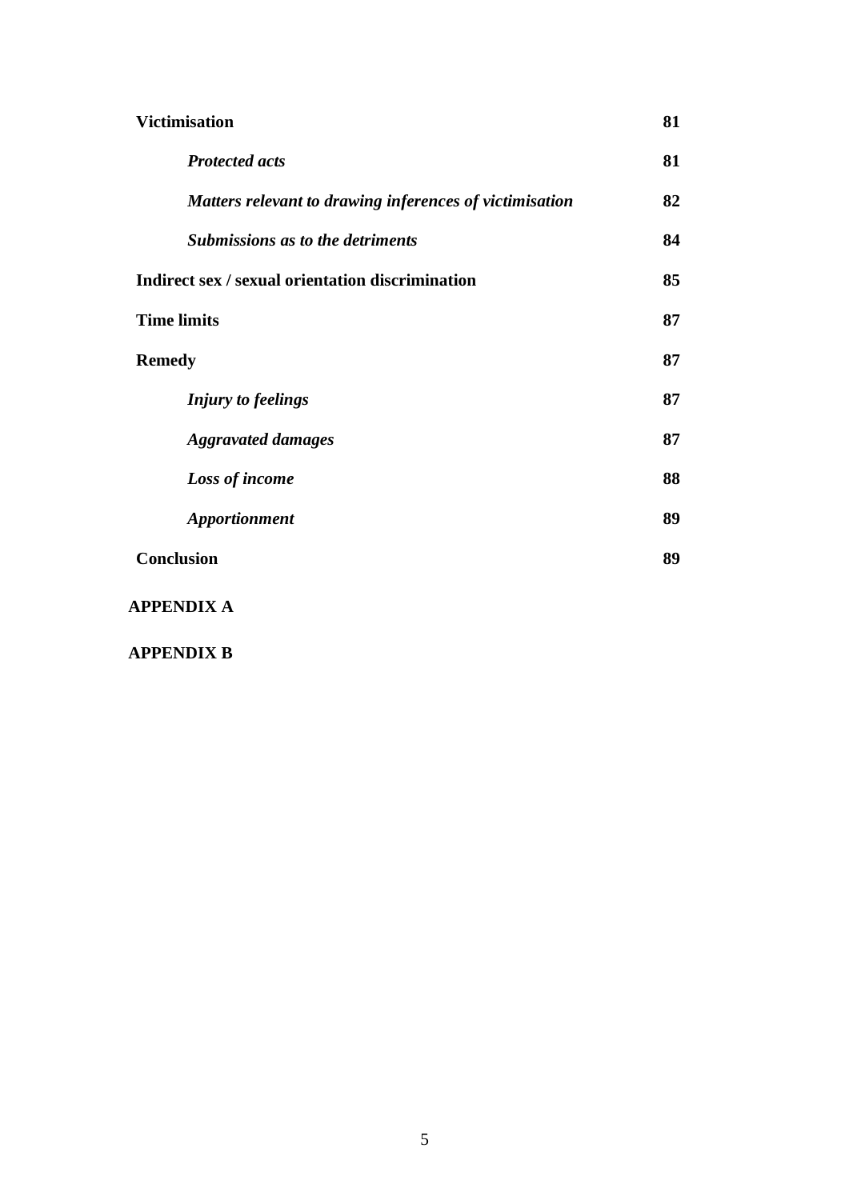| | |
|---|---|
| **Victimisation** | **81** |
| ***Protected acts*** | **81** |
| ***Matters relevant to drawing inferences of victimisation*** | **82** |
| ***Submissions as to the detriments*** | **84** |
| **Indirect sex / sexual orientation discrimination** | **85** |
| **Time limits** | **87** |
| **Remedy** | **87** |
| ***Injury to feelings*** | **87** |
| ***Aggravated damages*** | **87** |
| ***Loss of income*** | **88** |
| ***Apportionment*** | **89** |
| **Conclusion** | **89** |

**APPENDIX A**

**APPENDIX B**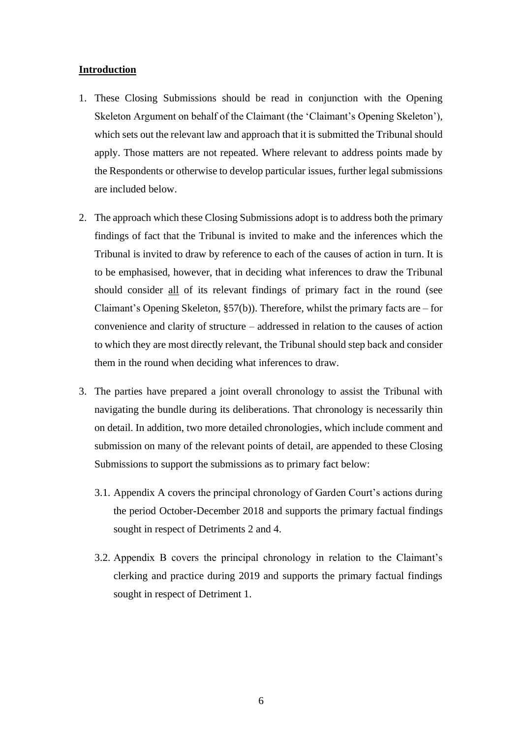## Introduction

1. These Closing Submissions should be read in conjunction with the Opening Skeleton Argument on behalf of the Claimant (the 'Claimant's Opening Skeleton'), which sets out the relevant law and approach that it is submitted the Tribunal should apply. Those matters are not repeated. Where relevant to address points made by the Respondents or otherwise to develop particular issues, further legal submissions are included below.

2. The approach which these Closing Submissions adopt is to address both the primary findings of fact that the Tribunal is invited to make and the inferences which the Tribunal is invited to draw by reference to each of the causes of action in turn. It is to be emphasised, however, that in deciding what inferences to draw the Tribunal should consider <u>all</u> of its relevant findings of primary fact in the round (see Claimant's Opening Skeleton, §57(b)). Therefore, whilst the primary facts are – for convenience and clarity of structure – addressed in relation to the causes of action to which they are most directly relevant, the Tribunal should step back and consider them in the round when deciding what inferences to draw.

3. The parties have prepared a joint overall chronology to assist the Tribunal with navigating the bundle during its deliberations. That chronology is necessarily thin on detail. In addition, two more detailed chronologies, which include comment and submission on many of the relevant points of detail, are appended to these Closing Submissions to support the submissions as to primary fact below:

   3.1. Appendix A covers the principal chronology of Garden Court's actions during the period October-December 2018 and supports the primary factual findings sought in respect of Detriments 2 and 4.

   3.2. Appendix B covers the principal chronology in relation to the Claimant's clerking and practice during 2019 and supports the primary factual findings sought in respect of Detriment 1.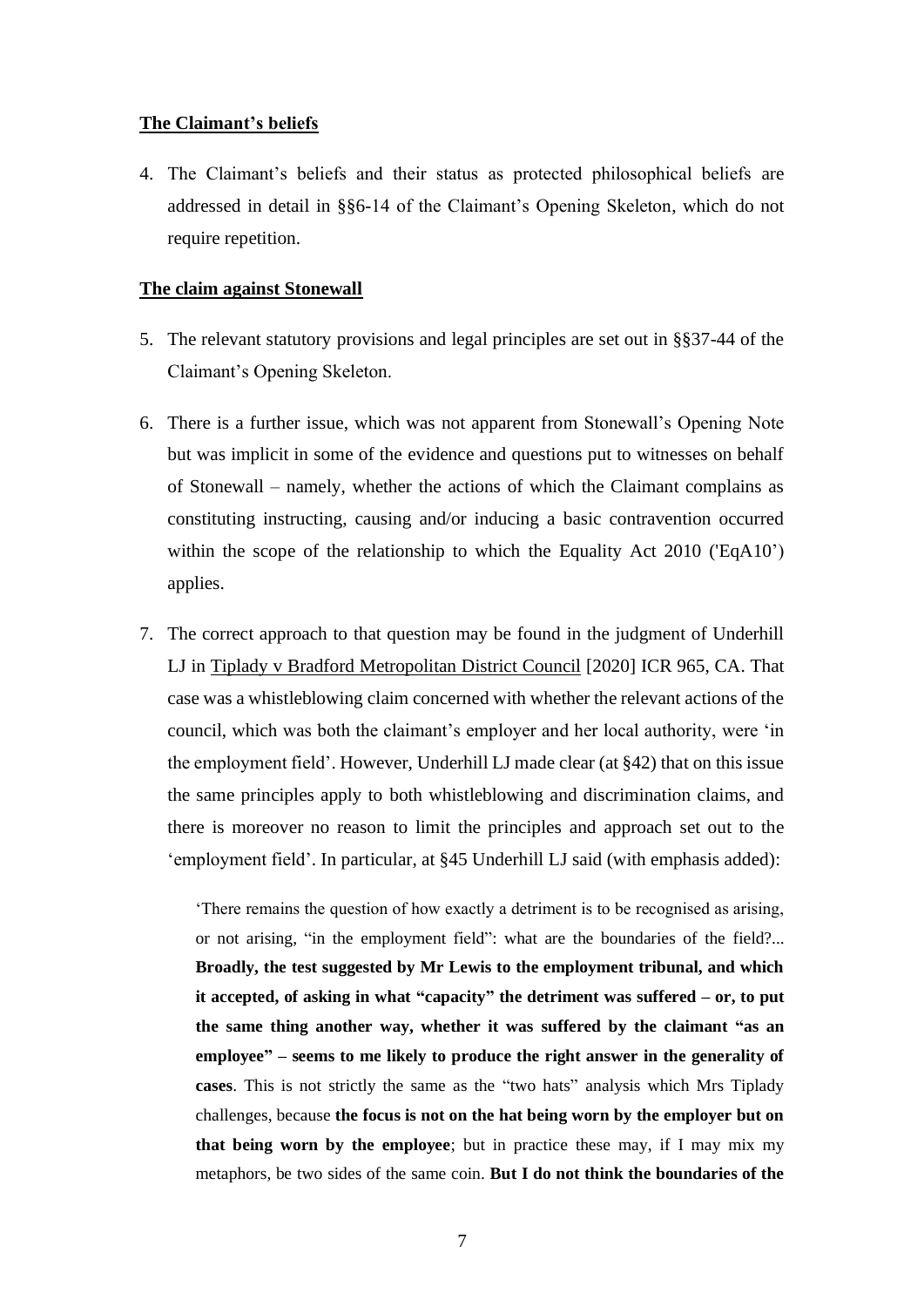**The Claimant's beliefs**

4. The Claimant's beliefs and their status as protected philosophical beliefs are addressed in detail in §§6-14 of the Claimant's Opening Skeleton, which do not require repetition.

**The claim against Stonewall**

5. The relevant statutory provisions and legal principles are set out in §§37-44 of the Claimant's Opening Skeleton.

6. There is a further issue, which was not apparent from Stonewall's Opening Note but was implicit in some of the evidence and questions put to witnesses on behalf of Stonewall – namely, whether the actions of which the Claimant complains as constituting instructing, causing and/or inducing a basic contravention occurred within the scope of the relationship to which the Equality Act 2010 ('EqA10') applies.

7. The correct approach to that question may be found in the judgment of Underhill LJ in Tiplady v Bradford Metropolitan District Council [2020] ICR 965, CA. That case was a whistleblowing claim concerned with whether the relevant actions of the council, which was both the claimant's employer and her local authority, were 'in the employment field'. However, Underhill LJ made clear (at §42) that on this issue the same principles apply to both whistleblowing and discrimination claims, and there is moreover no reason to limit the principles and approach set out to the 'employment field'. In particular, at §45 Underhill LJ said (with emphasis added):

   'There remains the question of how exactly a detriment is to be recognised as arising, or not arising, "in the employment field": what are the boundaries of the field?... **Broadly, the test suggested by Mr Lewis to the employment tribunal, and which it accepted, of asking in what "capacity" the detriment was suffered – or, to put the same thing another way, whether it was suffered by the claimant "as an employee" – seems to me likely to produce the right answer in the generality of cases**. This is not strictly the same as the "two hats" analysis which Mrs Tiplady challenges, because **the focus is not on the hat being worn by the employer but on that being worn by the employee**; but in practice these may, if I may mix my metaphors, be two sides of the same coin. **But I do not think the boundaries of the**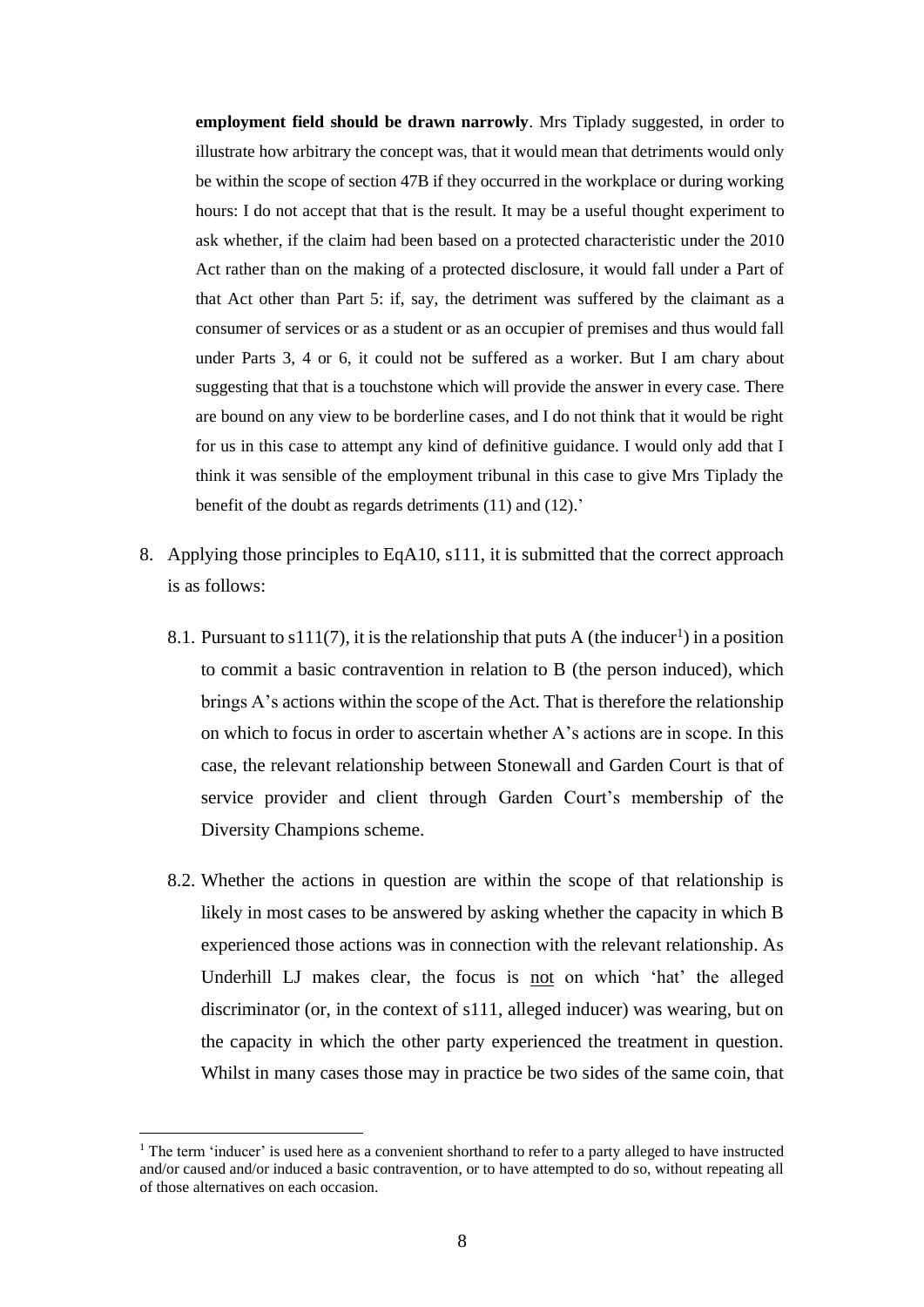**employment field should be drawn narrowly**. Mrs Tiplady suggested, in order to illustrate how arbitrary the concept was, that it would mean that detriments would only be within the scope of section 47B if they occurred in the workplace or during working hours: I do not accept that that is the result. It may be a useful thought experiment to ask whether, if the claim had been based on a protected characteristic under the 2010 Act rather than on the making of a protected disclosure, it would fall under a Part of that Act other than Part 5: if, say, the detriment was suffered by the claimant as a consumer of services or as a student or as an occupier of premises and thus would fall under Parts 3, 4 or 6, it could not be suffered as a worker. But I am chary about suggesting that that is a touchstone which will provide the answer in every case. There are bound on any view to be borderline cases, and I do not think that it would be right for us in this case to attempt any kind of definitive guidance. I would only add that I think it was sensible of the employment tribunal in this case to give Mrs Tiplady the benefit of the doubt as regards detriments (11) and (12).'

8. Applying those principles to EqA10, s111, it is submitted that the correct approach is as follows:

   8.1. Pursuant to s111(7), it is the relationship that puts A (the inducer[1]) in a position to commit a basic contravention in relation to B (the person induced), which brings A's actions within the scope of the Act. That is therefore the relationship on which to focus in order to ascertain whether A's actions are in scope. In this case, the relevant relationship between Stonewall and Garden Court is that of service provider and client through Garden Court's membership of the Diversity Champions scheme.

   8.2. Whether the actions in question are within the scope of that relationship is likely in most cases to be answered by asking whether the capacity in which B experienced those actions was in connection with the relevant relationship. As Underhill LJ makes clear, the focus is <u>not</u> on which 'hat' the alleged discriminator (or, in the context of s111, alleged inducer) was wearing, but on the capacity in which the other party experienced the treatment in question. Whilst in many cases those may in practice be two sides of the same coin, that

[1] The term 'inducer' is used here as a convenient shorthand to refer to a party alleged to have instructed and/or caused and/or induced a basic contravention, or to have attempted to do so, without repeating all of those alternatives on each occasion.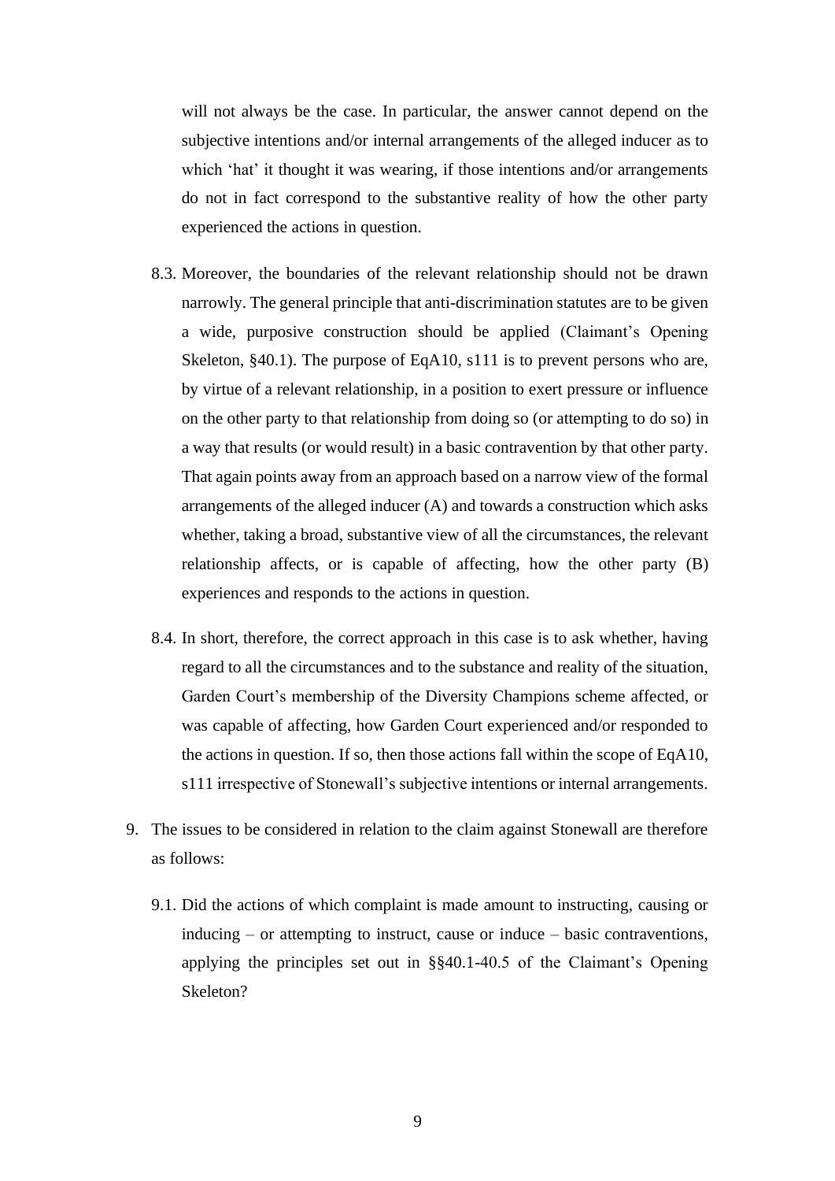will not always be the case. In particular, the answer cannot depend on the subjective intentions and/or internal arrangements of the alleged inducer as to which 'hat' it thought it was wearing, if those intentions and/or arrangements do not in fact correspond to the substantive reality of how the other party experienced the actions in question.

8.3. Moreover, the boundaries of the relevant relationship should not be drawn narrowly. The general principle that anti-discrimination statutes are to be given a wide, purposive construction should be applied (Claimant's Opening Skeleton, §40.1). The purpose of EqA10, s111 is to prevent persons who are, by virtue of a relevant relationship, in a position to exert pressure or influence on the other party to that relationship from doing so (or attempting to do so) in a way that results (or would result) in a basic contravention by that other party. That again points away from an approach based on a narrow view of the formal arrangements of the alleged inducer (A) and towards a construction which asks whether, taking a broad, substantive view of all the circumstances, the relevant relationship affects, or is capable of affecting, how the other party (B) experiences and responds to the actions in question.

8.4. In short, therefore, the correct approach in this case is to ask whether, having regard to all the circumstances and to the substance and reality of the situation, Garden Court's membership of the Diversity Champions scheme affected, or was capable of affecting, how Garden Court experienced and/or responded to the actions in question. If so, then those actions fall within the scope of EqA10, s111 irrespective of Stonewall's subjective intentions or internal arrangements.

9. The issues to be considered in relation to the claim against Stonewall are therefore as follows:

9.1. Did the actions of which complaint is made amount to instructing, causing or inducing – or attempting to instruct, cause or induce – basic contraventions, applying the principles set out in §§40.1-40.5 of the Claimant's Opening Skeleton?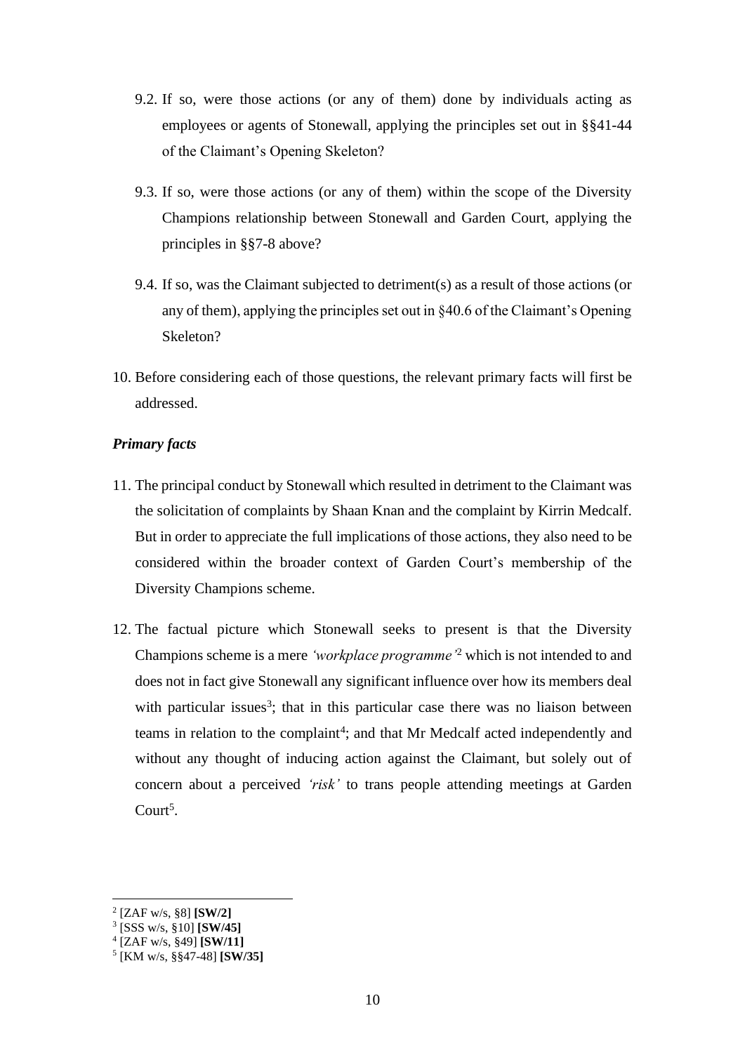9.2. If so, were those actions (or any of them) done by individuals acting as employees or agents of Stonewall, applying the principles set out in §§41-44 of the Claimant's Opening Skeleton?

9.3. If so, were those actions (or any of them) within the scope of the Diversity Champions relationship between Stonewall and Garden Court, applying the principles in §§7-8 above?

9.4. If so, was the Claimant subjected to detriment(s) as a result of those actions (or any of them), applying the principles set out in §40.6 of the Claimant's Opening Skeleton?

10. Before considering each of those questions, the relevant primary facts will first be addressed.

***Primary facts***

11. The principal conduct by Stonewall which resulted in detriment to the Claimant was the solicitation of complaints by Shaan Knan and the complaint by Kirrin Medcalf. But in order to appreciate the full implications of those actions, they also need to be considered within the broader context of Garden Court's membership of the Diversity Champions scheme.

12. The factual picture which Stonewall seeks to present is that the Diversity Champions scheme is a mere *'workplace programme'*[2] which is not intended to and does not in fact give Stonewall any significant influence over how its members deal with particular issues[3]; that in this particular case there was no liaison between teams in relation to the complaint[4]; and that Mr Medcalf acted independently and without any thought of inducing action against the Claimant, but solely out of concern about a perceived *'risk'* to trans people attending meetings at Garden Court[5].

---

[2] [ZAF w/s, §8] **[SW/2]**

[3] [SSS w/s, §10] **[SW/45]**

[4] [ZAF w/s, §49] **[SW/11]**

[5] [KM w/s, §§47-48] **[SW/35]**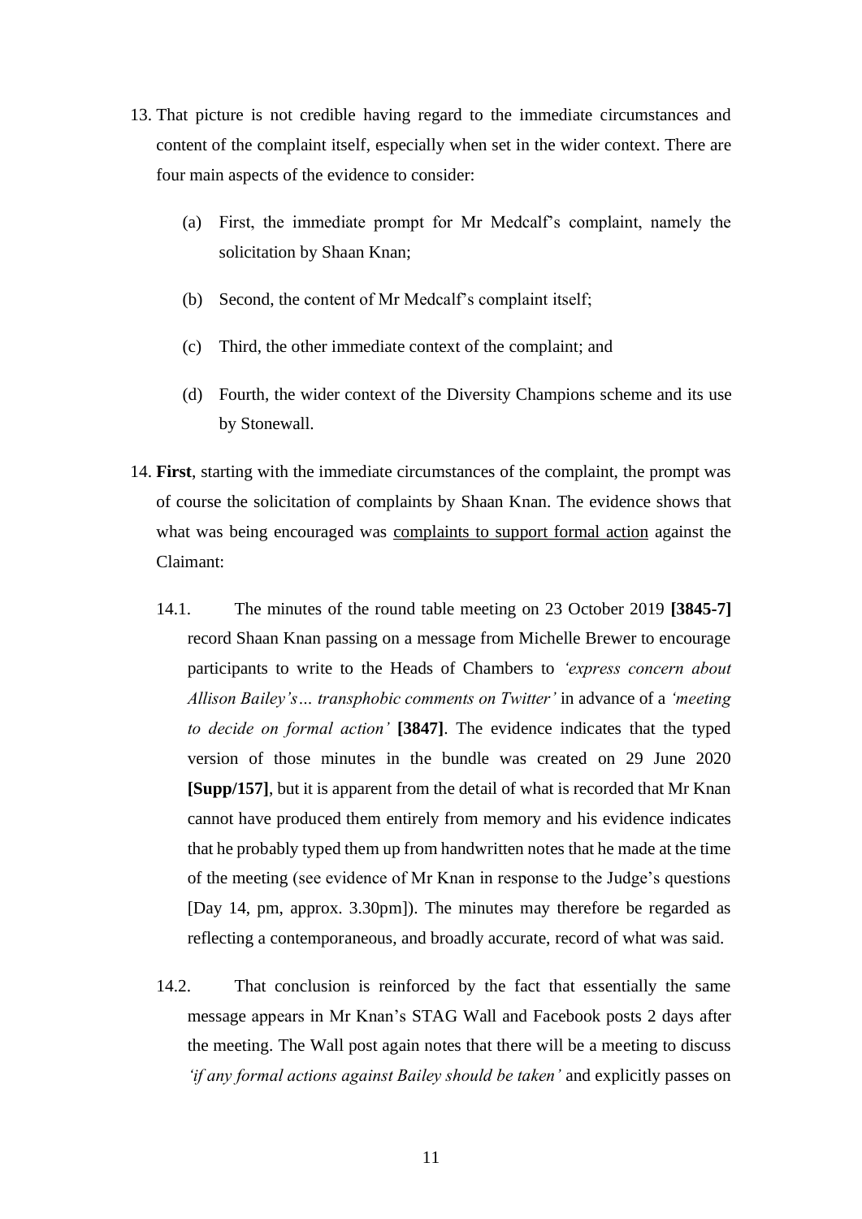13. That picture is not credible having regard to the immediate circumstances and content of the complaint itself, especially when set in the wider context. There are four main aspects of the evidence to consider:

    (a) First, the immediate prompt for Mr Medcalf's complaint, namely the solicitation by Shaan Knan;

    (b) Second, the content of Mr Medcalf's complaint itself;

    (c) Third, the other immediate context of the complaint; and

    (d) Fourth, the wider context of the Diversity Champions scheme and its use by Stonewall.

14. **First**, starting with the immediate circumstances of the complaint, the prompt was of course the solicitation of complaints by Shaan Knan. The evidence shows that what was being encouraged was <u>complaints to support formal action</u> against the Claimant:

    14.1. The minutes of the round table meeting on 23 October 2019 **[3845-7]** record Shaan Knan passing on a message from Michelle Brewer to encourage participants to write to the Heads of Chambers to *'express concern about Allison Bailey's… transphobic comments on Twitter'* in advance of a *'meeting to decide on formal action'* **[3847]**. The evidence indicates that the typed version of those minutes in the bundle was created on 29 June 2020 **[Supp/157]**, but it is apparent from the detail of what is recorded that Mr Knan cannot have produced them entirely from memory and his evidence indicates that he probably typed them up from handwritten notes that he made at the time of the meeting (see evidence of Mr Knan in response to the Judge's questions [Day 14, pm, approx. 3.30pm]). The minutes may therefore be regarded as reflecting a contemporaneous, and broadly accurate, record of what was said.

    14.2. That conclusion is reinforced by the fact that essentially the same message appears in Mr Knan's STAG Wall and Facebook posts 2 days after the meeting. The Wall post again notes that there will be a meeting to discuss *'if any formal actions against Bailey should be taken'* and explicitly passes on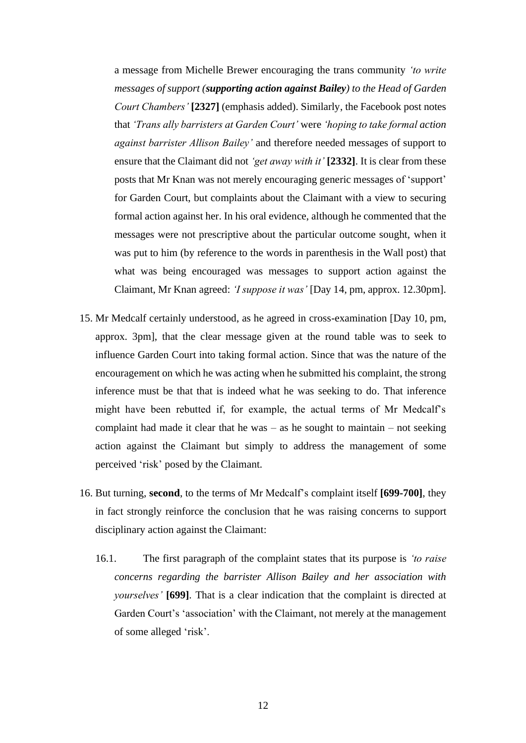a message from Michelle Brewer encouraging the trans community *'to write messages of support (**supporting action against Bailey**) to the Head of Garden Court Chambers'* **[2327]** (emphasis added). Similarly, the Facebook post notes that *'Trans ally barristers at Garden Court'* were *'hoping to take formal action against barrister Allison Bailey'* and therefore needed messages of support to ensure that the Claimant did not *'get away with it'* **[2332]**. It is clear from these posts that Mr Knan was not merely encouraging generic messages of 'support' for Garden Court, but complaints about the Claimant with a view to securing formal action against her. In his oral evidence, although he commented that the messages were not prescriptive about the particular outcome sought, when it was put to him (by reference to the words in parenthesis in the Wall post) that what was being encouraged was messages to support action against the Claimant, Mr Knan agreed: *'I suppose it was'* [Day 14, pm, approx. 12.30pm].

15. Mr Medcalf certainly understood, as he agreed in cross-examination [Day 10, pm, approx. 3pm], that the clear message given at the round table was to seek to influence Garden Court into taking formal action. Since that was the nature of the encouragement on which he was acting when he submitted his complaint, the strong inference must be that that is indeed what he was seeking to do. That inference might have been rebutted if, for example, the actual terms of Mr Medcalf's complaint had made it clear that he was – as he sought to maintain – not seeking action against the Claimant but simply to address the management of some perceived 'risk' posed by the Claimant.

16. But turning, **second**, to the terms of Mr Medcalf's complaint itself **[699-700]**, they in fact strongly reinforce the conclusion that he was raising concerns to support disciplinary action against the Claimant:

    16.1. The first paragraph of the complaint states that its purpose is *'to raise concerns regarding the barrister Allison Bailey and her association with yourselves'* **[699]**. That is a clear indication that the complaint is directed at Garden Court's 'association' with the Claimant, not merely at the management of some alleged 'risk'.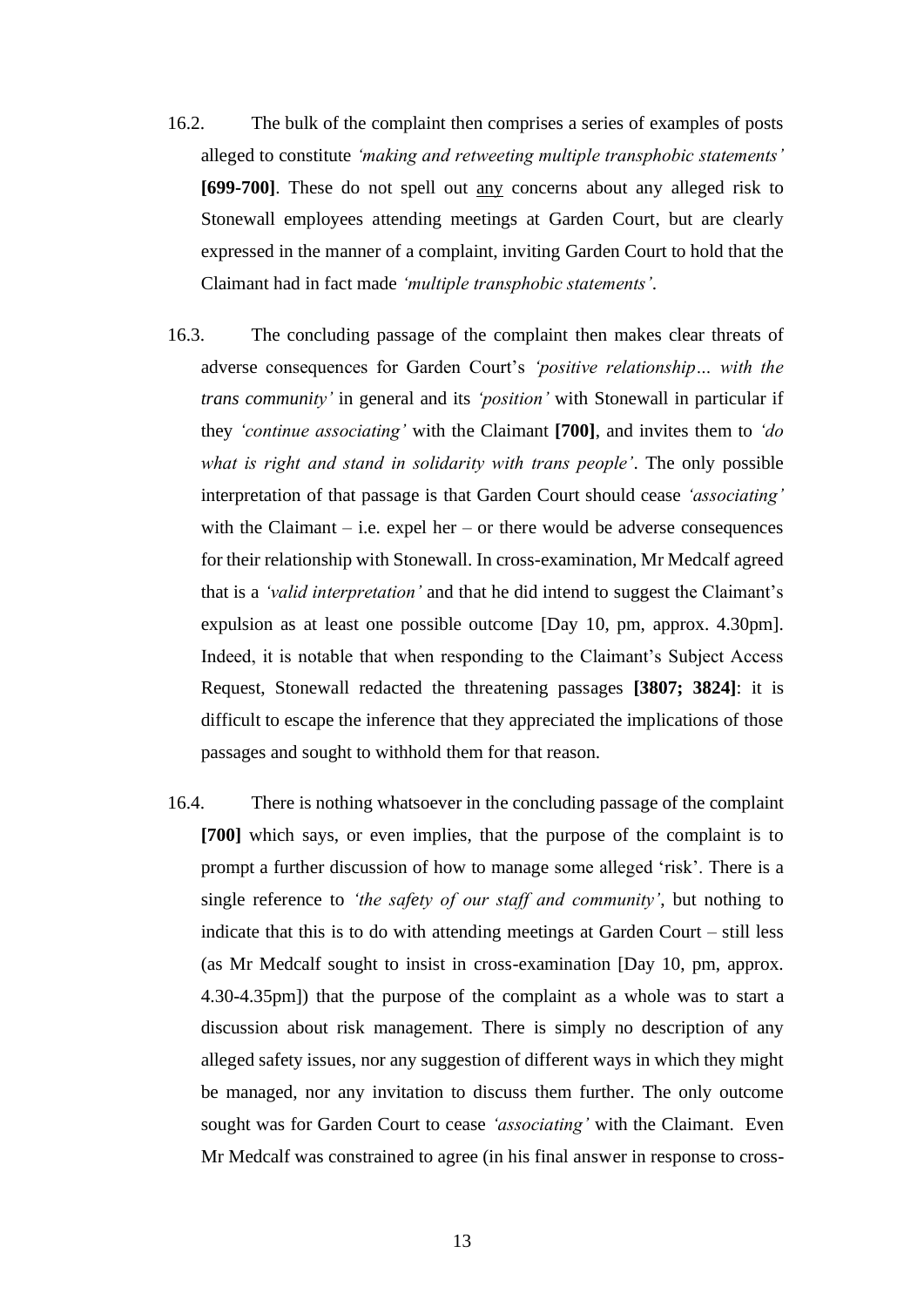16.2. The bulk of the complaint then comprises a series of examples of posts alleged to constitute *'making and retweeting multiple transphobic statements'* **[699-700]**. These do not spell out <u>any</u> concerns about any alleged risk to Stonewall employees attending meetings at Garden Court, but are clearly expressed in the manner of a complaint, inviting Garden Court to hold that the Claimant had in fact made *'multiple transphobic statements'*.

16.3. The concluding passage of the complaint then makes clear threats of adverse consequences for Garden Court's *'positive relationship… with the trans community'* in general and its *'position'* with Stonewall in particular if they *'continue associating'* with the Claimant **[700]**, and invites them to *'do what is right and stand in solidarity with trans people'*. The only possible interpretation of that passage is that Garden Court should cease *'associating'* with the Claimant – i.e. expel her – or there would be adverse consequences for their relationship with Stonewall. In cross-examination, Mr Medcalf agreed that is a *'valid interpretation'* and that he did intend to suggest the Claimant's expulsion as at least one possible outcome [Day 10, pm, approx. 4.30pm]. Indeed, it is notable that when responding to the Claimant's Subject Access Request, Stonewall redacted the threatening passages **[3807; 3824]**: it is difficult to escape the inference that they appreciated the implications of those passages and sought to withhold them for that reason.

16.4. There is nothing whatsoever in the concluding passage of the complaint **[700]** which says, or even implies, that the purpose of the complaint is to prompt a further discussion of how to manage some alleged 'risk'. There is a single reference to *'the safety of our staff and community'*, but nothing to indicate that this is to do with attending meetings at Garden Court – still less (as Mr Medcalf sought to insist in cross-examination [Day 10, pm, approx. 4.30-4.35pm]) that the purpose of the complaint as a whole was to start a discussion about risk management. There is simply no description of any alleged safety issues, nor any suggestion of different ways in which they might be managed, nor any invitation to discuss them further. The only outcome sought was for Garden Court to cease *'associating'* with the Claimant. Even Mr Medcalf was constrained to agree (in his final answer in response to cross-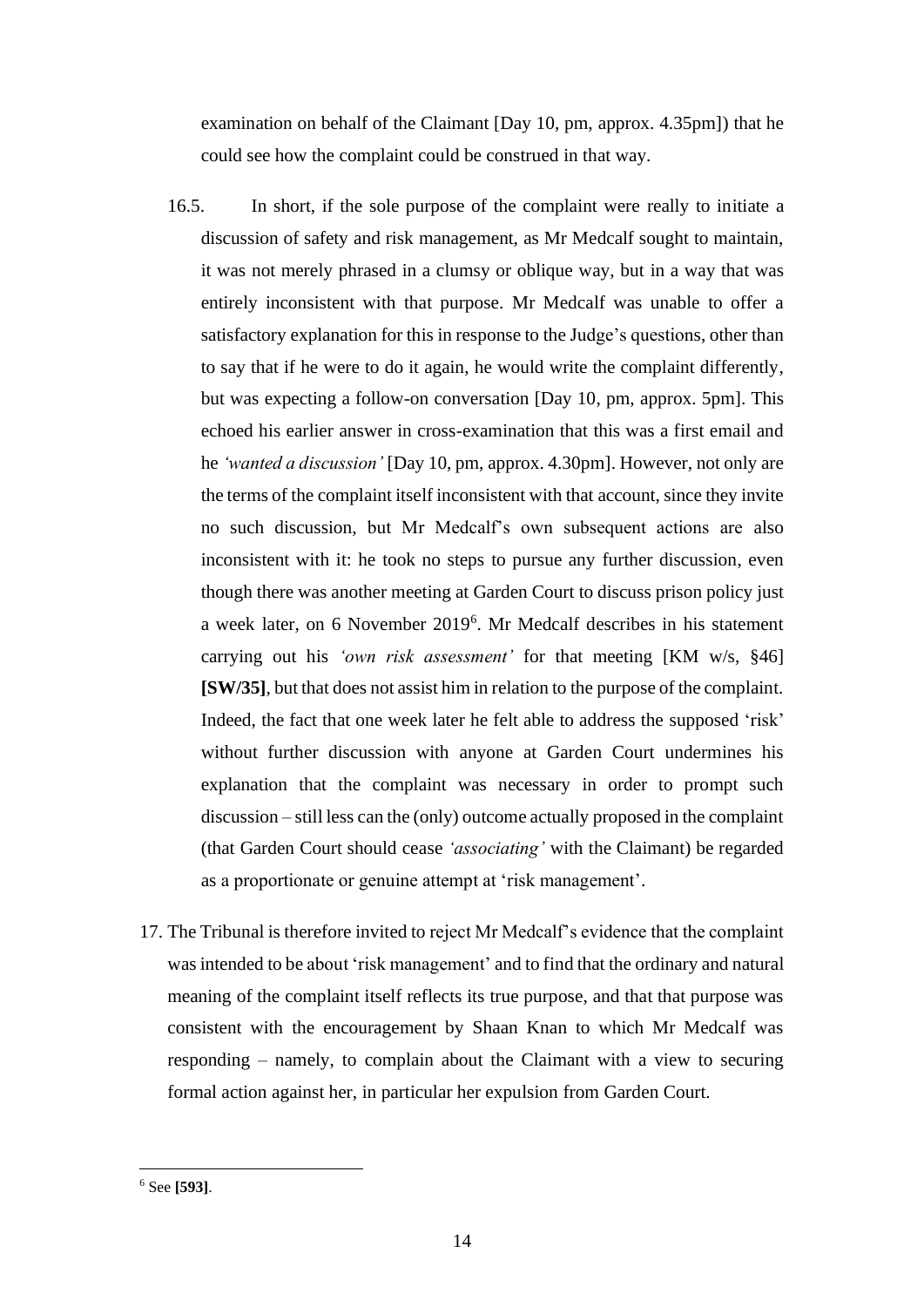examination on behalf of the Claimant [Day 10, pm, approx. 4.35pm]) that he could see how the complaint could be construed in that way.

16.5. In short, if the sole purpose of the complaint were really to initiate a discussion of safety and risk management, as Mr Medcalf sought to maintain, it was not merely phrased in a clumsy or oblique way, but in a way that was entirely inconsistent with that purpose. Mr Medcalf was unable to offer a satisfactory explanation for this in response to the Judge's questions, other than to say that if he were to do it again, he would write the complaint differently, but was expecting a follow-on conversation [Day 10, pm, approx. 5pm]. This echoed his earlier answer in cross-examination that this was a first email and he *'wanted a discussion'* [Day 10, pm, approx. 4.30pm]. However, not only are the terms of the complaint itself inconsistent with that account, since they invite no such discussion, but Mr Medcalf's own subsequent actions are also inconsistent with it: he took no steps to pursue any further discussion, even though there was another meeting at Garden Court to discuss prison policy just a week later, on 6 November 2019[6]. Mr Medcalf describes in his statement carrying out his *'own risk assessment'* for that meeting [KM w/s, §46] **[SW/35]**, but that does not assist him in relation to the purpose of the complaint. Indeed, the fact that one week later he felt able to address the supposed 'risk' without further discussion with anyone at Garden Court undermines his explanation that the complaint was necessary in order to prompt such discussion – still less can the (only) outcome actually proposed in the complaint (that Garden Court should cease *'associating'* with the Claimant) be regarded as a proportionate or genuine attempt at 'risk management'.

17. The Tribunal is therefore invited to reject Mr Medcalf's evidence that the complaint was intended to be about 'risk management' and to find that the ordinary and natural meaning of the complaint itself reflects its true purpose, and that that purpose was consistent with the encouragement by Shaan Knan to which Mr Medcalf was responding – namely, to complain about the Claimant with a view to securing formal action against her, in particular her expulsion from Garden Court.

---

[6] See **[593]**.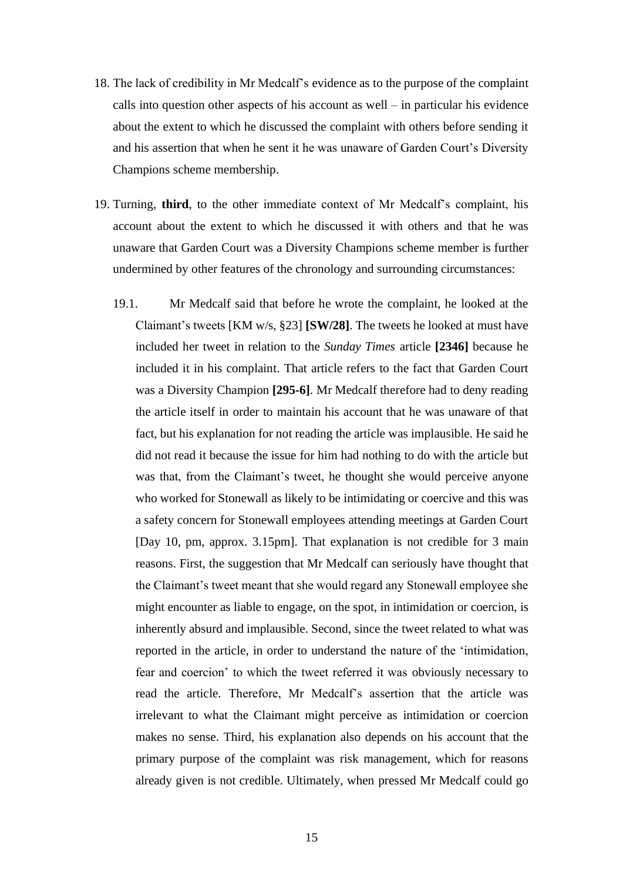18. The lack of credibility in Mr Medcalf's evidence as to the purpose of the complaint calls into question other aspects of his account as well – in particular his evidence about the extent to which he discussed the complaint with others before sending it and his assertion that when he sent it he was unaware of Garden Court's Diversity Champions scheme membership.

19. Turning, **third**, to the other immediate context of Mr Medcalf's complaint, his account about the extent to which he discussed it with others and that he was unaware that Garden Court was a Diversity Champions scheme member is further undermined by other features of the chronology and surrounding circumstances:

    19.1. Mr Medcalf said that before he wrote the complaint, he looked at the Claimant's tweets [KM w/s, §23] **[SW/28]**. The tweets he looked at must have included her tweet in relation to the *Sunday Times* article **[2346]** because he included it in his complaint. That article refers to the fact that Garden Court was a Diversity Champion **[295-6]**. Mr Medcalf therefore had to deny reading the article itself in order to maintain his account that he was unaware of that fact, but his explanation for not reading the article was implausible. He said he did not read it because the issue for him had nothing to do with the article but was that, from the Claimant's tweet, he thought she would perceive anyone who worked for Stonewall as likely to be intimidating or coercive and this was a safety concern for Stonewall employees attending meetings at Garden Court [Day 10, pm, approx. 3.15pm]. That explanation is not credible for 3 main reasons. First, the suggestion that Mr Medcalf can seriously have thought that the Claimant's tweet meant that she would regard any Stonewall employee she might encounter as liable to engage, on the spot, in intimidation or coercion, is inherently absurd and implausible. Second, since the tweet related to what was reported in the article, in order to understand the nature of the 'intimidation, fear and coercion' to which the tweet referred it was obviously necessary to read the article. Therefore, Mr Medcalf's assertion that the article was irrelevant to what the Claimant might perceive as intimidation or coercion makes no sense. Third, his explanation also depends on his account that the primary purpose of the complaint was risk management, which for reasons already given is not credible. Ultimately, when pressed Mr Medcalf could go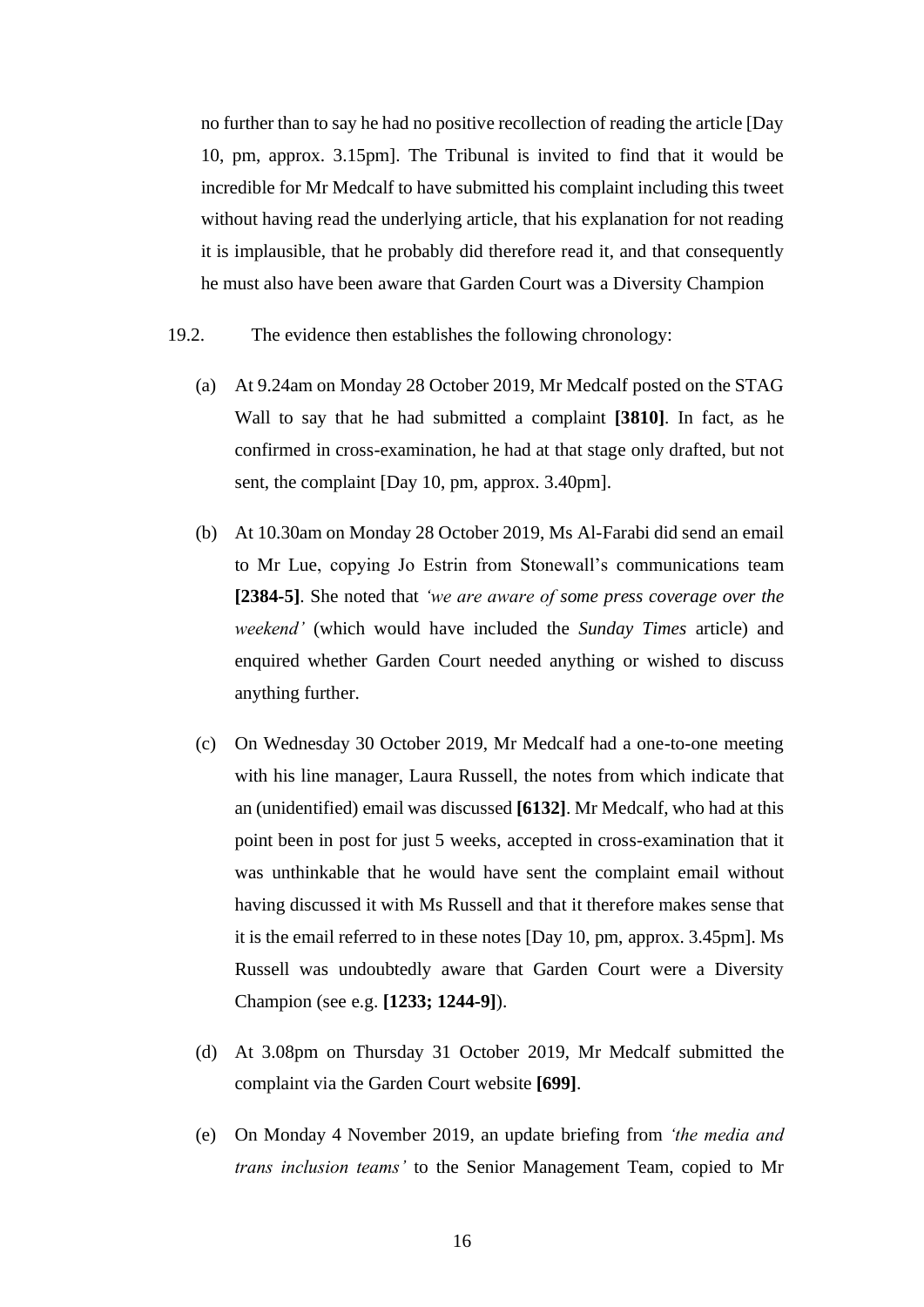no further than to say he had no positive recollection of reading the article [Day 10, pm, approx. 3.15pm]. The Tribunal is invited to find that it would be incredible for Mr Medcalf to have submitted his complaint including this tweet without having read the underlying article, that his explanation for not reading it is implausible, that he probably did therefore read it, and that consequently he must also have been aware that Garden Court was a Diversity Champion

19.2. The evidence then establishes the following chronology:

(a) At 9.24am on Monday 28 October 2019, Mr Medcalf posted on the STAG Wall to say that he had submitted a complaint **[3810]**. In fact, as he confirmed in cross-examination, he had at that stage only drafted, but not sent, the complaint [Day 10, pm, approx. 3.40pm].

(b) At 10.30am on Monday 28 October 2019, Ms Al-Farabi did send an email to Mr Lue, copying Jo Estrin from Stonewall's communications team **[2384-5]**. She noted that *'we are aware of some press coverage over the weekend'* (which would have included the *Sunday Times* article) and enquired whether Garden Court needed anything or wished to discuss anything further.

(c) On Wednesday 30 October 2019, Mr Medcalf had a one-to-one meeting with his line manager, Laura Russell, the notes from which indicate that an (unidentified) email was discussed **[6132]**. Mr Medcalf, who had at this point been in post for just 5 weeks, accepted in cross-examination that it was unthinkable that he would have sent the complaint email without having discussed it with Ms Russell and that it therefore makes sense that it is the email referred to in these notes [Day 10, pm, approx. 3.45pm]. Ms Russell was undoubtedly aware that Garden Court were a Diversity Champion (see e.g. **[1233; 1244-9]**).

(d) At 3.08pm on Thursday 31 October 2019, Mr Medcalf submitted the complaint via the Garden Court website **[699]**.

(e) On Monday 4 November 2019, an update briefing from *'the media and trans inclusion teams'* to the Senior Management Team, copied to Mr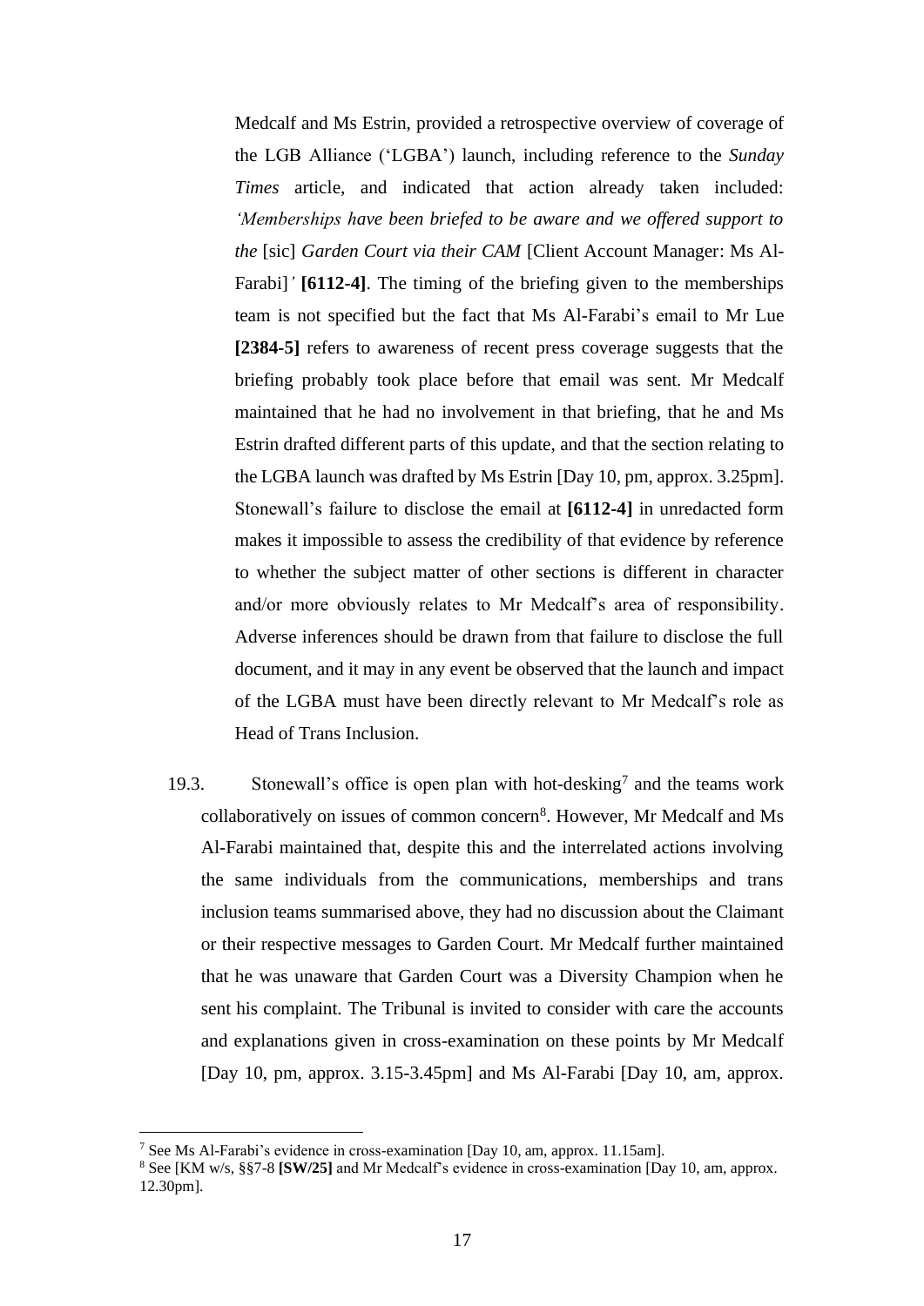Medcalf and Ms Estrin, provided a retrospective overview of coverage of the LGB Alliance ('LGBA') launch, including reference to the *Sunday Times* article, and indicated that action already taken included: *'Memberships have been briefed to be aware and we offered support to the* [sic] *Garden Court via their CAM* [Client Account Manager: Ms Al-Farabi]*'* **[6112-4]**. The timing of the briefing given to the memberships team is not specified but the fact that Ms Al-Farabi's email to Mr Lue **[2384-5]** refers to awareness of recent press coverage suggests that the briefing probably took place before that email was sent. Mr Medcalf maintained that he had no involvement in that briefing, that he and Ms Estrin drafted different parts of this update, and that the section relating to the LGBA launch was drafted by Ms Estrin [Day 10, pm, approx. 3.25pm]. Stonewall's failure to disclose the email at **[6112-4]** in unredacted form makes it impossible to assess the credibility of that evidence by reference to whether the subject matter of other sections is different in character and/or more obviously relates to Mr Medcalf's area of responsibility. Adverse inferences should be drawn from that failure to disclose the full document, and it may in any event be observed that the launch and impact of the LGBA must have been directly relevant to Mr Medcalf's role as Head of Trans Inclusion.

19.3. Stonewall's office is open plan with hot-desking[7] and the teams work collaboratively on issues of common concern[8]. However, Mr Medcalf and Ms Al-Farabi maintained that, despite this and the interrelated actions involving the same individuals from the communications, memberships and trans inclusion teams summarised above, they had no discussion about the Claimant or their respective messages to Garden Court. Mr Medcalf further maintained that he was unaware that Garden Court was a Diversity Champion when he sent his complaint. The Tribunal is invited to consider with care the accounts and explanations given in cross-examination on these points by Mr Medcalf [Day 10, pm, approx. 3.15-3.45pm] and Ms Al-Farabi [Day 10, am, approx.

---

[7] See Ms Al-Farabi's evidence in cross-examination [Day 10, am, approx. 11.15am].

[8] See [KM w/s, §§7-8 **[SW/25]** and Mr Medcalf's evidence in cross-examination [Day 10, am, approx. 12.30pm].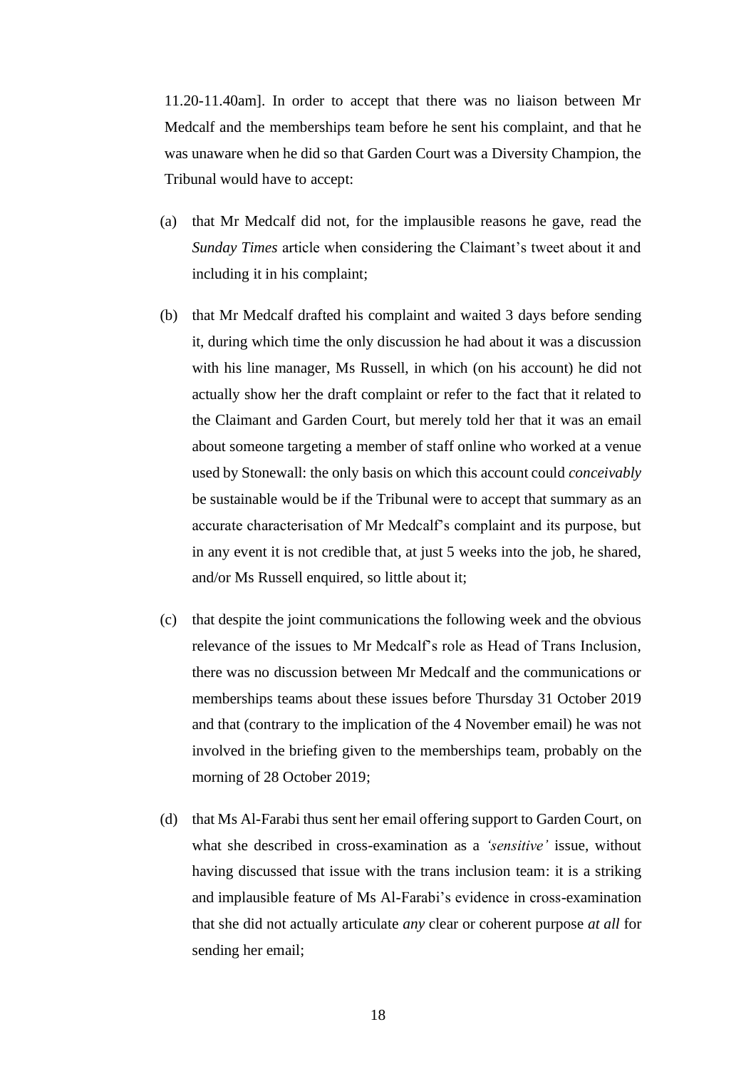11.20-11.40am]. In order to accept that there was no liaison between Mr Medcalf and the memberships team before he sent his complaint, and that he was unaware when he did so that Garden Court was a Diversity Champion, the Tribunal would have to accept:

(a) that Mr Medcalf did not, for the implausible reasons he gave, read the *Sunday Times* article when considering the Claimant's tweet about it and including it in his complaint;

(b) that Mr Medcalf drafted his complaint and waited 3 days before sending it, during which time the only discussion he had about it was a discussion with his line manager, Ms Russell, in which (on his account) he did not actually show her the draft complaint or refer to the fact that it related to the Claimant and Garden Court, but merely told her that it was an email about someone targeting a member of staff online who worked at a venue used by Stonewall: the only basis on which this account could *conceivably* be sustainable would be if the Tribunal were to accept that summary as an accurate characterisation of Mr Medcalf's complaint and its purpose, but in any event it is not credible that, at just 5 weeks into the job, he shared, and/or Ms Russell enquired, so little about it;

(c) that despite the joint communications the following week and the obvious relevance of the issues to Mr Medcalf's role as Head of Trans Inclusion, there was no discussion between Mr Medcalf and the communications or memberships teams about these issues before Thursday 31 October 2019 and that (contrary to the implication of the 4 November email) he was not involved in the briefing given to the memberships team, probably on the morning of 28 October 2019;

(d) that Ms Al-Farabi thus sent her email offering support to Garden Court, on what she described in cross-examination as a *'sensitive'* issue, without having discussed that issue with the trans inclusion team: it is a striking and implausible feature of Ms Al-Farabi's evidence in cross-examination that she did not actually articulate *any* clear or coherent purpose *at all* for sending her email;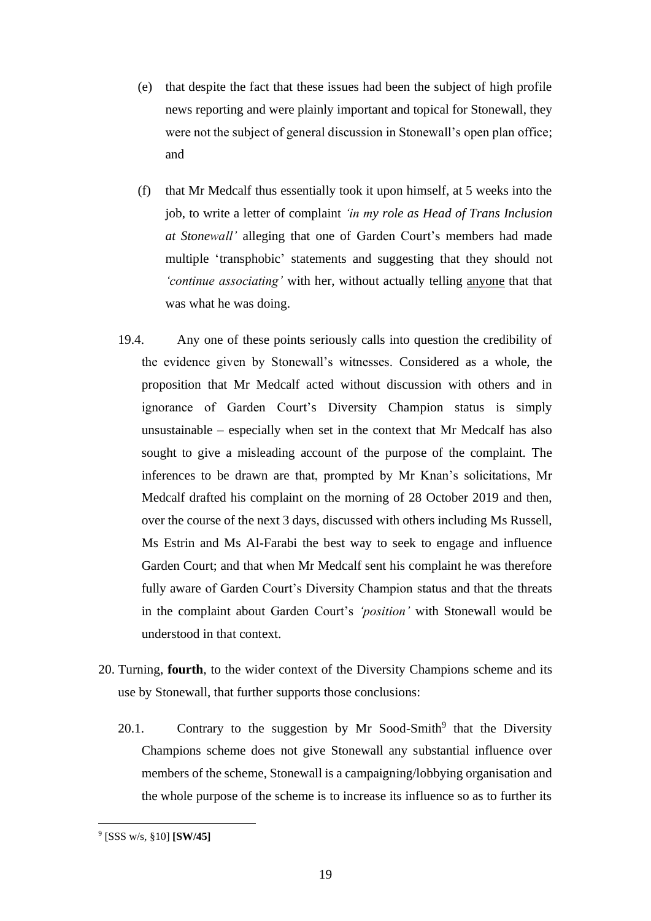(e) that despite the fact that these issues had been the subject of high profile news reporting and were plainly important and topical for Stonewall, they were not the subject of general discussion in Stonewall's open plan office; and

(f) that Mr Medcalf thus essentially took it upon himself, at 5 weeks into the job, to write a letter of complaint *'in my role as Head of Trans Inclusion at Stonewall'* alleging that one of Garden Court's members had made multiple 'transphobic' statements and suggesting that they should not *'continue associating'* with her, without actually telling <u>anyone</u> that that was what he was doing.

19.4. Any one of these points seriously calls into question the credibility of the evidence given by Stonewall's witnesses. Considered as a whole, the proposition that Mr Medcalf acted without discussion with others and in ignorance of Garden Court's Diversity Champion status is simply unsustainable – especially when set in the context that Mr Medcalf has also sought to give a misleading account of the purpose of the complaint. The inferences to be drawn are that, prompted by Mr Knan's solicitations, Mr Medcalf drafted his complaint on the morning of 28 October 2019 and then, over the course of the next 3 days, discussed with others including Ms Russell, Ms Estrin and Ms Al-Farabi the best way to seek to engage and influence Garden Court; and that when Mr Medcalf sent his complaint he was therefore fully aware of Garden Court's Diversity Champion status and that the threats in the complaint about Garden Court's *'position'* with Stonewall would be understood in that context.

20. Turning, **fourth**, to the wider context of the Diversity Champions scheme and its use by Stonewall, that further supports those conclusions:

20.1. Contrary to the suggestion by Mr Sood-Smith[9] that the Diversity Champions scheme does not give Stonewall any substantial influence over members of the scheme, Stonewall is a campaigning/lobbying organisation and the whole purpose of the scheme is to increase its influence so as to further its

---

[9] [SSS w/s, §10] **[SW/45]**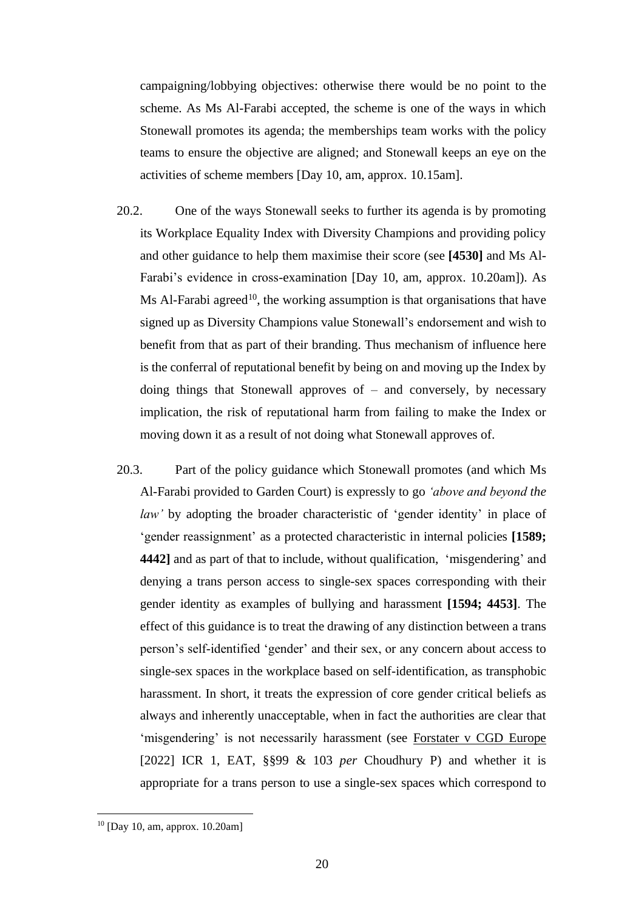campaigning/lobbying objectives: otherwise there would be no point to the scheme. As Ms Al-Farabi accepted, the scheme is one of the ways in which Stonewall promotes its agenda; the memberships team works with the policy teams to ensure the objective are aligned; and Stonewall keeps an eye on the activities of scheme members [Day 10, am, approx. 10.15am].

20.2. One of the ways Stonewall seeks to further its agenda is by promoting its Workplace Equality Index with Diversity Champions and providing policy and other guidance to help them maximise their score (see **[4530]** and Ms Al-Farabi's evidence in cross-examination [Day 10, am, approx. 10.20am]). As Ms Al-Farabi agreed[10], the working assumption is that organisations that have signed up as Diversity Champions value Stonewall's endorsement and wish to benefit from that as part of their branding. Thus mechanism of influence here is the conferral of reputational benefit by being on and moving up the Index by doing things that Stonewall approves of – and conversely, by necessary implication, the risk of reputational harm from failing to make the Index or moving down it as a result of not doing what Stonewall approves of.

20.3. Part of the policy guidance which Stonewall promotes (and which Ms Al-Farabi provided to Garden Court) is expressly to go *'above and beyond the law'* by adopting the broader characteristic of 'gender identity' in place of 'gender reassignment' as a protected characteristic in internal policies **[1589; 4442]** and as part of that to include, without qualification, 'misgendering' and denying a trans person access to single-sex spaces corresponding with their gender identity as examples of bullying and harassment **[1594; 4453]**. The effect of this guidance is to treat the drawing of any distinction between a trans person's self-identified 'gender' and their sex, or any concern about access to single-sex spaces in the workplace based on self-identification, as transphobic harassment. In short, it treats the expression of core gender critical beliefs as always and inherently unacceptable, when in fact the authorities are clear that 'misgendering' is not necessarily harassment (see Forstater v CGD Europe [2022] ICR 1, EAT, §§99 & 103 *per* Choudhury P) and whether it is appropriate for a trans person to use a single-sex spaces which correspond to

[10] [Day 10, am, approx. 10.20am]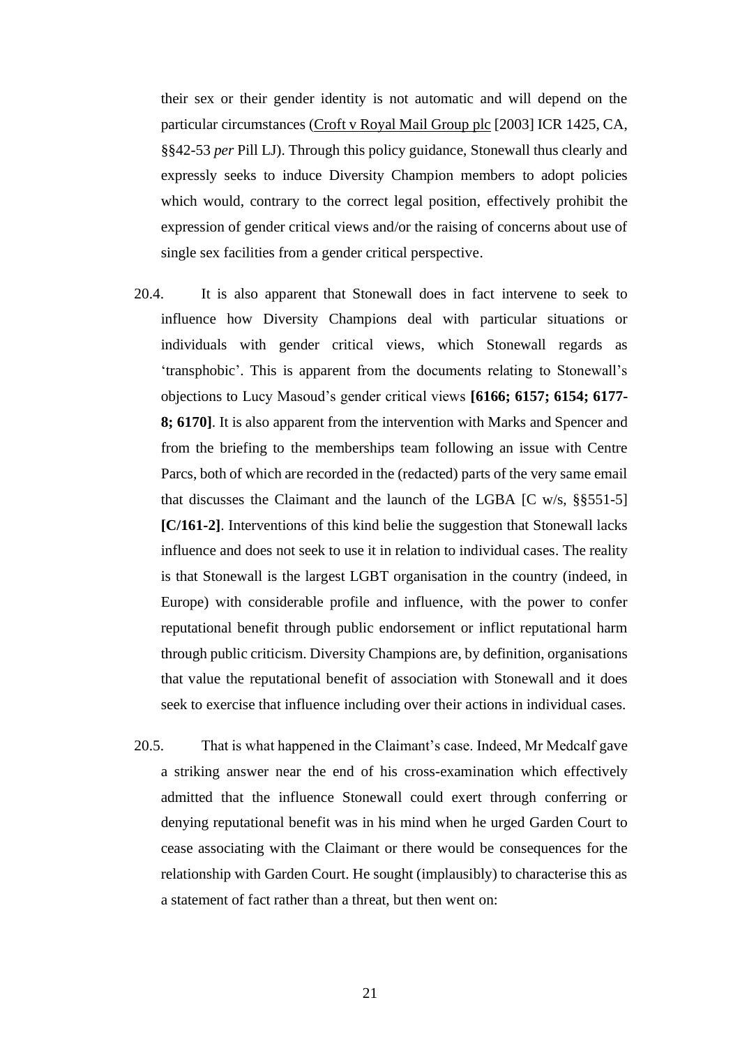their sex or their gender identity is not automatic and will depend on the particular circumstances (Croft v Royal Mail Group plc [2003] ICR 1425, CA, §§42-53 *per* Pill LJ). Through this policy guidance, Stonewall thus clearly and expressly seeks to induce Diversity Champion members to adopt policies which would, contrary to the correct legal position, effectively prohibit the expression of gender critical views and/or the raising of concerns about use of single sex facilities from a gender critical perspective.

20.4. It is also apparent that Stonewall does in fact intervene to seek to influence how Diversity Champions deal with particular situations or individuals with gender critical views, which Stonewall regards as 'transphobic'. This is apparent from the documents relating to Stonewall's objections to Lucy Masoud's gender critical views **[6166; 6157; 6154; 6177-8; 6170]**. It is also apparent from the intervention with Marks and Spencer and from the briefing to the memberships team following an issue with Centre Parcs, both of which are recorded in the (redacted) parts of the very same email that discusses the Claimant and the launch of the LGBA [C w/s, §§551-5] **[C/161-2]**. Interventions of this kind belie the suggestion that Stonewall lacks influence and does not seek to use it in relation to individual cases. The reality is that Stonewall is the largest LGBT organisation in the country (indeed, in Europe) with considerable profile and influence, with the power to confer reputational benefit through public endorsement or inflict reputational harm through public criticism. Diversity Champions are, by definition, organisations that value the reputational benefit of association with Stonewall and it does seek to exercise that influence including over their actions in individual cases.

20.5. That is what happened in the Claimant's case. Indeed, Mr Medcalf gave a striking answer near the end of his cross-examination which effectively admitted that the influence Stonewall could exert through conferring or denying reputational benefit was in his mind when he urged Garden Court to cease associating with the Claimant or there would be consequences for the relationship with Garden Court. He sought (implausibly) to characterise this as a statement of fact rather than a threat, but then went on: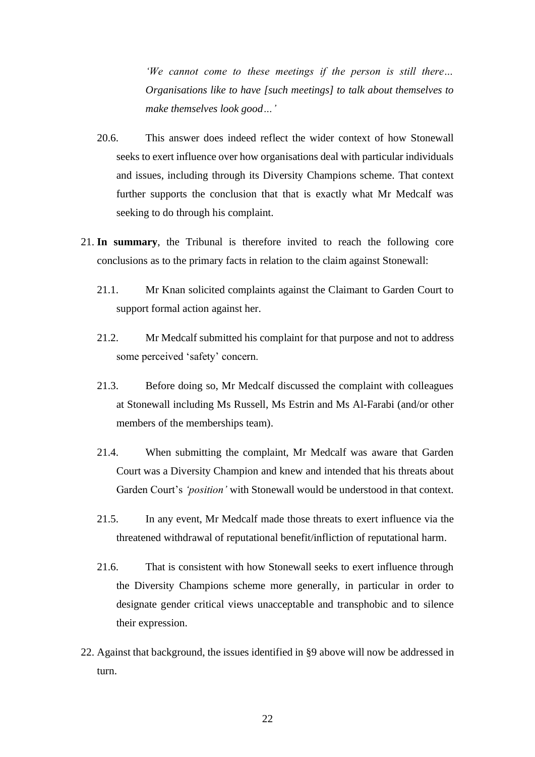> *'We cannot come to these meetings if the person is still there… Organisations like to have [such meetings] to talk about themselves to make themselves look good…'*

20.6. This answer does indeed reflect the wider context of how Stonewall seeks to exert influence over how organisations deal with particular individuals and issues, including through its Diversity Champions scheme. That context further supports the conclusion that that is exactly what Mr Medcalf was seeking to do through his complaint.

21. **In summary**, the Tribunal is therefore invited to reach the following core conclusions as to the primary facts in relation to the claim against Stonewall:

21.1. Mr Knan solicited complaints against the Claimant to Garden Court to support formal action against her.

21.2. Mr Medcalf submitted his complaint for that purpose and not to address some perceived 'safety' concern.

21.3. Before doing so, Mr Medcalf discussed the complaint with colleagues at Stonewall including Ms Russell, Ms Estrin and Ms Al-Farabi (and/or other members of the memberships team).

21.4. When submitting the complaint, Mr Medcalf was aware that Garden Court was a Diversity Champion and knew and intended that his threats about Garden Court's *'position'* with Stonewall would be understood in that context.

21.5. In any event, Mr Medcalf made those threats to exert influence via the threatened withdrawal of reputational benefit/infliction of reputational harm.

21.6. That is consistent with how Stonewall seeks to exert influence through the Diversity Champions scheme more generally, in particular in order to designate gender critical views unacceptable and transphobic and to silence their expression.

22. Against that background, the issues identified in §9 above will now be addressed in turn.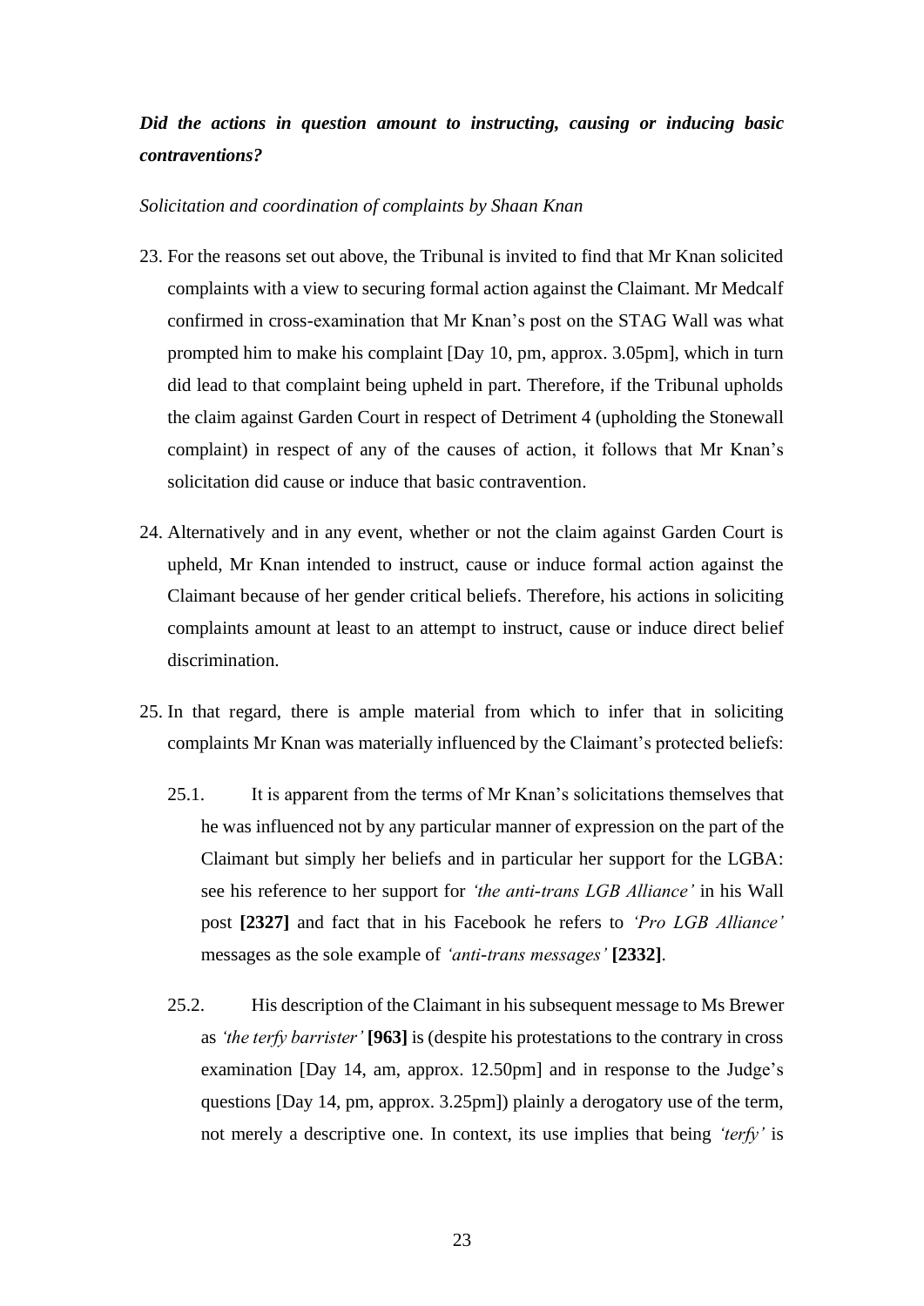***Did the actions in question amount to instructing, causing or inducing basic contraventions?***

*Solicitation and coordination of complaints by Shaan Knan*

23. For the reasons set out above, the Tribunal is invited to find that Mr Knan solicited complaints with a view to securing formal action against the Claimant. Mr Medcalf confirmed in cross-examination that Mr Knan's post on the STAG Wall was what prompted him to make his complaint [Day 10, pm, approx. 3.05pm], which in turn did lead to that complaint being upheld in part. Therefore, if the Tribunal upholds the claim against Garden Court in respect of Detriment 4 (upholding the Stonewall complaint) in respect of any of the causes of action, it follows that Mr Knan's solicitation did cause or induce that basic contravention.

24. Alternatively and in any event, whether or not the claim against Garden Court is upheld, Mr Knan intended to instruct, cause or induce formal action against the Claimant because of her gender critical beliefs. Therefore, his actions in soliciting complaints amount at least to an attempt to instruct, cause or induce direct belief discrimination.

25. In that regard, there is ample material from which to infer that in soliciting complaints Mr Knan was materially influenced by the Claimant's protected beliefs:

    25.1. It is apparent from the terms of Mr Knan's solicitations themselves that he was influenced not by any particular manner of expression on the part of the Claimant but simply her beliefs and in particular her support for the LGBA: see his reference to her support for *'the anti-trans LGB Alliance'* in his Wall post **[2327]** and fact that in his Facebook he refers to *'Pro LGB Alliance'* messages as the sole example of *'anti-trans messages'* **[2332]**.

    25.2. His description of the Claimant in his subsequent message to Ms Brewer as *'the terfy barrister'* **[963]** is (despite his protestations to the contrary in cross examination [Day 14, am, approx. 12.50pm] and in response to the Judge's questions [Day 14, pm, approx. 3.25pm]) plainly a derogatory use of the term, not merely a descriptive one. In context, its use implies that being *'terfy'* is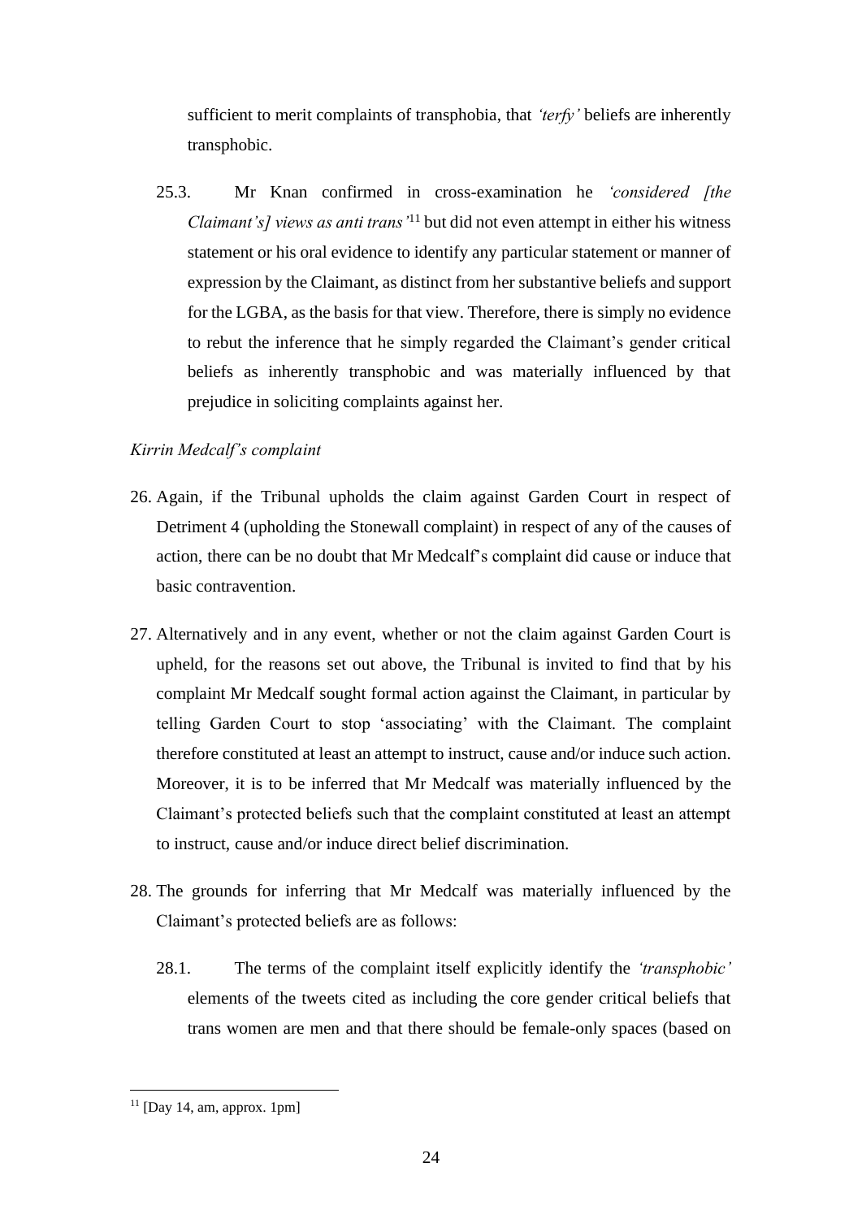sufficient to merit complaints of transphobia, that *'terfy'* beliefs are inherently transphobic.

25.3. Mr Knan confirmed in cross-examination he *'considered [the Claimant's] views as anti trans'*[11] but did not even attempt in either his witness statement or his oral evidence to identify any particular statement or manner of expression by the Claimant, as distinct from her substantive beliefs and support for the LGBA, as the basis for that view. Therefore, there is simply no evidence to rebut the inference that he simply regarded the Claimant's gender critical beliefs as inherently transphobic and was materially influenced by that prejudice in soliciting complaints against her.

*Kirrin Medcalf's complaint*

26. Again, if the Tribunal upholds the claim against Garden Court in respect of Detriment 4 (upholding the Stonewall complaint) in respect of any of the causes of action, there can be no doubt that Mr Medcalf's complaint did cause or induce that basic contravention.

27. Alternatively and in any event, whether or not the claim against Garden Court is upheld, for the reasons set out above, the Tribunal is invited to find that by his complaint Mr Medcalf sought formal action against the Claimant, in particular by telling Garden Court to stop 'associating' with the Claimant. The complaint therefore constituted at least an attempt to instruct, cause and/or induce such action. Moreover, it is to be inferred that Mr Medcalf was materially influenced by the Claimant's protected beliefs such that the complaint constituted at least an attempt to instruct, cause and/or induce direct belief discrimination.

28. The grounds for inferring that Mr Medcalf was materially influenced by the Claimant's protected beliefs are as follows:

28.1. The terms of the complaint itself explicitly identify the *'transphobic'* elements of the tweets cited as including the core gender critical beliefs that trans women are men and that there should be female-only spaces (based on

[11] [Day 14, am, approx. 1pm]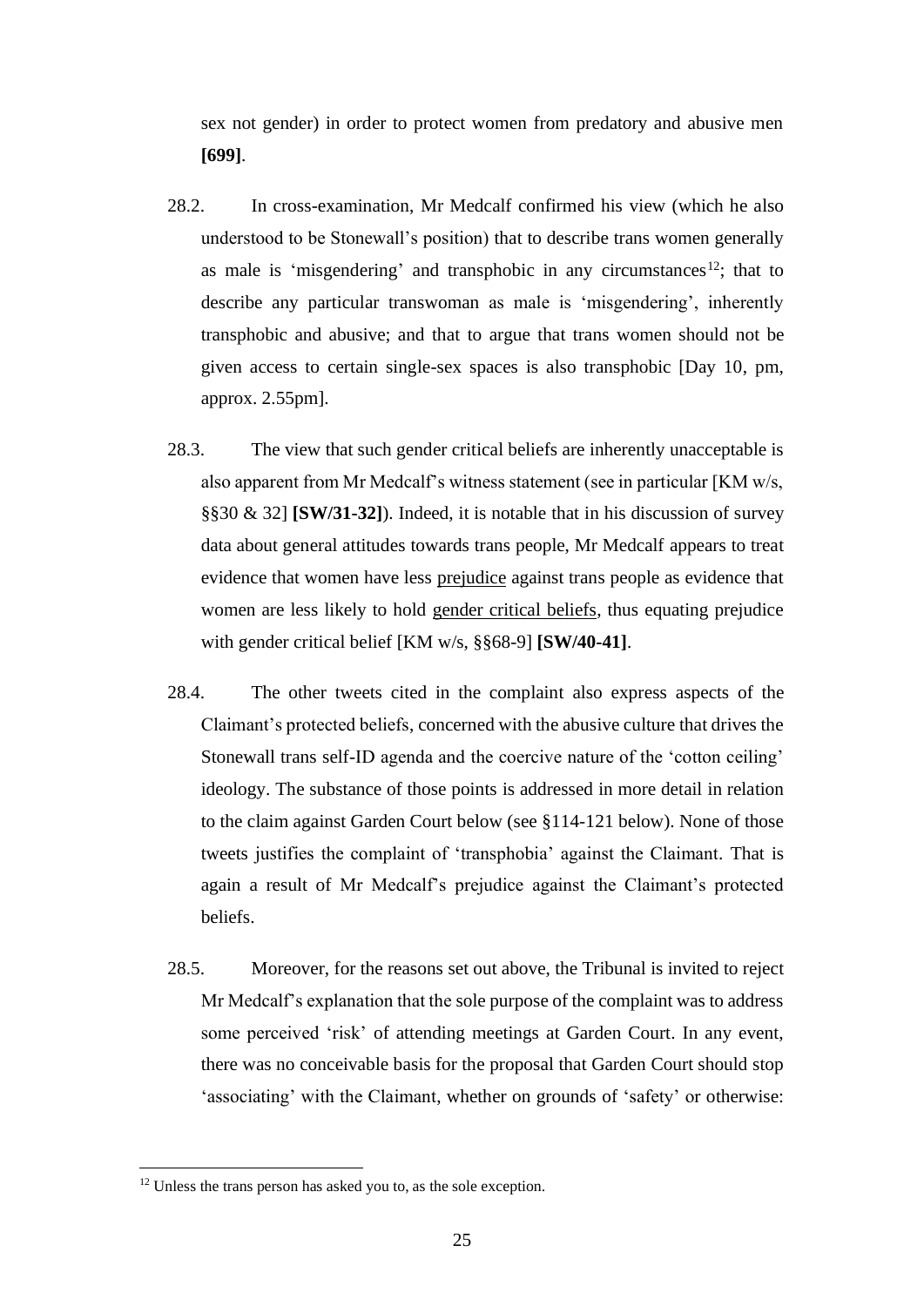sex not gender) in order to protect women from predatory and abusive men **[699]**.

28.2. In cross-examination, Mr Medcalf confirmed his view (which he also understood to be Stonewall's position) that to describe trans women generally as male is 'misgendering' and transphobic in any circumstances[12]; that to describe any particular transwoman as male is 'misgendering', inherently transphobic and abusive; and that to argue that trans women should not be given access to certain single-sex spaces is also transphobic [Day 10, pm, approx. 2.55pm].

28.3. The view that such gender critical beliefs are inherently unacceptable is also apparent from Mr Medcalf's witness statement (see in particular [KM w/s, §§30 & 32] **[SW/31-32]**). Indeed, it is notable that in his discussion of survey data about general attitudes towards trans people, Mr Medcalf appears to treat evidence that women have less <u>prejudice</u> against trans people as evidence that women are less likely to hold <u>gender critical beliefs</u>, thus equating prejudice with gender critical belief [KM w/s, §§68-9] **[SW/40-41]**.

28.4. The other tweets cited in the complaint also express aspects of the Claimant's protected beliefs, concerned with the abusive culture that drives the Stonewall trans self-ID agenda and the coercive nature of the 'cotton ceiling' ideology. The substance of those points is addressed in more detail in relation to the claim against Garden Court below (see §114-121 below). None of those tweets justifies the complaint of 'transphobia' against the Claimant. That is again a result of Mr Medcalf's prejudice against the Claimant's protected beliefs.

28.5. Moreover, for the reasons set out above, the Tribunal is invited to reject Mr Medcalf's explanation that the sole purpose of the complaint was to address some perceived 'risk' of attending meetings at Garden Court. In any event, there was no conceivable basis for the proposal that Garden Court should stop 'associating' with the Claimant, whether on grounds of 'safety' or otherwise:

[12] Unless the trans person has asked you to, as the sole exception.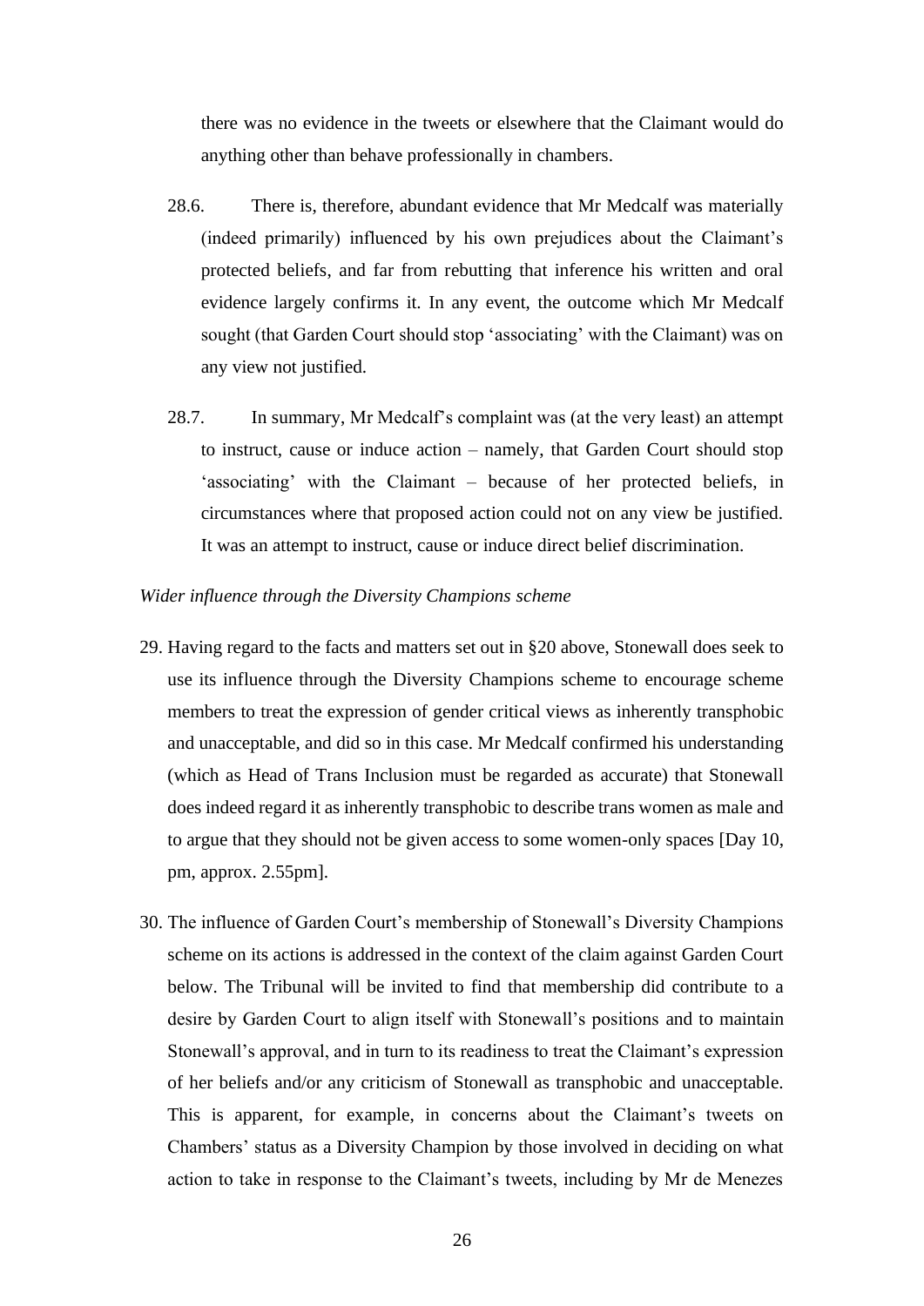there was no evidence in the tweets or elsewhere that the Claimant would do anything other than behave professionally in chambers.

28.6. There is, therefore, abundant evidence that Mr Medcalf was materially (indeed primarily) influenced by his own prejudices about the Claimant's protected beliefs, and far from rebutting that inference his written and oral evidence largely confirms it. In any event, the outcome which Mr Medcalf sought (that Garden Court should stop 'associating' with the Claimant) was on any view not justified.

28.7. In summary, Mr Medcalf's complaint was (at the very least) an attempt to instruct, cause or induce action – namely, that Garden Court should stop 'associating' with the Claimant – because of her protected beliefs, in circumstances where that proposed action could not on any view be justified. It was an attempt to instruct, cause or induce direct belief discrimination.

*Wider influence through the Diversity Champions scheme*

29. Having regard to the facts and matters set out in §20 above, Stonewall does seek to use its influence through the Diversity Champions scheme to encourage scheme members to treat the expression of gender critical views as inherently transphobic and unacceptable, and did so in this case. Mr Medcalf confirmed his understanding (which as Head of Trans Inclusion must be regarded as accurate) that Stonewall does indeed regard it as inherently transphobic to describe trans women as male and to argue that they should not be given access to some women-only spaces [Day 10, pm, approx. 2.55pm].

30. The influence of Garden Court's membership of Stonewall's Diversity Champions scheme on its actions is addressed in the context of the claim against Garden Court below. The Tribunal will be invited to find that membership did contribute to a desire by Garden Court to align itself with Stonewall's positions and to maintain Stonewall's approval, and in turn to its readiness to treat the Claimant's expression of her beliefs and/or any criticism of Stonewall as transphobic and unacceptable. This is apparent, for example, in concerns about the Claimant's tweets on Chambers' status as a Diversity Champion by those involved in deciding on what action to take in response to the Claimant's tweets, including by Mr de Menezes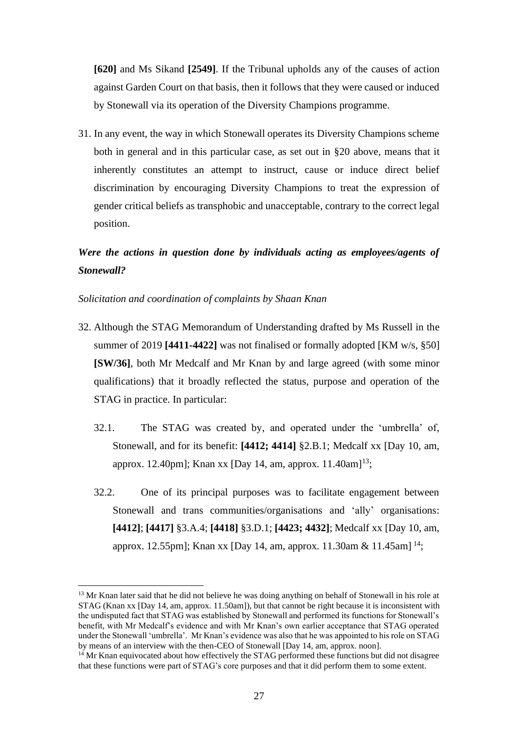**[620]** and Ms Sikand **[2549]**. If the Tribunal upholds any of the causes of action against Garden Court on that basis, then it follows that they were caused or induced by Stonewall via its operation of the Diversity Champions programme.

31. In any event, the way in which Stonewall operates its Diversity Champions scheme both in general and in this particular case, as set out in §20 above, means that it inherently constitutes an attempt to instruct, cause or induce direct belief discrimination by encouraging Diversity Champions to treat the expression of gender critical beliefs as transphobic and unacceptable, contrary to the correct legal position.

***Were the actions in question done by individuals acting as employees/agents of Stonewall?***

*Solicitation and coordination of complaints by Shaan Knan*

32. Although the STAG Memorandum of Understanding drafted by Ms Russell in the summer of 2019 **[4411-4422]** was not finalised or formally adopted [KM w/s, §50] **[SW/36]**, both Mr Medcalf and Mr Knan by and large agreed (with some minor qualifications) that it broadly reflected the status, purpose and operation of the STAG in practice. In particular:

    32.1. The STAG was created by, and operated under the 'umbrella' of, Stonewall, and for its benefit: **[4412; 4414]** §2.B.1; Medcalf xx [Day 10, am, approx. 12.40pm]; Knan xx [Day 14, am, approx. 11.40am][13];

    32.2. One of its principal purposes was to facilitate engagement between Stonewall and trans communities/organisations and 'ally' organisations: **[4412]**; **[4417]** §3.A.4; **[4418]** §3.D.1; **[4423; 4432]**; Medcalf xx [Day 10, am, approx. 12.55pm]; Knan xx [Day 14, am, approx. 11.30am & 11.45am] [14];

[13] Mr Knan later said that he did not believe he was doing anything on behalf of Stonewall in his role at STAG (Knan xx [Day 14, am, approx. 11.50am]), but that cannot be right because it is inconsistent with the undisputed fact that STAG was established by Stonewall and performed its functions for Stonewall's benefit, with Mr Medcalf's evidence and with Mr Knan's own earlier acceptance that STAG operated under the Stonewall 'umbrella'. Mr Knan's evidence was also that he was appointed to his role on STAG by means of an interview with the then-CEO of Stonewall [Day 14, am, approx. noon].

[14] Mr Knan equivocated about how effectively the STAG performed these functions but did not disagree that these functions were part of STAG's core purposes and that it did perform them to some extent.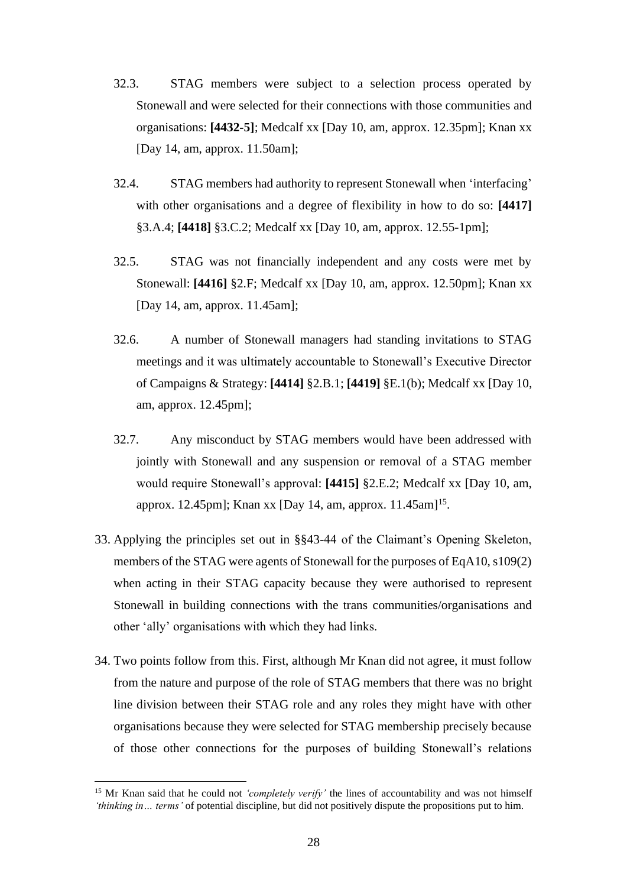32.3. STAG members were subject to a selection process operated by Stonewall and were selected for their connections with those communities and organisations: **[4432-5]**; Medcalf xx [Day 10, am, approx. 12.35pm]; Knan xx [Day 14, am, approx. 11.50am];

32.4. STAG members had authority to represent Stonewall when 'interfacing' with other organisations and a degree of flexibility in how to do so: **[4417]** §3.A.4; **[4418]** §3.C.2; Medcalf xx [Day 10, am, approx. 12.55-1pm];

32.5. STAG was not financially independent and any costs were met by Stonewall: **[4416]** §2.F; Medcalf xx [Day 10, am, approx. 12.50pm]; Knan xx [Day 14, am, approx. 11.45am];

32.6. A number of Stonewall managers had standing invitations to STAG meetings and it was ultimately accountable to Stonewall's Executive Director of Campaigns & Strategy: **[4414]** §2.B.1; **[4419]** §E.1(b); Medcalf xx [Day 10, am, approx. 12.45pm];

32.7. Any misconduct by STAG members would have been addressed with jointly with Stonewall and any suspension or removal of a STAG member would require Stonewall's approval: **[4415]** §2.E.2; Medcalf xx [Day 10, am, approx. 12.45pm]; Knan xx [Day 14, am, approx. 11.45am][15].

33. Applying the principles set out in §§43-44 of the Claimant's Opening Skeleton, members of the STAG were agents of Stonewall for the purposes of EqA10, s109(2) when acting in their STAG capacity because they were authorised to represent Stonewall in building connections with the trans communities/organisations and other 'ally' organisations with which they had links.

34. Two points follow from this. First, although Mr Knan did not agree, it must follow from the nature and purpose of the role of STAG members that there was no bright line division between their STAG role and any roles they might have with other organisations because they were selected for STAG membership precisely because of those other connections for the purposes of building Stonewall's relations

[15] Mr Knan said that he could not *'completely verify'* the lines of accountability and was not himself *'thinking in… terms'* of potential discipline, but did not positively dispute the propositions put to him.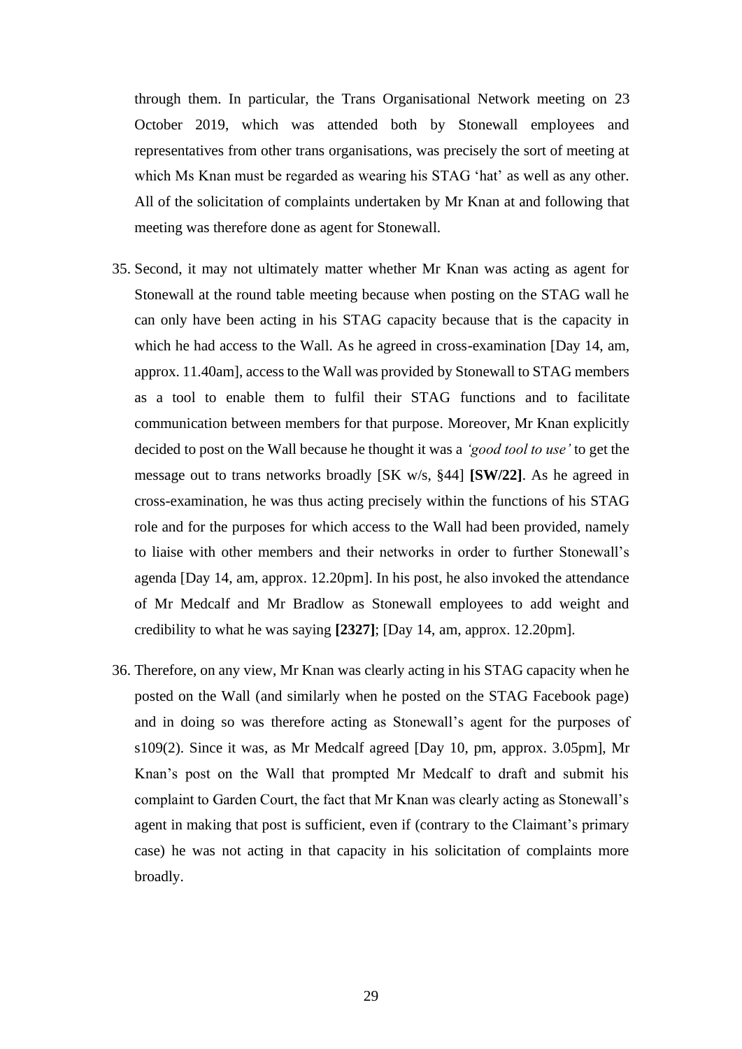through them. In particular, the Trans Organisational Network meeting on 23 October 2019, which was attended both by Stonewall employees and representatives from other trans organisations, was precisely the sort of meeting at which Ms Knan must be regarded as wearing his STAG 'hat' as well as any other. All of the solicitation of complaints undertaken by Mr Knan at and following that meeting was therefore done as agent for Stonewall.

35. Second, it may not ultimately matter whether Mr Knan was acting as agent for Stonewall at the round table meeting because when posting on the STAG wall he can only have been acting in his STAG capacity because that is the capacity in which he had access to the Wall. As he agreed in cross-examination [Day 14, am, approx. 11.40am], access to the Wall was provided by Stonewall to STAG members as a tool to enable them to fulfil their STAG functions and to facilitate communication between members for that purpose. Moreover, Mr Knan explicitly decided to post on the Wall because he thought it was a *'good tool to use'* to get the message out to trans networks broadly [SK w/s, §44] **[SW/22]**. As he agreed in cross-examination, he was thus acting precisely within the functions of his STAG role and for the purposes for which access to the Wall had been provided, namely to liaise with other members and their networks in order to further Stonewall's agenda [Day 14, am, approx. 12.20pm]. In his post, he also invoked the attendance of Mr Medcalf and Mr Bradlow as Stonewall employees to add weight and credibility to what he was saying **[2327]**; [Day 14, am, approx. 12.20pm].

36. Therefore, on any view, Mr Knan was clearly acting in his STAG capacity when he posted on the Wall (and similarly when he posted on the STAG Facebook page) and in doing so was therefore acting as Stonewall's agent for the purposes of s109(2). Since it was, as Mr Medcalf agreed [Day 10, pm, approx. 3.05pm], Mr Knan's post on the Wall that prompted Mr Medcalf to draft and submit his complaint to Garden Court, the fact that Mr Knan was clearly acting as Stonewall's agent in making that post is sufficient, even if (contrary to the Claimant's primary case) he was not acting in that capacity in his solicitation of complaints more broadly.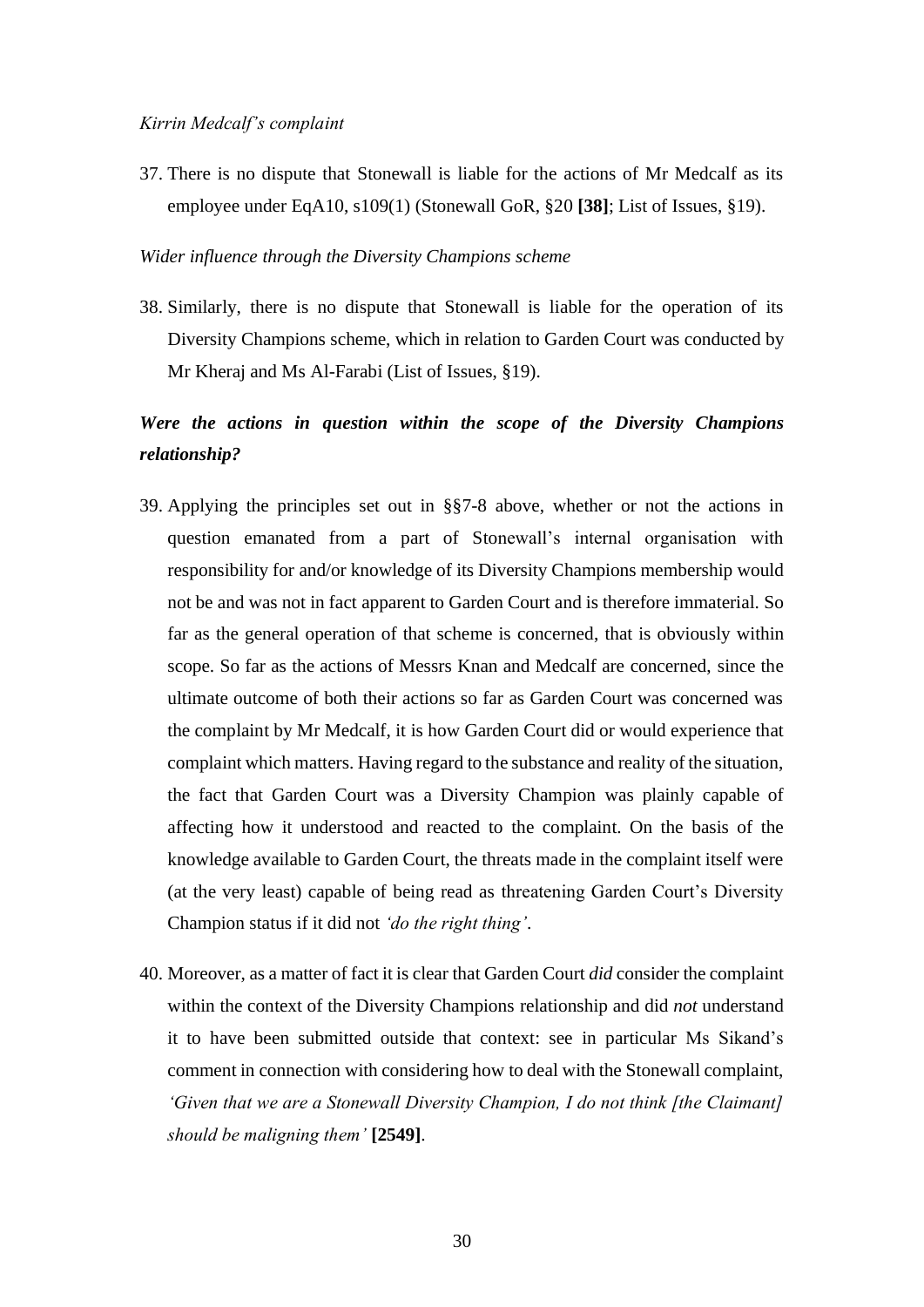*Kirrin Medcalf's complaint*

37. There is no dispute that Stonewall is liable for the actions of Mr Medcalf as its employee under EqA10, s109(1) (Stonewall GoR, §20 **[38]**; List of Issues, §19).

*Wider influence through the Diversity Champions scheme*

38. Similarly, there is no dispute that Stonewall is liable for the operation of its Diversity Champions scheme, which in relation to Garden Court was conducted by Mr Kheraj and Ms Al-Farabi (List of Issues, §19).

***Were the actions in question within the scope of the Diversity Champions relationship?***

39. Applying the principles set out in §§7-8 above, whether or not the actions in question emanated from a part of Stonewall's internal organisation with responsibility for and/or knowledge of its Diversity Champions membership would not be and was not in fact apparent to Garden Court and is therefore immaterial. So far as the general operation of that scheme is concerned, that is obviously within scope. So far as the actions of Messrs Knan and Medcalf are concerned, since the ultimate outcome of both their actions so far as Garden Court was concerned was the complaint by Mr Medcalf, it is how Garden Court did or would experience that complaint which matters. Having regard to the substance and reality of the situation, the fact that Garden Court was a Diversity Champion was plainly capable of affecting how it understood and reacted to the complaint. On the basis of the knowledge available to Garden Court, the threats made in the complaint itself were (at the very least) capable of being read as threatening Garden Court's Diversity Champion status if it did not *'do the right thing'*.

40. Moreover, as a matter of fact it is clear that Garden Court *did* consider the complaint within the context of the Diversity Champions relationship and did *not* understand it to have been submitted outside that context: see in particular Ms Sikand's comment in connection with considering how to deal with the Stonewall complaint, *'Given that we are a Stonewall Diversity Champion, I do not think [the Claimant] should be maligning them'* **[2549]**.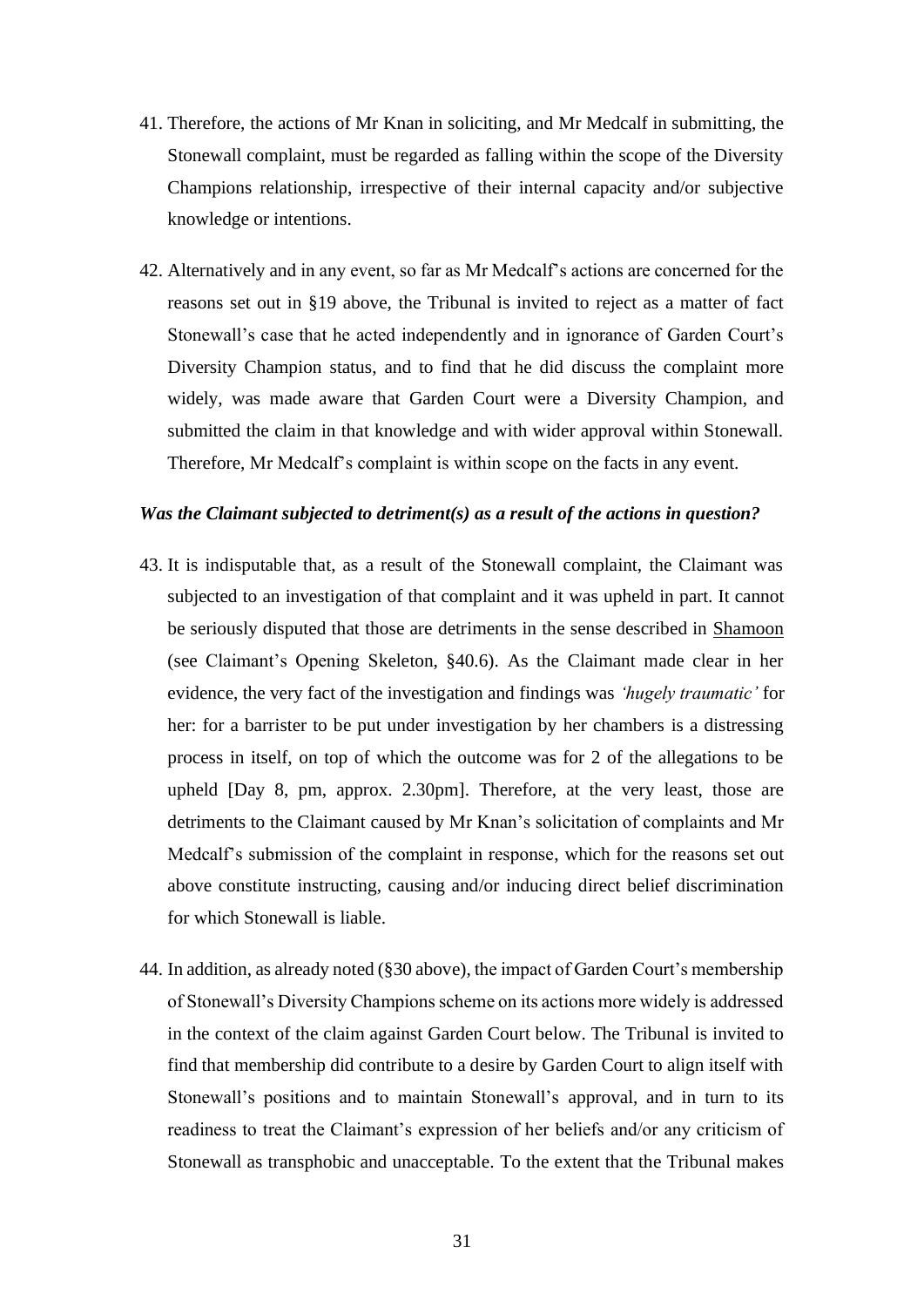41. Therefore, the actions of Mr Knan in soliciting, and Mr Medcalf in submitting, the Stonewall complaint, must be regarded as falling within the scope of the Diversity Champions relationship, irrespective of their internal capacity and/or subjective knowledge or intentions.

42. Alternatively and in any event, so far as Mr Medcalf's actions are concerned for the reasons set out in §19 above, the Tribunal is invited to reject as a matter of fact Stonewall's case that he acted independently and in ignorance of Garden Court's Diversity Champion status, and to find that he did discuss the complaint more widely, was made aware that Garden Court were a Diversity Champion, and submitted the claim in that knowledge and with wider approval within Stonewall. Therefore, Mr Medcalf's complaint is within scope on the facts in any event.

***Was the Claimant subjected to detriment(s) as a result of the actions in question?***

43. It is indisputable that, as a result of the Stonewall complaint, the Claimant was subjected to an investigation of that complaint and it was upheld in part. It cannot be seriously disputed that those are detriments in the sense described in Shamoon (see Claimant's Opening Skeleton, §40.6). As the Claimant made clear in her evidence, the very fact of the investigation and findings was *'hugely traumatic'* for her: for a barrister to be put under investigation by her chambers is a distressing process in itself, on top of which the outcome was for 2 of the allegations to be upheld [Day 8, pm, approx. 2.30pm]. Therefore, at the very least, those are detriments to the Claimant caused by Mr Knan's solicitation of complaints and Mr Medcalf's submission of the complaint in response, which for the reasons set out above constitute instructing, causing and/or inducing direct belief discrimination for which Stonewall is liable.

44. In addition, as already noted (§30 above), the impact of Garden Court's membership of Stonewall's Diversity Champions scheme on its actions more widely is addressed in the context of the claim against Garden Court below. The Tribunal is invited to find that membership did contribute to a desire by Garden Court to align itself with Stonewall's positions and to maintain Stonewall's approval, and in turn to its readiness to treat the Claimant's expression of her beliefs and/or any criticism of Stonewall as transphobic and unacceptable. To the extent that the Tribunal makes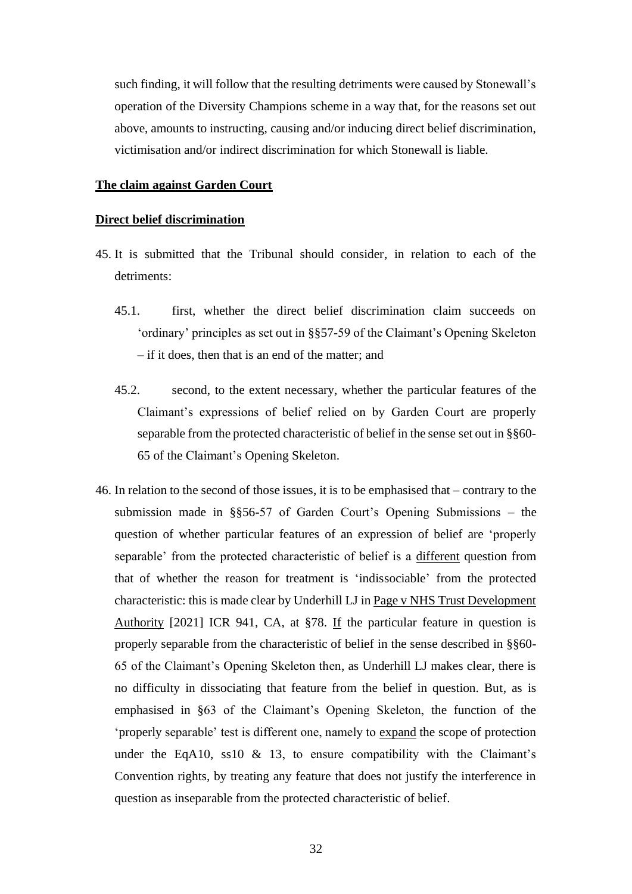such finding, it will follow that the resulting detriments were caused by Stonewall's operation of the Diversity Champions scheme in a way that, for the reasons set out above, amounts to instructing, causing and/or inducing direct belief discrimination, victimisation and/or indirect discrimination for which Stonewall is liable.

**The claim against Garden Court**

**Direct belief discrimination**

45. It is submitted that the Tribunal should consider, in relation to each of the detriments:

    45.1. first, whether the direct belief discrimination claim succeeds on 'ordinary' principles as set out in §§57-59 of the Claimant's Opening Skeleton – if it does, then that is an end of the matter; and

    45.2. second, to the extent necessary, whether the particular features of the Claimant's expressions of belief relied on by Garden Court are properly separable from the protected characteristic of belief in the sense set out in §§60-65 of the Claimant's Opening Skeleton.

46. In relation to the second of those issues, it is to be emphasised that – contrary to the submission made in §§56-57 of Garden Court's Opening Submissions – the question of whether particular features of an expression of belief are 'properly separable' from the protected characteristic of belief is a <u>different</u> question from that of whether the reason for treatment is 'indissociable' from the protected characteristic: this is made clear by Underhill LJ in <u>Page v NHS Trust Development Authority</u> [2021] ICR 941, CA, at §78. <u>If</u> the particular feature in question is properly separable from the characteristic of belief in the sense described in §§60-65 of the Claimant's Opening Skeleton then, as Underhill LJ makes clear, there is no difficulty in dissociating that feature from the belief in question. But, as is emphasised in §63 of the Claimant's Opening Skeleton, the function of the 'properly separable' test is different one, namely to <u>expand</u> the scope of protection under the EqA10, ss10 & 13, to ensure compatibility with the Claimant's Convention rights, by treating any feature that does not justify the interference in question as inseparable from the protected characteristic of belief.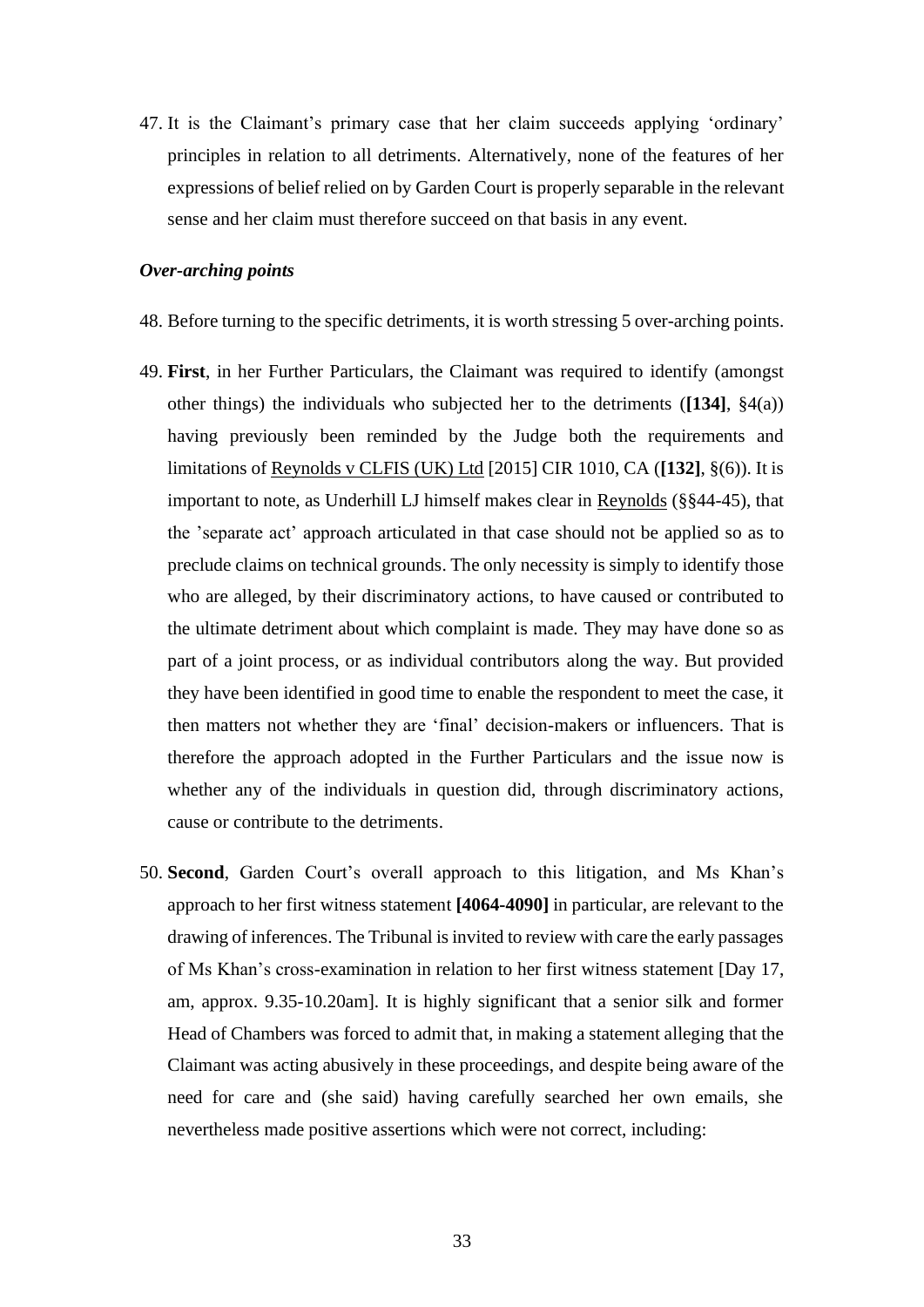47. It is the Claimant's primary case that her claim succeeds applying 'ordinary' principles in relation to all detriments. Alternatively, none of the features of her expressions of belief relied on by Garden Court is properly separable in the relevant sense and her claim must therefore succeed on that basis in any event.

***Over-arching points***

48. Before turning to the specific detriments, it is worth stressing 5 over-arching points.

49. **First**, in her Further Particulars, the Claimant was required to identify (amongst other things) the individuals who subjected her to the detriments (**[134]**, §4(a)) having previously been reminded by the Judge both the requirements and limitations of Reynolds v CLFIS (UK) Ltd [2015] CIR 1010, CA (**[132]**, §(6)). It is important to note, as Underhill LJ himself makes clear in Reynolds (§§44-45), that the 'separate act' approach articulated in that case should not be applied so as to preclude claims on technical grounds. The only necessity is simply to identify those who are alleged, by their discriminatory actions, to have caused or contributed to the ultimate detriment about which complaint is made. They may have done so as part of a joint process, or as individual contributors along the way. But provided they have been identified in good time to enable the respondent to meet the case, it then matters not whether they are 'final' decision-makers or influencers. That is therefore the approach adopted in the Further Particulars and the issue now is whether any of the individuals in question did, through discriminatory actions, cause or contribute to the detriments.

50. **Second**, Garden Court's overall approach to this litigation, and Ms Khan's approach to her first witness statement **[4064-4090]** in particular, are relevant to the drawing of inferences. The Tribunal is invited to review with care the early passages of Ms Khan's cross-examination in relation to her first witness statement [Day 17, am, approx. 9.35-10.20am]. It is highly significant that a senior silk and former Head of Chambers was forced to admit that, in making a statement alleging that the Claimant was acting abusively in these proceedings, and despite being aware of the need for care and (she said) having carefully searched her own emails, she nevertheless made positive assertions which were not correct, including: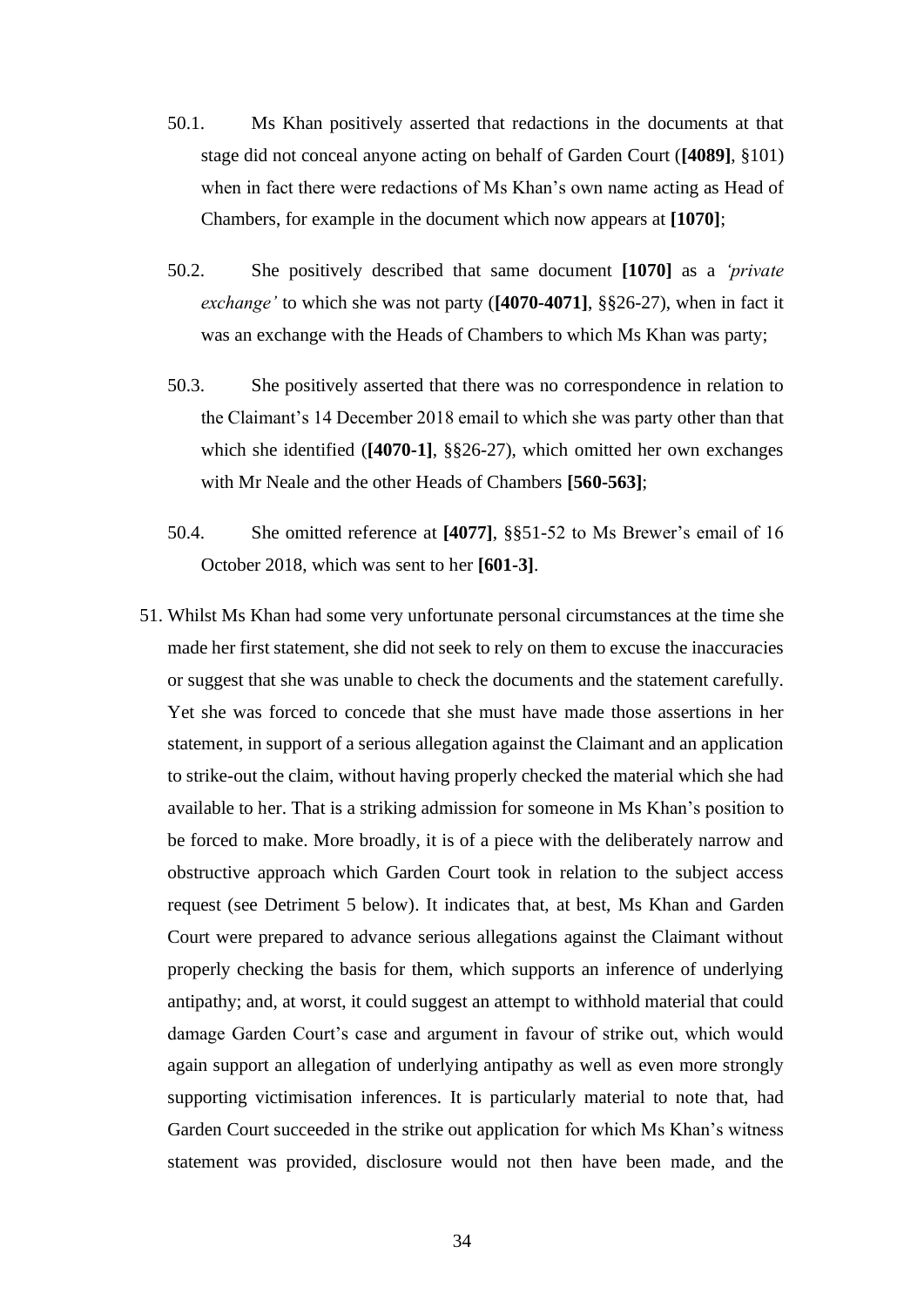50.1. Ms Khan positively asserted that redactions in the documents at that stage did not conceal anyone acting on behalf of Garden Court (**[4089]**, §101) when in fact there were redactions of Ms Khan's own name acting as Head of Chambers, for example in the document which now appears at **[1070]**;

50.2. She positively described that same document **[1070]** as a *'private exchange'* to which she was not party (**[4070-4071]**, §§26-27), when in fact it was an exchange with the Heads of Chambers to which Ms Khan was party;

50.3. She positively asserted that there was no correspondence in relation to the Claimant's 14 December 2018 email to which she was party other than that which she identified (**[4070-1]**, §§26-27), which omitted her own exchanges with Mr Neale and the other Heads of Chambers **[560-563]**;

50.4. She omitted reference at **[4077]**, §§51-52 to Ms Brewer's email of 16 October 2018, which was sent to her **[601-3]**.

51. Whilst Ms Khan had some very unfortunate personal circumstances at the time she made her first statement, she did not seek to rely on them to excuse the inaccuracies or suggest that she was unable to check the documents and the statement carefully. Yet she was forced to concede that she must have made those assertions in her statement, in support of a serious allegation against the Claimant and an application to strike-out the claim, without having properly checked the material which she had available to her. That is a striking admission for someone in Ms Khan's position to be forced to make. More broadly, it is of a piece with the deliberately narrow and obstructive approach which Garden Court took in relation to the subject access request (see Detriment 5 below). It indicates that, at best, Ms Khan and Garden Court were prepared to advance serious allegations against the Claimant without properly checking the basis for them, which supports an inference of underlying antipathy; and, at worst, it could suggest an attempt to withhold material that could damage Garden Court's case and argument in favour of strike out, which would again support an allegation of underlying antipathy as well as even more strongly supporting victimisation inferences. It is particularly material to note that, had Garden Court succeeded in the strike out application for which Ms Khan's witness statement was provided, disclosure would not then have been made, and the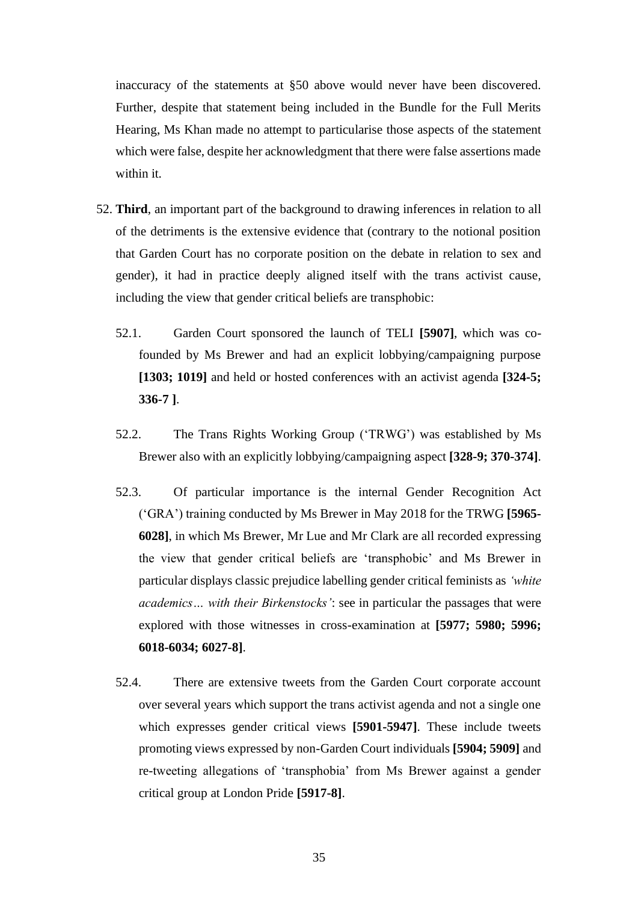inaccuracy of the statements at §50 above would never have been discovered. Further, despite that statement being included in the Bundle for the Full Merits Hearing, Ms Khan made no attempt to particularise those aspects of the statement which were false, despite her acknowledgment that there were false assertions made within it.

52. **Third**, an important part of the background to drawing inferences in relation to all of the detriments is the extensive evidence that (contrary to the notional position that Garden Court has no corporate position on the debate in relation to sex and gender), it had in practice deeply aligned itself with the trans activist cause, including the view that gender critical beliefs are transphobic:

    52.1. Garden Court sponsored the launch of TELI **[5907]**, which was co-founded by Ms Brewer and had an explicit lobbying/campaigning purpose **[1303; 1019]** and held or hosted conferences with an activist agenda **[324-5; 336-7 ]**.

    52.2. The Trans Rights Working Group ('TRWG') was established by Ms Brewer also with an explicitly lobbying/campaigning aspect **[328-9; 370-374]**.

    52.3. Of particular importance is the internal Gender Recognition Act ('GRA') training conducted by Ms Brewer in May 2018 for the TRWG **[5965-6028]**, in which Ms Brewer, Mr Lue and Mr Clark are all recorded expressing the view that gender critical beliefs are 'transphobic' and Ms Brewer in particular displays classic prejudice labelling gender critical feminists as *'white academics… with their Birkenstocks'*: see in particular the passages that were explored with those witnesses in cross-examination at **[5977; 5980; 5996; 6018-6034; 6027-8]**.

    52.4. There are extensive tweets from the Garden Court corporate account over several years which support the trans activist agenda and not a single one which expresses gender critical views **[5901-5947]**. These include tweets promoting views expressed by non-Garden Court individuals **[5904; 5909]** and re-tweeting allegations of 'transphobia' from Ms Brewer against a gender critical group at London Pride **[5917-8]**.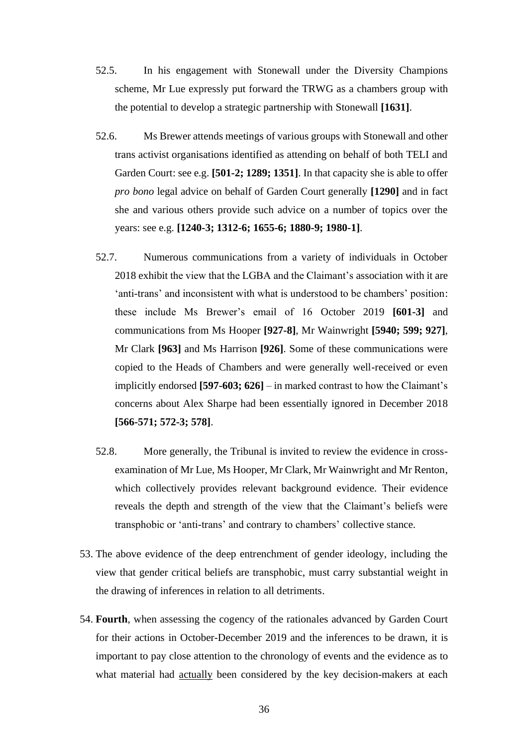52.5. In his engagement with Stonewall under the Diversity Champions scheme, Mr Lue expressly put forward the TRWG as a chambers group with the potential to develop a strategic partnership with Stonewall **[1631]**.

52.6. Ms Brewer attends meetings of various groups with Stonewall and other trans activist organisations identified as attending on behalf of both TELI and Garden Court: see e.g. **[501-2; 1289; 1351]**. In that capacity she is able to offer *pro bono* legal advice on behalf of Garden Court generally **[1290]** and in fact she and various others provide such advice on a number of topics over the years: see e.g. **[1240-3; 1312-6; 1655-6; 1880-9; 1980-1]**.

52.7. Numerous communications from a variety of individuals in October 2018 exhibit the view that the LGBA and the Claimant's association with it are 'anti-trans' and inconsistent with what is understood to be chambers' position: these include Ms Brewer's email of 16 October 2019 **[601-3]** and communications from Ms Hooper **[927-8]**, Mr Wainwright **[5940; 599; 927]**, Mr Clark **[963]** and Ms Harrison **[926]**. Some of these communications were copied to the Heads of Chambers and were generally well-received or even implicitly endorsed **[597-603; 626]** – in marked contrast to how the Claimant's concerns about Alex Sharpe had been essentially ignored in December 2018 **[566-571; 572-3; 578]**.

52.8. More generally, the Tribunal is invited to review the evidence in cross-examination of Mr Lue, Ms Hooper, Mr Clark, Mr Wainwright and Mr Renton, which collectively provides relevant background evidence. Their evidence reveals the depth and strength of the view that the Claimant's beliefs were transphobic or 'anti-trans' and contrary to chambers' collective stance.

53. The above evidence of the deep entrenchment of gender ideology, including the view that gender critical beliefs are transphobic, must carry substantial weight in the drawing of inferences in relation to all detriments.

54. **Fourth**, when assessing the cogency of the rationales advanced by Garden Court for their actions in October-December 2019 and the inferences to be drawn, it is important to pay close attention to the chronology of events and the evidence as to what material had <u>actually</u> been considered by the key decision-makers at each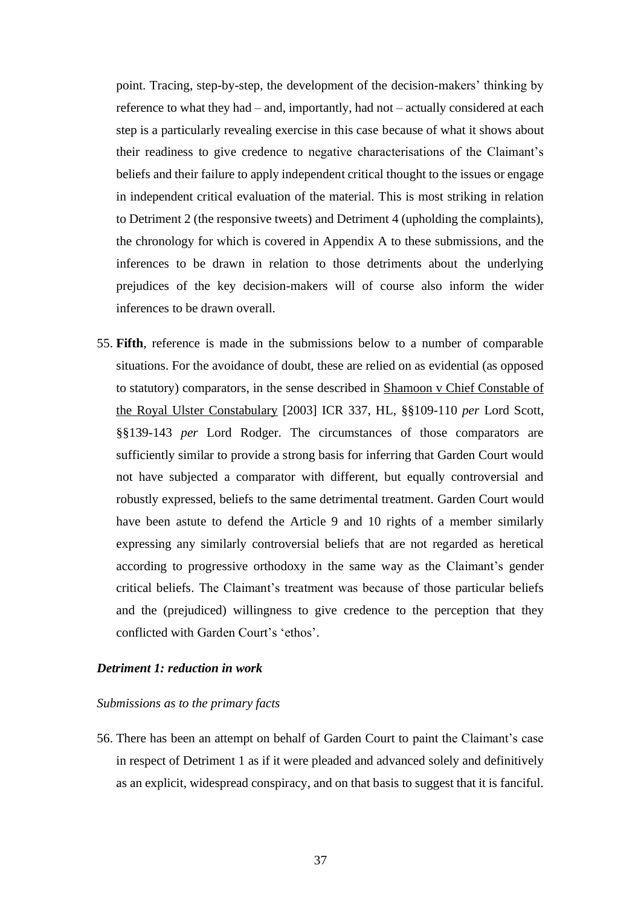point. Tracing, step-by-step, the development of the decision-makers' thinking by reference to what they had – and, importantly, had not – actually considered at each step is a particularly revealing exercise in this case because of what it shows about their readiness to give credence to negative characterisations of the Claimant's beliefs and their failure to apply independent critical thought to the issues or engage in independent critical evaluation of the material. This is most striking in relation to Detriment 2 (the responsive tweets) and Detriment 4 (upholding the complaints), the chronology for which is covered in Appendix A to these submissions, and the inferences to be drawn in relation to those detriments about the underlying prejudices of the key decision-makers will of course also inform the wider inferences to be drawn overall.

55. **Fifth**, reference is made in the submissions below to a number of comparable situations. For the avoidance of doubt, these are relied on as evidential (as opposed to statutory) comparators, in the sense described in Shamoon v Chief Constable of the Royal Ulster Constabulary [2003] ICR 337, HL, §§109-110 *per* Lord Scott, §§139-143 *per* Lord Rodger. The circumstances of those comparators are sufficiently similar to provide a strong basis for inferring that Garden Court would not have subjected a comparator with different, but equally controversial and robustly expressed, beliefs to the same detrimental treatment. Garden Court would have been astute to defend the Article 9 and 10 rights of a member similarly expressing any similarly controversial beliefs that are not regarded as heretical according to progressive orthodoxy in the same way as the Claimant's gender critical beliefs. The Claimant's treatment was because of those particular beliefs and the (prejudiced) willingness to give credence to the perception that they conflicted with Garden Court's 'ethos'.

### *Detriment 1: reduction in work*

*Submissions as to the primary facts*

56. There has been an attempt on behalf of Garden Court to paint the Claimant's case in respect of Detriment 1 as if it were pleaded and advanced solely and definitively as an explicit, widespread conspiracy, and on that basis to suggest that it is fanciful.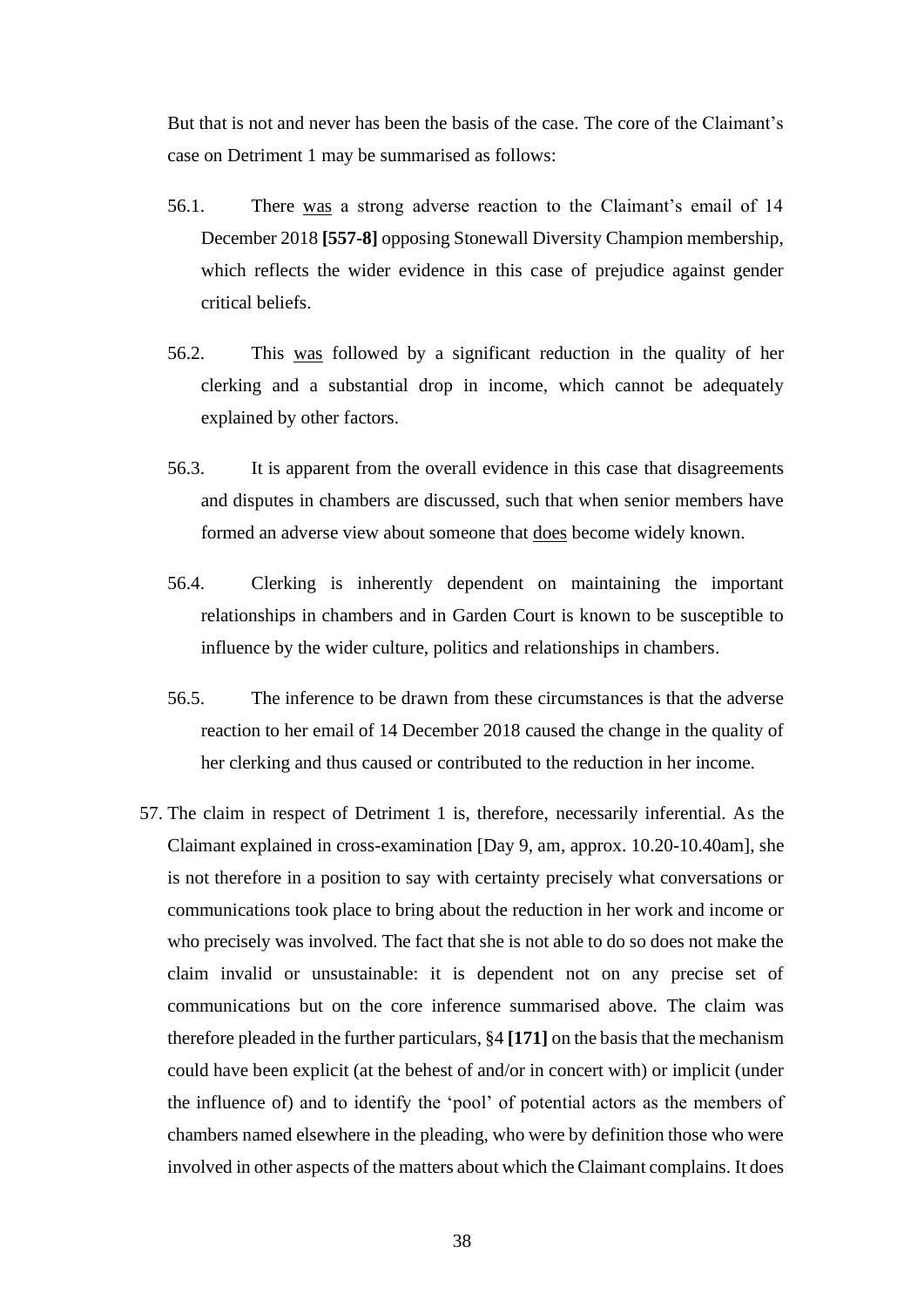But that is not and never has been the basis of the case. The core of the Claimant's case on Detriment 1 may be summarised as follows:

56.1. There <u>was</u> a strong adverse reaction to the Claimant's email of 14 December 2018 **[557-8]** opposing Stonewall Diversity Champion membership, which reflects the wider evidence in this case of prejudice against gender critical beliefs.

56.2. This <u>was</u> followed by a significant reduction in the quality of her clerking and a substantial drop in income, which cannot be adequately explained by other factors.

56.3. It is apparent from the overall evidence in this case that disagreements and disputes in chambers are discussed, such that when senior members have formed an adverse view about someone that <u>does</u> become widely known.

56.4. Clerking is inherently dependent on maintaining the important relationships in chambers and in Garden Court is known to be susceptible to influence by the wider culture, politics and relationships in chambers.

56.5. The inference to be drawn from these circumstances is that the adverse reaction to her email of 14 December 2018 caused the change in the quality of her clerking and thus caused or contributed to the reduction in her income.

57. The claim in respect of Detriment 1 is, therefore, necessarily inferential. As the Claimant explained in cross-examination [Day 9, am, approx. 10.20-10.40am], she is not therefore in a position to say with certainty precisely what conversations or communications took place to bring about the reduction in her work and income or who precisely was involved. The fact that she is not able to do so does not make the claim invalid or unsustainable: it is dependent not on any precise set of communications but on the core inference summarised above. The claim was therefore pleaded in the further particulars, §4 **[171]** on the basis that the mechanism could have been explicit (at the behest of and/or in concert with) or implicit (under the influence of) and to identify the 'pool' of potential actors as the members of chambers named elsewhere in the pleading, who were by definition those who were involved in other aspects of the matters about which the Claimant complains. It does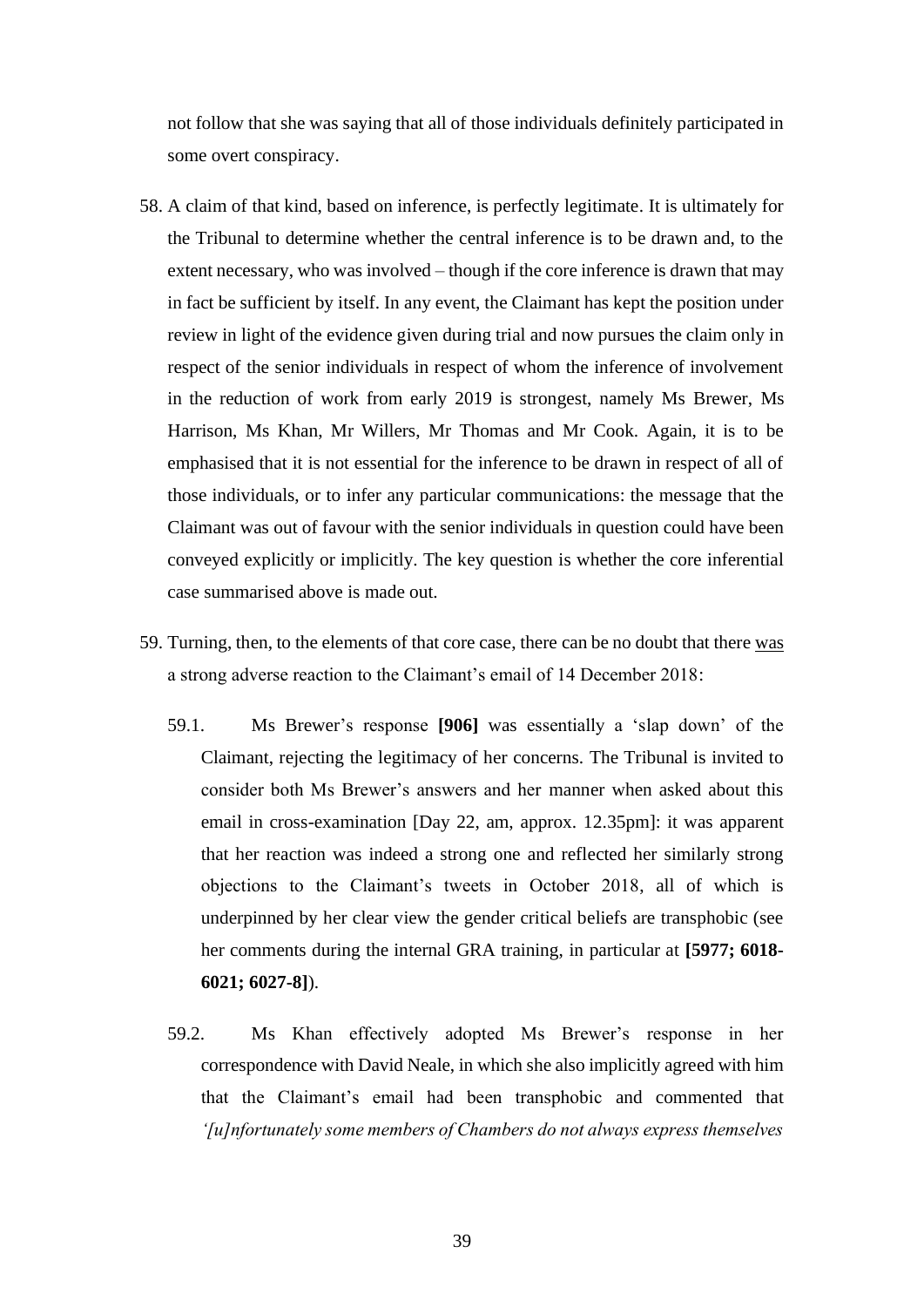not follow that she was saying that all of those individuals definitely participated in some overt conspiracy.

58. A claim of that kind, based on inference, is perfectly legitimate. It is ultimately for the Tribunal to determine whether the central inference is to be drawn and, to the extent necessary, who was involved – though if the core inference is drawn that may in fact be sufficient by itself. In any event, the Claimant has kept the position under review in light of the evidence given during trial and now pursues the claim only in respect of the senior individuals in respect of whom the inference of involvement in the reduction of work from early 2019 is strongest, namely Ms Brewer, Ms Harrison, Ms Khan, Mr Willers, Mr Thomas and Mr Cook. Again, it is to be emphasised that it is not essential for the inference to be drawn in respect of all of those individuals, or to infer any particular communications: the message that the Claimant was out of favour with the senior individuals in question could have been conveyed explicitly or implicitly. The key question is whether the core inferential case summarised above is made out.

59. Turning, then, to the elements of that core case, there can be no doubt that there <u>was</u> a strong adverse reaction to the Claimant's email of 14 December 2018:

    59.1. Ms Brewer's response **[906]** was essentially a 'slap down' of the Claimant, rejecting the legitimacy of her concerns. The Tribunal is invited to consider both Ms Brewer's answers and her manner when asked about this email in cross-examination [Day 22, am, approx. 12.35pm]: it was apparent that her reaction was indeed a strong one and reflected her similarly strong objections to the Claimant's tweets in October 2018, all of which is underpinned by her clear view the gender critical beliefs are transphobic (see her comments during the internal GRA training, in particular at **[5977; 6018-6021; 6027-8]**).

    59.2. Ms Khan effectively adopted Ms Brewer's response in her correspondence with David Neale, in which she also implicitly agreed with him that the Claimant's email had been transphobic and commented that *'[u]nfortunately some members of Chambers do not always express themselves*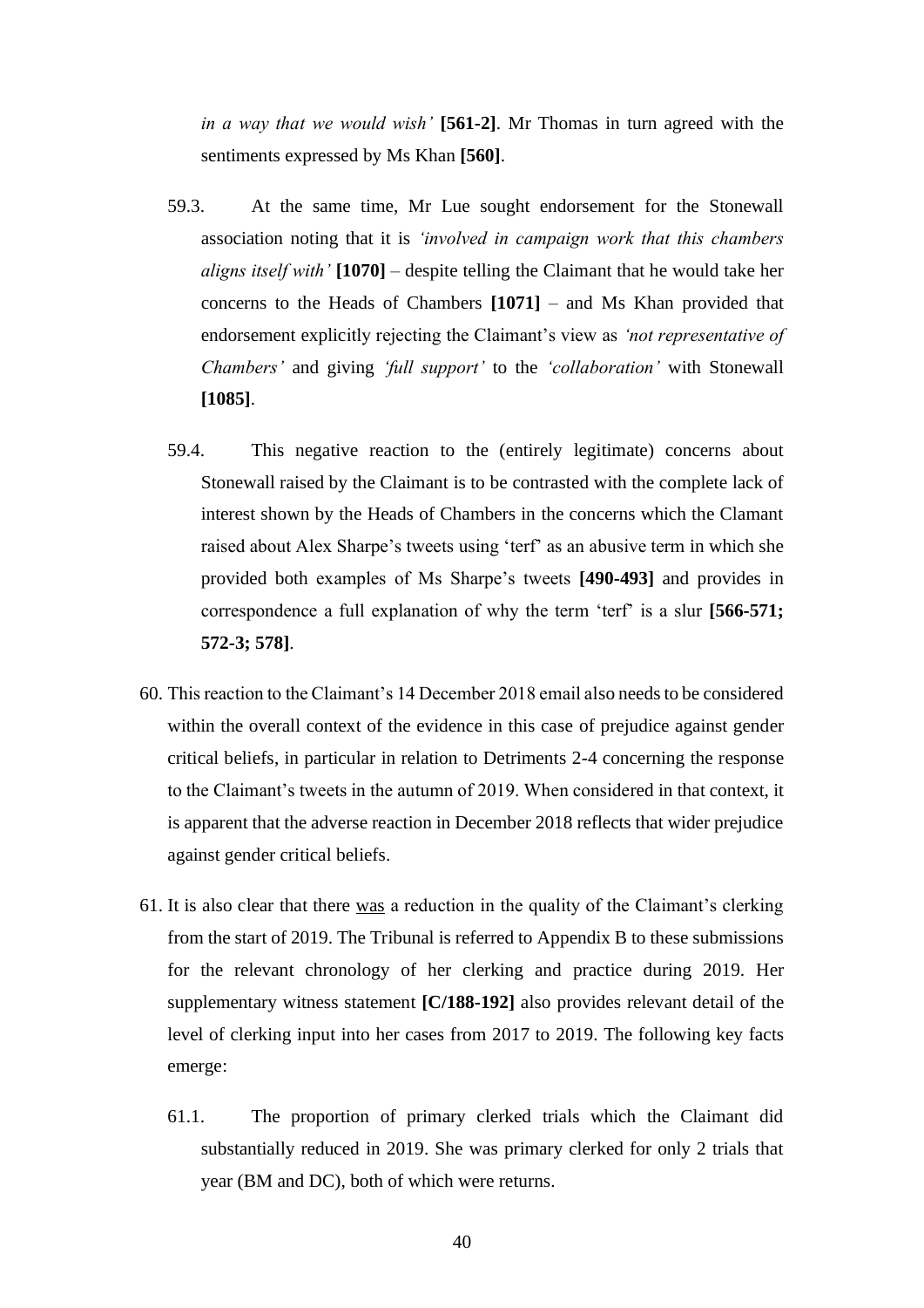*in a way that we would wish'* **[561-2]**. Mr Thomas in turn agreed with the sentiments expressed by Ms Khan **[560]**.

59.3. At the same time, Mr Lue sought endorsement for the Stonewall association noting that it is *'involved in campaign work that this chambers aligns itself with'* **[1070]** – despite telling the Claimant that he would take her concerns to the Heads of Chambers **[1071]** – and Ms Khan provided that endorsement explicitly rejecting the Claimant's view as *'not representative of Chambers'* and giving *'full support'* to the *'collaboration'* with Stonewall **[1085]**.

59.4. This negative reaction to the (entirely legitimate) concerns about Stonewall raised by the Claimant is to be contrasted with the complete lack of interest shown by the Heads of Chambers in the concerns which the Clamant raised about Alex Sharpe's tweets using 'terf' as an abusive term in which she provided both examples of Ms Sharpe's tweets **[490-493]** and provides in correspondence a full explanation of why the term 'terf' is a slur **[566-571; 572-3; 578]**.

60. This reaction to the Claimant's 14 December 2018 email also needs to be considered within the overall context of the evidence in this case of prejudice against gender critical beliefs, in particular in relation to Detriments 2-4 concerning the response to the Claimant's tweets in the autumn of 2019. When considered in that context, it is apparent that the adverse reaction in December 2018 reflects that wider prejudice against gender critical beliefs.

61. It is also clear that there <u>was</u> a reduction in the quality of the Claimant's clerking from the start of 2019. The Tribunal is referred to Appendix B to these submissions for the relevant chronology of her clerking and practice during 2019. Her supplementary witness statement **[C/188-192]** also provides relevant detail of the level of clerking input into her cases from 2017 to 2019. The following key facts emerge:

61.1. The proportion of primary clerked trials which the Claimant did substantially reduced in 2019. She was primary clerked for only 2 trials that year (BM and DC), both of which were returns.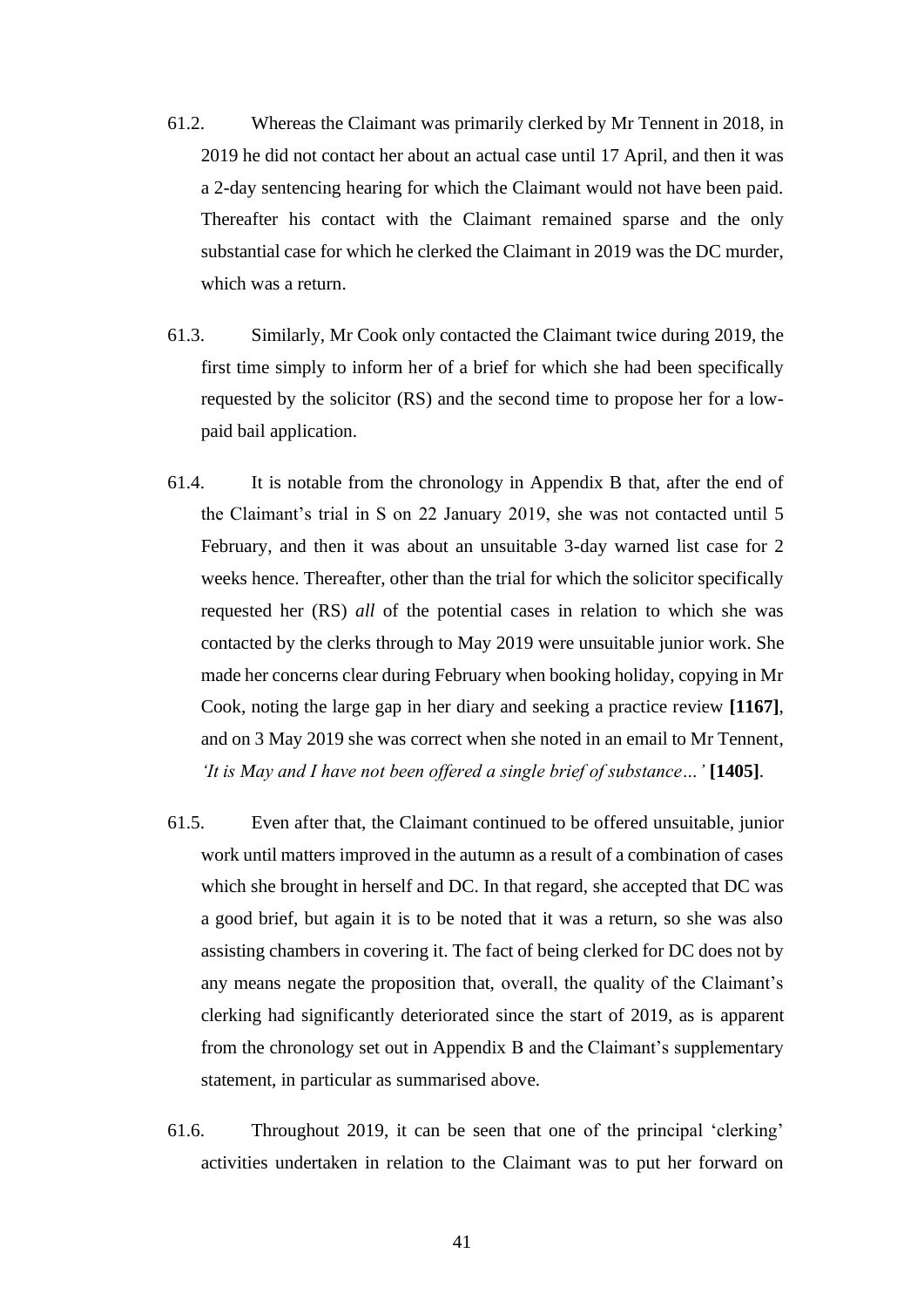61.2. Whereas the Claimant was primarily clerked by Mr Tennent in 2018, in 2019 he did not contact her about an actual case until 17 April, and then it was a 2-day sentencing hearing for which the Claimant would not have been paid. Thereafter his contact with the Claimant remained sparse and the only substantial case for which he clerked the Claimant in 2019 was the DC murder, which was a return.

61.3. Similarly, Mr Cook only contacted the Claimant twice during 2019, the first time simply to inform her of a brief for which she had been specifically requested by the solicitor (RS) and the second time to propose her for a low-paid bail application.

61.4. It is notable from the chronology in Appendix B that, after the end of the Claimant's trial in S on 22 January 2019, she was not contacted until 5 February, and then it was about an unsuitable 3-day warned list case for 2 weeks hence. Thereafter, other than the trial for which the solicitor specifically requested her (RS) *all* of the potential cases in relation to which she was contacted by the clerks through to May 2019 were unsuitable junior work. She made her concerns clear during February when booking holiday, copying in Mr Cook, noting the large gap in her diary and seeking a practice review **[1167]**, and on 3 May 2019 she was correct when she noted in an email to Mr Tennent, *'It is May and I have not been offered a single brief of substance…'* **[1405]**.

61.5. Even after that, the Claimant continued to be offered unsuitable, junior work until matters improved in the autumn as a result of a combination of cases which she brought in herself and DC. In that regard, she accepted that DC was a good brief, but again it is to be noted that it was a return, so she was also assisting chambers in covering it. The fact of being clerked for DC does not by any means negate the proposition that, overall, the quality of the Claimant's clerking had significantly deteriorated since the start of 2019, as is apparent from the chronology set out in Appendix B and the Claimant's supplementary statement, in particular as summarised above.

61.6. Throughout 2019, it can be seen that one of the principal 'clerking' activities undertaken in relation to the Claimant was to put her forward on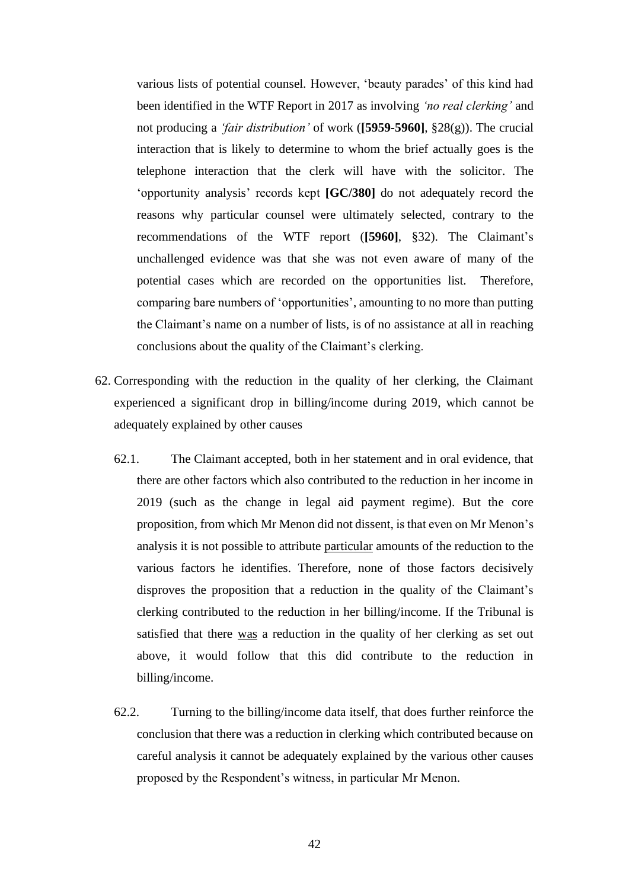various lists of potential counsel. However, 'beauty parades' of this kind had been identified in the WTF Report in 2017 as involving *'no real clerking'* and not producing a *'fair distribution'* of work (**[5959-5960]**, §28(g)). The crucial interaction that is likely to determine to whom the brief actually goes is the telephone interaction that the clerk will have with the solicitor. The 'opportunity analysis' records kept **[GC/380]** do not adequately record the reasons why particular counsel were ultimately selected, contrary to the recommendations of the WTF report (**[5960]**, §32). The Claimant's unchallenged evidence was that she was not even aware of many of the potential cases which are recorded on the opportunities list. Therefore, comparing bare numbers of 'opportunities', amounting to no more than putting the Claimant's name on a number of lists, is of no assistance at all in reaching conclusions about the quality of the Claimant's clerking.

62. Corresponding with the reduction in the quality of her clerking, the Claimant experienced a significant drop in billing/income during 2019, which cannot be adequately explained by other causes

    62.1. The Claimant accepted, both in her statement and in oral evidence, that there are other factors which also contributed to the reduction in her income in 2019 (such as the change in legal aid payment regime). But the core proposition, from which Mr Menon did not dissent, is that even on Mr Menon's analysis it is not possible to attribute <u>particular</u> amounts of the reduction to the various factors he identifies. Therefore, none of those factors decisively disproves the proposition that a reduction in the quality of the Claimant's clerking contributed to the reduction in her billing/income. If the Tribunal is satisfied that there <u>was</u> a reduction in the quality of her clerking as set out above, it would follow that this did contribute to the reduction in billing/income.

    62.2. Turning to the billing/income data itself, that does further reinforce the conclusion that there was a reduction in clerking which contributed because on careful analysis it cannot be adequately explained by the various other causes proposed by the Respondent's witness, in particular Mr Menon.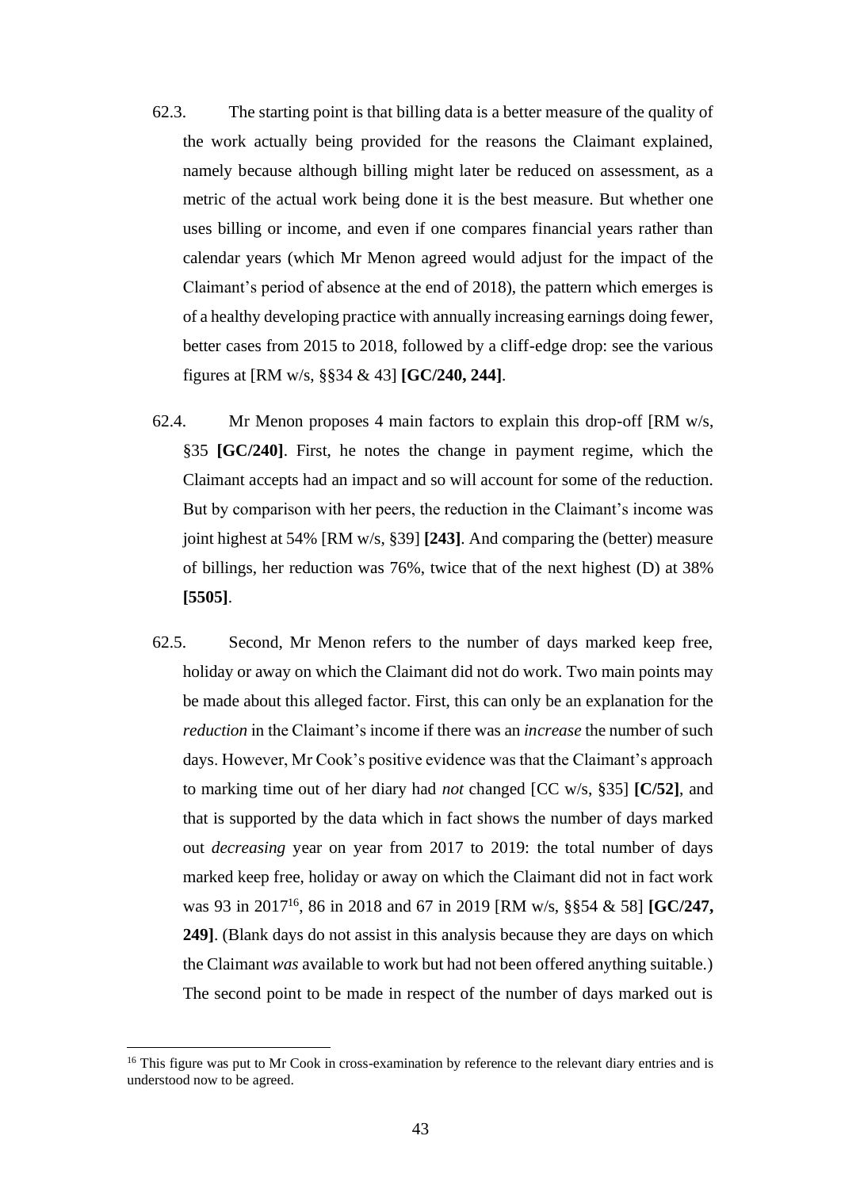62.3. The starting point is that billing data is a better measure of the quality of the work actually being provided for the reasons the Claimant explained, namely because although billing might later be reduced on assessment, as a metric of the actual work being done it is the best measure. But whether one uses billing or income, and even if one compares financial years rather than calendar years (which Mr Menon agreed would adjust for the impact of the Claimant's period of absence at the end of 2018), the pattern which emerges is of a healthy developing practice with annually increasing earnings doing fewer, better cases from 2015 to 2018, followed by a cliff-edge drop: see the various figures at [RM w/s, §§34 & 43] **[GC/240, 244]**.

62.4. Mr Menon proposes 4 main factors to explain this drop-off [RM w/s, §35 **[GC/240]**. First, he notes the change in payment regime, which the Claimant accepts had an impact and so will account for some of the reduction. But by comparison with her peers, the reduction in the Claimant's income was joint highest at 54% [RM w/s, §39] **[243]**. And comparing the (better) measure of billings, her reduction was 76%, twice that of the next highest (D) at 38% **[5505]**.

62.5. Second, Mr Menon refers to the number of days marked keep free, holiday or away on which the Claimant did not do work. Two main points may be made about this alleged factor. First, this can only be an explanation for the *reduction* in the Claimant's income if there was an *increase* the number of such days. However, Mr Cook's positive evidence was that the Claimant's approach to marking time out of her diary had *not* changed [CC w/s, §35] **[C/52]**, and that is supported by the data which in fact shows the number of days marked out *decreasing* year on year from 2017 to 2019: the total number of days marked keep free, holiday or away on which the Claimant did not in fact work was 93 in 2017[16], 86 in 2018 and 67 in 2019 [RM w/s, §§54 & 58] **[GC/247, 249]**. (Blank days do not assist in this analysis because they are days on which the Claimant *was* available to work but had not been offered anything suitable.) The second point to be made in respect of the number of days marked out is

[16] This figure was put to Mr Cook in cross-examination by reference to the relevant diary entries and is understood now to be agreed.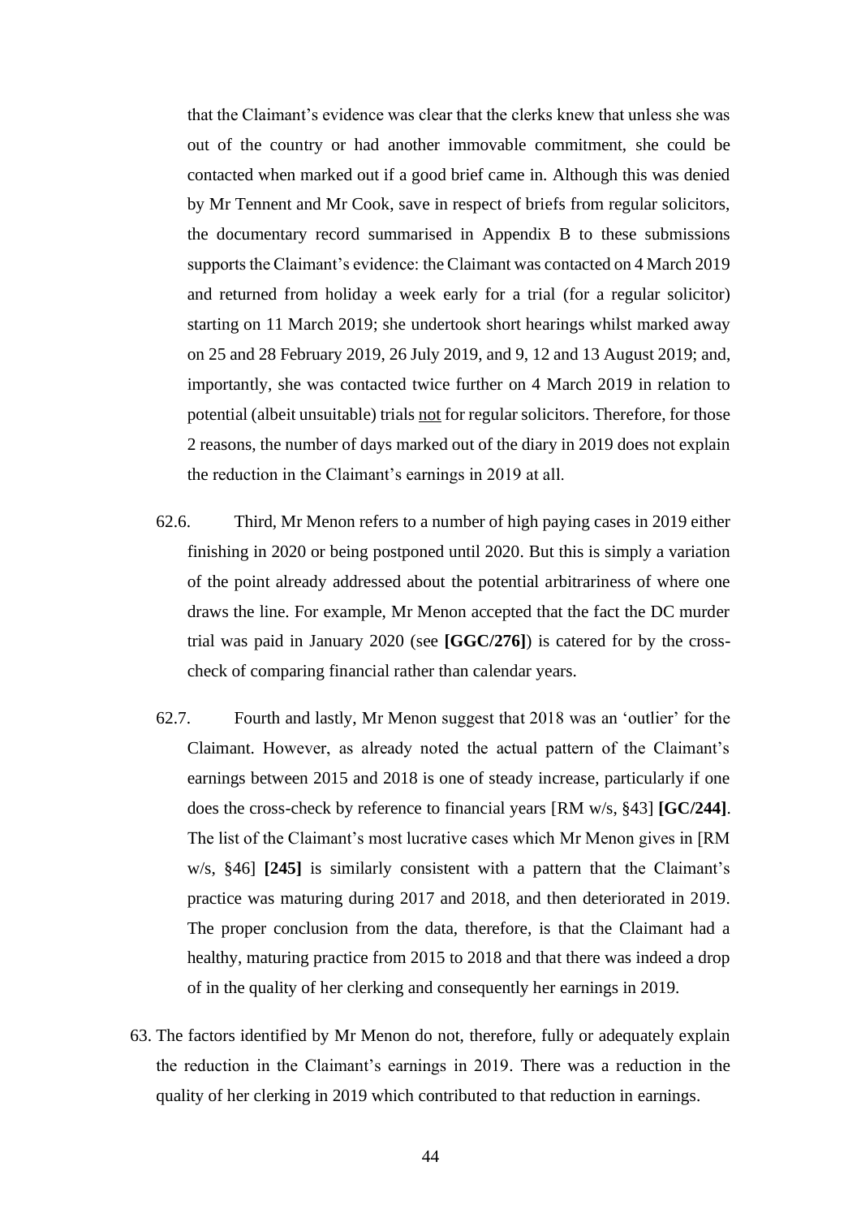that the Claimant's evidence was clear that the clerks knew that unless she was out of the country or had another immovable commitment, she could be contacted when marked out if a good brief came in. Although this was denied by Mr Tennent and Mr Cook, save in respect of briefs from regular solicitors, the documentary record summarised in Appendix B to these submissions supports the Claimant's evidence: the Claimant was contacted on 4 March 2019 and returned from holiday a week early for a trial (for a regular solicitor) starting on 11 March 2019; she undertook short hearings whilst marked away on 25 and 28 February 2019, 26 July 2019, and 9, 12 and 13 August 2019; and, importantly, she was contacted twice further on 4 March 2019 in relation to potential (albeit unsuitable) trials <u>not</u> for regular solicitors. Therefore, for those 2 reasons, the number of days marked out of the diary in 2019 does not explain the reduction in the Claimant's earnings in 2019 at all.

62.6. Third, Mr Menon refers to a number of high paying cases in 2019 either finishing in 2020 or being postponed until 2020. But this is simply a variation of the point already addressed about the potential arbitrariness of where one draws the line. For example, Mr Menon accepted that the fact the DC murder trial was paid in January 2020 (see **[GGC/276]**) is catered for by the cross-check of comparing financial rather than calendar years.

62.7. Fourth and lastly, Mr Menon suggest that 2018 was an 'outlier' for the Claimant. However, as already noted the actual pattern of the Claimant's earnings between 2015 and 2018 is one of steady increase, particularly if one does the cross-check by reference to financial years [RM w/s, §43] **[GC/244]**. The list of the Claimant's most lucrative cases which Mr Menon gives in [RM w/s, §46] **[245]** is similarly consistent with a pattern that the Claimant's practice was maturing during 2017 and 2018, and then deteriorated in 2019. The proper conclusion from the data, therefore, is that the Claimant had a healthy, maturing practice from 2015 to 2018 and that there was indeed a drop of in the quality of her clerking and consequently her earnings in 2019.

63. The factors identified by Mr Menon do not, therefore, fully or adequately explain the reduction in the Claimant's earnings in 2019. There was a reduction in the quality of her clerking in 2019 which contributed to that reduction in earnings.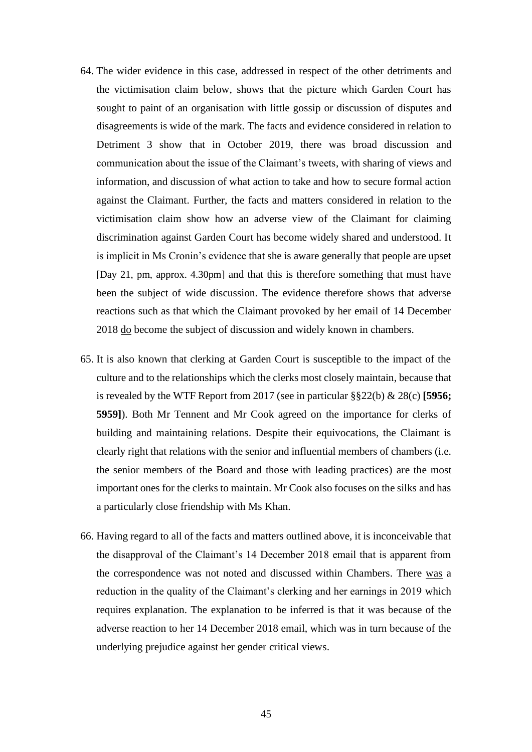64. The wider evidence in this case, addressed in respect of the other detriments and the victimisation claim below, shows that the picture which Garden Court has sought to paint of an organisation with little gossip or discussion of disputes and disagreements is wide of the mark. The facts and evidence considered in relation to Detriment 3 show that in October 2019, there was broad discussion and communication about the issue of the Claimant's tweets, with sharing of views and information, and discussion of what action to take and how to secure formal action against the Claimant. Further, the facts and matters considered in relation to the victimisation claim show how an adverse view of the Claimant for claiming discrimination against Garden Court has become widely shared and understood. It is implicit in Ms Cronin's evidence that she is aware generally that people are upset [Day 21, pm, approx. 4.30pm] and that this is therefore something that must have been the subject of wide discussion. The evidence therefore shows that adverse reactions such as that which the Claimant provoked by her email of 14 December 2018 <u>do</u> become the subject of discussion and widely known in chambers.

65. It is also known that clerking at Garden Court is susceptible to the impact of the culture and to the relationships which the clerks most closely maintain, because that is revealed by the WTF Report from 2017 (see in particular §§22(b) & 28(c) **[5956; 5959]**). Both Mr Tennent and Mr Cook agreed on the importance for clerks of building and maintaining relations. Despite their equivocations, the Claimant is clearly right that relations with the senior and influential members of chambers (i.e. the senior members of the Board and those with leading practices) are the most important ones for the clerks to maintain. Mr Cook also focuses on the silks and has a particularly close friendship with Ms Khan.

66. Having regard to all of the facts and matters outlined above, it is inconceivable that the disapproval of the Claimant's 14 December 2018 email that is apparent from the correspondence was not noted and discussed within Chambers. There <u>was</u> a reduction in the quality of the Claimant's clerking and her earnings in 2019 which requires explanation. The explanation to be inferred is that it was because of the adverse reaction to her 14 December 2018 email, which was in turn because of the underlying prejudice against her gender critical views.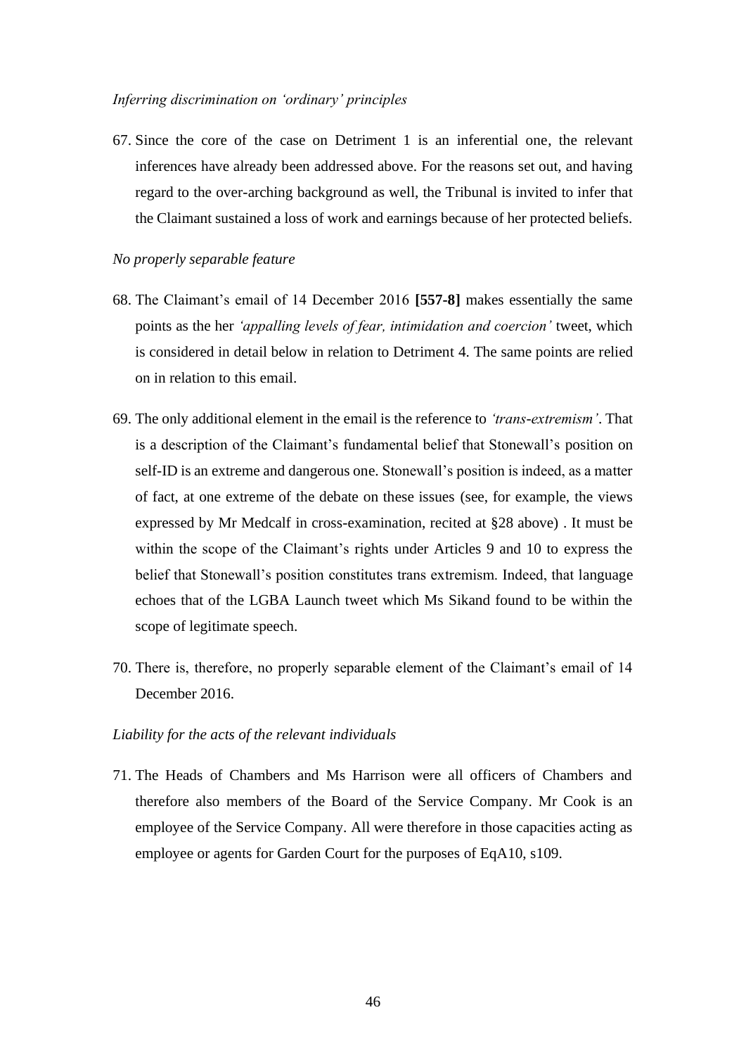*Inferring discrimination on 'ordinary' principles*

67. Since the core of the case on Detriment 1 is an inferential one, the relevant inferences have already been addressed above. For the reasons set out, and having regard to the over-arching background as well, the Tribunal is invited to infer that the Claimant sustained a loss of work and earnings because of her protected beliefs.

*No properly separable feature*

68. The Claimant's email of 14 December 2016 **[557-8]** makes essentially the same points as the her *'appalling levels of fear, intimidation and coercion'* tweet, which is considered in detail below in relation to Detriment 4. The same points are relied on in relation to this email.

69. The only additional element in the email is the reference to *'trans-extremism'*. That is a description of the Claimant's fundamental belief that Stonewall's position on self-ID is an extreme and dangerous one. Stonewall's position is indeed, as a matter of fact, at one extreme of the debate on these issues (see, for example, the views expressed by Mr Medcalf in cross-examination, recited at §28 above) . It must be within the scope of the Claimant's rights under Articles 9 and 10 to express the belief that Stonewall's position constitutes trans extremism. Indeed, that language echoes that of the LGBA Launch tweet which Ms Sikand found to be within the scope of legitimate speech.

70. There is, therefore, no properly separable element of the Claimant's email of 14 December 2016.

*Liability for the acts of the relevant individuals*

71. The Heads of Chambers and Ms Harrison were all officers of Chambers and therefore also members of the Board of the Service Company. Mr Cook is an employee of the Service Company. All were therefore in those capacities acting as employee or agents for Garden Court for the purposes of EqA10, s109.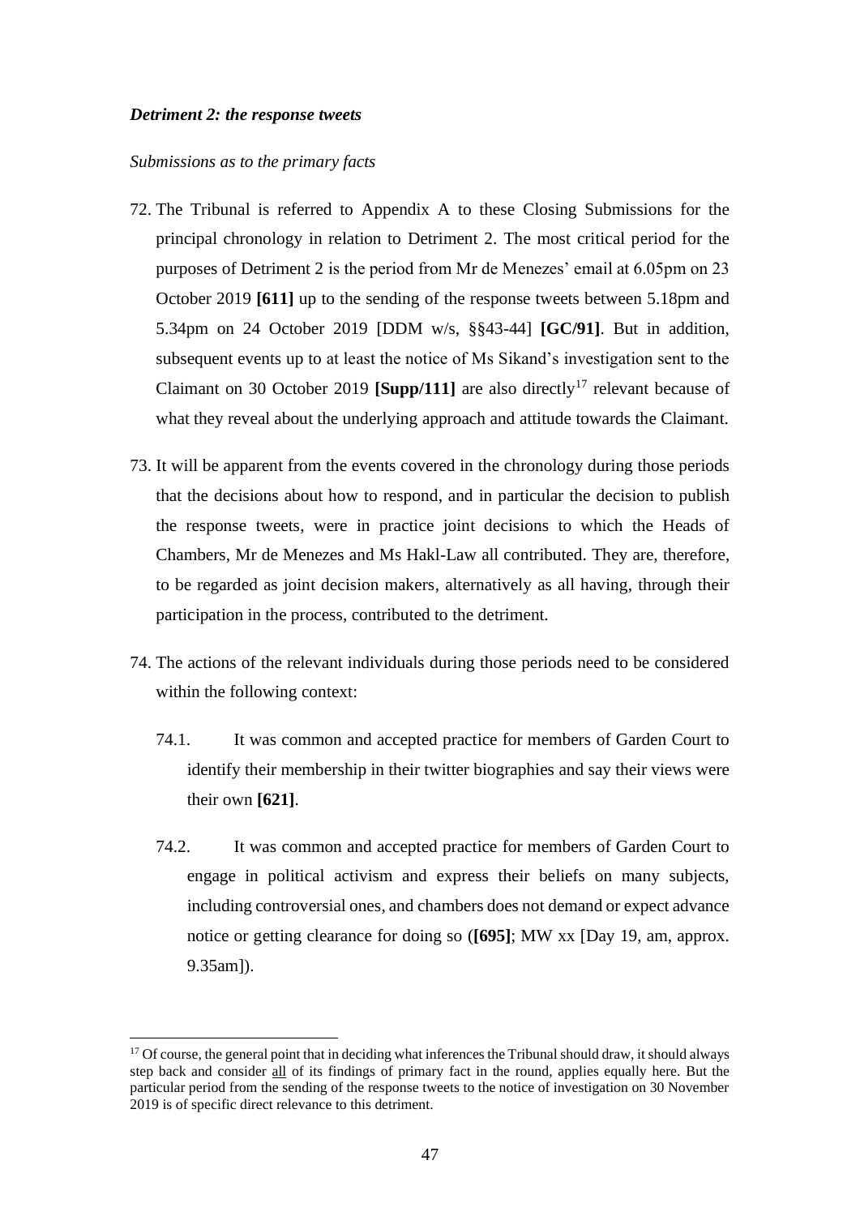***Detriment 2: the response tweets***

*Submissions as to the primary facts*

72. The Tribunal is referred to Appendix A to these Closing Submissions for the principal chronology in relation to Detriment 2. The most critical period for the purposes of Detriment 2 is the period from Mr de Menezes' email at 6.05pm on 23 October 2019 **[611]** up to the sending of the response tweets between 5.18pm and 5.34pm on 24 October 2019 [DDM w/s, §§43-44] **[GC/91]**. But in addition, subsequent events up to at least the notice of Ms Sikand's investigation sent to the Claimant on 30 October 2019 **[Supp/111]** are also directly[17] relevant because of what they reveal about the underlying approach and attitude towards the Claimant.

73. It will be apparent from the events covered in the chronology during those periods that the decisions about how to respond, and in particular the decision to publish the response tweets, were in practice joint decisions to which the Heads of Chambers, Mr de Menezes and Ms Hakl-Law all contributed. They are, therefore, to be regarded as joint decision makers, alternatively as all having, through their participation in the process, contributed to the detriment.

74. The actions of the relevant individuals during those periods need to be considered within the following context:

    74.1. It was common and accepted practice for members of Garden Court to identify their membership in their twitter biographies and say their views were their own **[621]**.

    74.2. It was common and accepted practice for members of Garden Court to engage in political activism and express their beliefs on many subjects, including controversial ones, and chambers does not demand or expect advance notice or getting clearance for doing so (**[695]**; MW xx [Day 19, am, approx. 9.35am]).

---

[17] Of course, the general point that in deciding what inferences the Tribunal should draw, it should always step back and consider <u>all</u> of its findings of primary fact in the round, applies equally here. But the particular period from the sending of the response tweets to the notice of investigation on 30 November 2019 is of specific direct relevance to this detriment.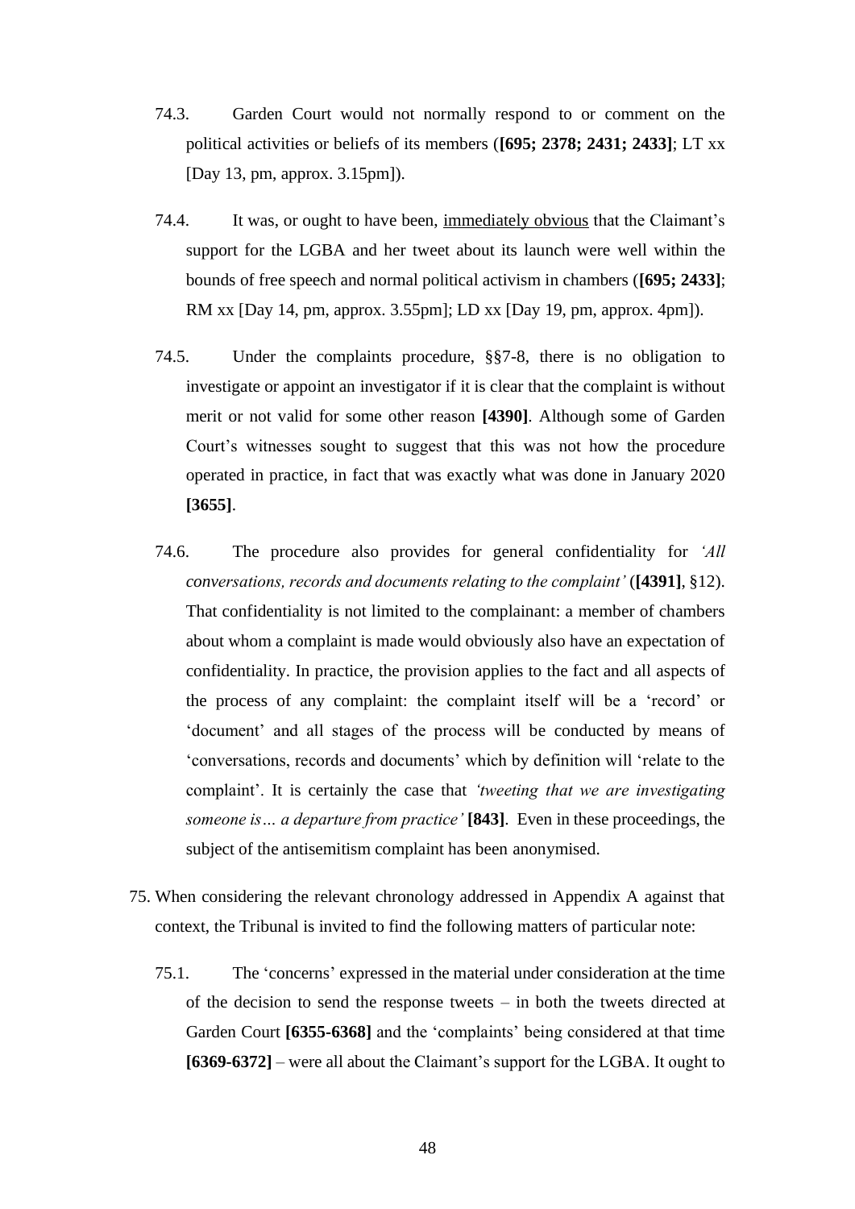74.3. Garden Court would not normally respond to or comment on the political activities or beliefs of its members (**[695; 2378; 2431; 2433]**; LT xx [Day 13, pm, approx. 3.15pm]).

74.4. It was, or ought to have been, <u>immediately obvious</u> that the Claimant's support for the LGBA and her tweet about its launch were well within the bounds of free speech and normal political activism in chambers (**[695; 2433]**; RM xx [Day 14, pm, approx. 3.55pm]; LD xx [Day 19, pm, approx. 4pm]).

74.5. Under the complaints procedure, §§7-8, there is no obligation to investigate or appoint an investigator if it is clear that the complaint is without merit or not valid for some other reason **[4390]**. Although some of Garden Court's witnesses sought to suggest that this was not how the procedure operated in practice, in fact that was exactly what was done in January 2020 **[3655]**.

74.6. The procedure also provides for general confidentiality for *'All conversations, records and documents relating to the complaint'* (**[4391]**, §12). That confidentiality is not limited to the complainant: a member of chambers about whom a complaint is made would obviously also have an expectation of confidentiality. In practice, the provision applies to the fact and all aspects of the process of any complaint: the complaint itself will be a 'record' or 'document' and all stages of the process will be conducted by means of 'conversations, records and documents' which by definition will 'relate to the complaint'. It is certainly the case that *'tweeting that we are investigating someone is… a departure from practice'* **[843]**. Even in these proceedings, the subject of the antisemitism complaint has been anonymised.

75. When considering the relevant chronology addressed in Appendix A against that context, the Tribunal is invited to find the following matters of particular note:

75.1. The 'concerns' expressed in the material under consideration at the time of the decision to send the response tweets – in both the tweets directed at Garden Court **[6355-6368]** and the 'complaints' being considered at that time **[6369-6372]** – were all about the Claimant's support for the LGBA. It ought to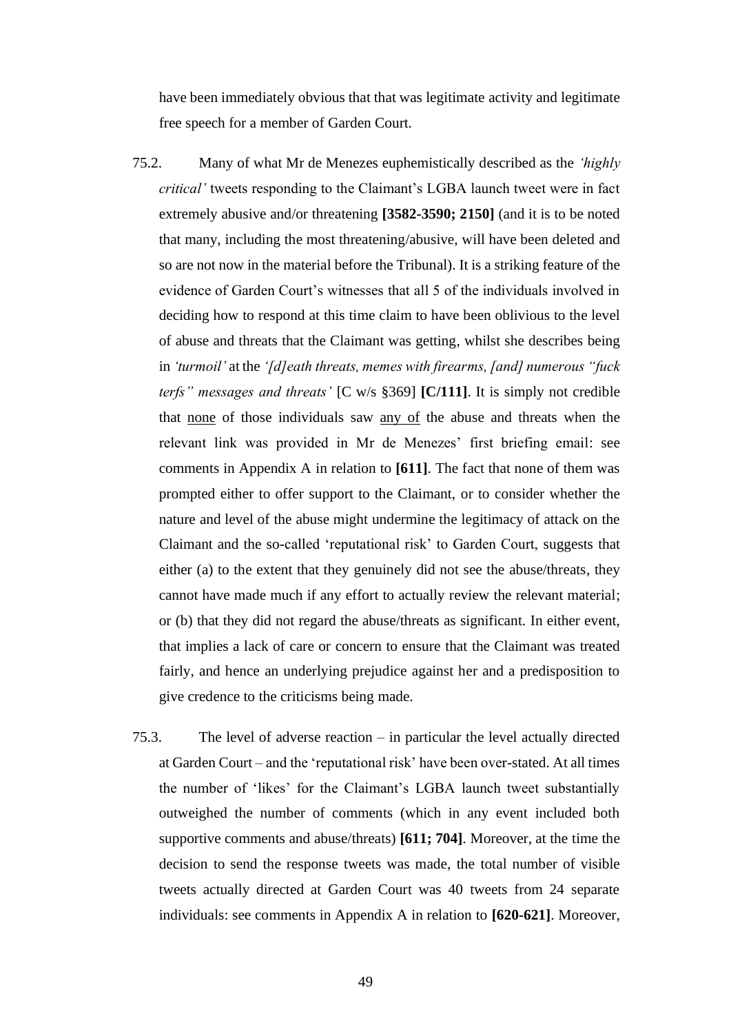have been immediately obvious that that was legitimate activity and legitimate free speech for a member of Garden Court.

75.2. Many of what Mr de Menezes euphemistically described as the *'highly critical'* tweets responding to the Claimant's LGBA launch tweet were in fact extremely abusive and/or threatening **[3582-3590; 2150]** (and it is to be noted that many, including the most threatening/abusive, will have been deleted and so are not now in the material before the Tribunal). It is a striking feature of the evidence of Garden Court's witnesses that all 5 of the individuals involved in deciding how to respond at this time claim to have been oblivious to the level of abuse and threats that the Claimant was getting, whilst she describes being in *'turmoil'* at the *'[d]eath threats, memes with firearms, [and] numerous "fuck terfs" messages and threats'* [C w/s §369] **[C/111]**. It is simply not credible that <u>none</u> of those individuals saw <u>any of</u> the abuse and threats when the relevant link was provided in Mr de Menezes' first briefing email: see comments in Appendix A in relation to **[611]**. The fact that none of them was prompted either to offer support to the Claimant, or to consider whether the nature and level of the abuse might undermine the legitimacy of attack on the Claimant and the so-called 'reputational risk' to Garden Court, suggests that either (a) to the extent that they genuinely did not see the abuse/threats, they cannot have made much if any effort to actually review the relevant material; or (b) that they did not regard the abuse/threats as significant. In either event, that implies a lack of care or concern to ensure that the Claimant was treated fairly, and hence an underlying prejudice against her and a predisposition to give credence to the criticisms being made.

75.3. The level of adverse reaction – in particular the level actually directed at Garden Court – and the 'reputational risk' have been over-stated. At all times the number of 'likes' for the Claimant's LGBA launch tweet substantially outweighed the number of comments (which in any event included both supportive comments and abuse/threats) **[611; 704]**. Moreover, at the time the decision to send the response tweets was made, the total number of visible tweets actually directed at Garden Court was 40 tweets from 24 separate individuals: see comments in Appendix A in relation to **[620-621]**. Moreover,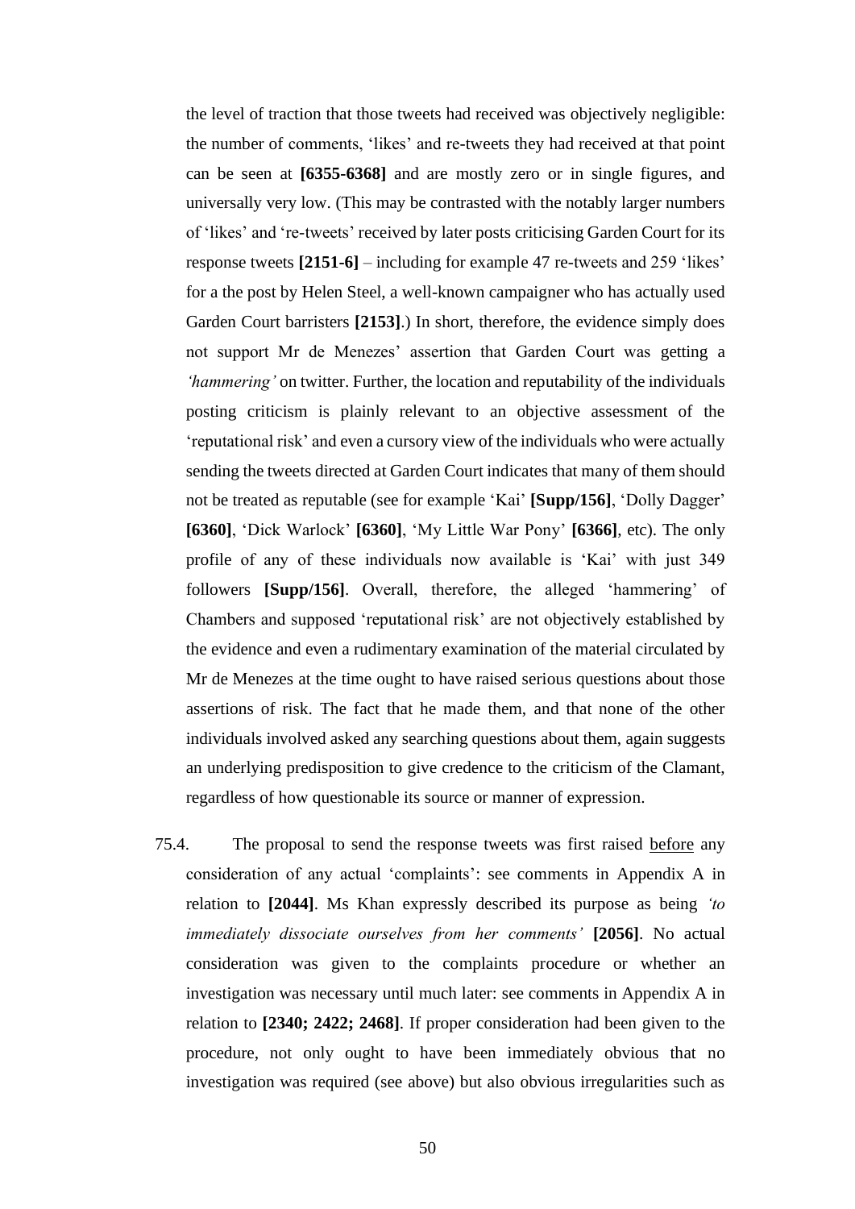the level of traction that those tweets had received was objectively negligible: the number of comments, 'likes' and re-tweets they had received at that point can be seen at **[6355-6368]** and are mostly zero or in single figures, and universally very low. (This may be contrasted with the notably larger numbers of 'likes' and 're-tweets' received by later posts criticising Garden Court for its response tweets **[2151-6]** – including for example 47 re-tweets and 259 'likes' for a the post by Helen Steel, a well-known campaigner who has actually used Garden Court barristers **[2153]**.) In short, therefore, the evidence simply does not support Mr de Menezes' assertion that Garden Court was getting a *'hammering'* on twitter. Further, the location and reputability of the individuals posting criticism is plainly relevant to an objective assessment of the 'reputational risk' and even a cursory view of the individuals who were actually sending the tweets directed at Garden Court indicates that many of them should not be treated as reputable (see for example 'Kai' **[Supp/156]**, 'Dolly Dagger' **[6360]**, 'Dick Warlock' **[6360]**, 'My Little War Pony' **[6366]**, etc). The only profile of any of these individuals now available is 'Kai' with just 349 followers **[Supp/156]**. Overall, therefore, the alleged 'hammering' of Chambers and supposed 'reputational risk' are not objectively established by the evidence and even a rudimentary examination of the material circulated by Mr de Menezes at the time ought to have raised serious questions about those assertions of risk. The fact that he made them, and that none of the other individuals involved asked any searching questions about them, again suggests an underlying predisposition to give credence to the criticism of the Clamant, regardless of how questionable its source or manner of expression.

75.4. The proposal to send the response tweets was first raised <u>before</u> any consideration of any actual 'complaints': see comments in Appendix A in relation to **[2044]**. Ms Khan expressly described its purpose as being *'to immediately dissociate ourselves from her comments'* **[2056]**. No actual consideration was given to the complaints procedure or whether an investigation was necessary until much later: see comments in Appendix A in relation to **[2340; 2422; 2468]**. If proper consideration had been given to the procedure, not only ought to have been immediately obvious that no investigation was required (see above) but also obvious irregularities such as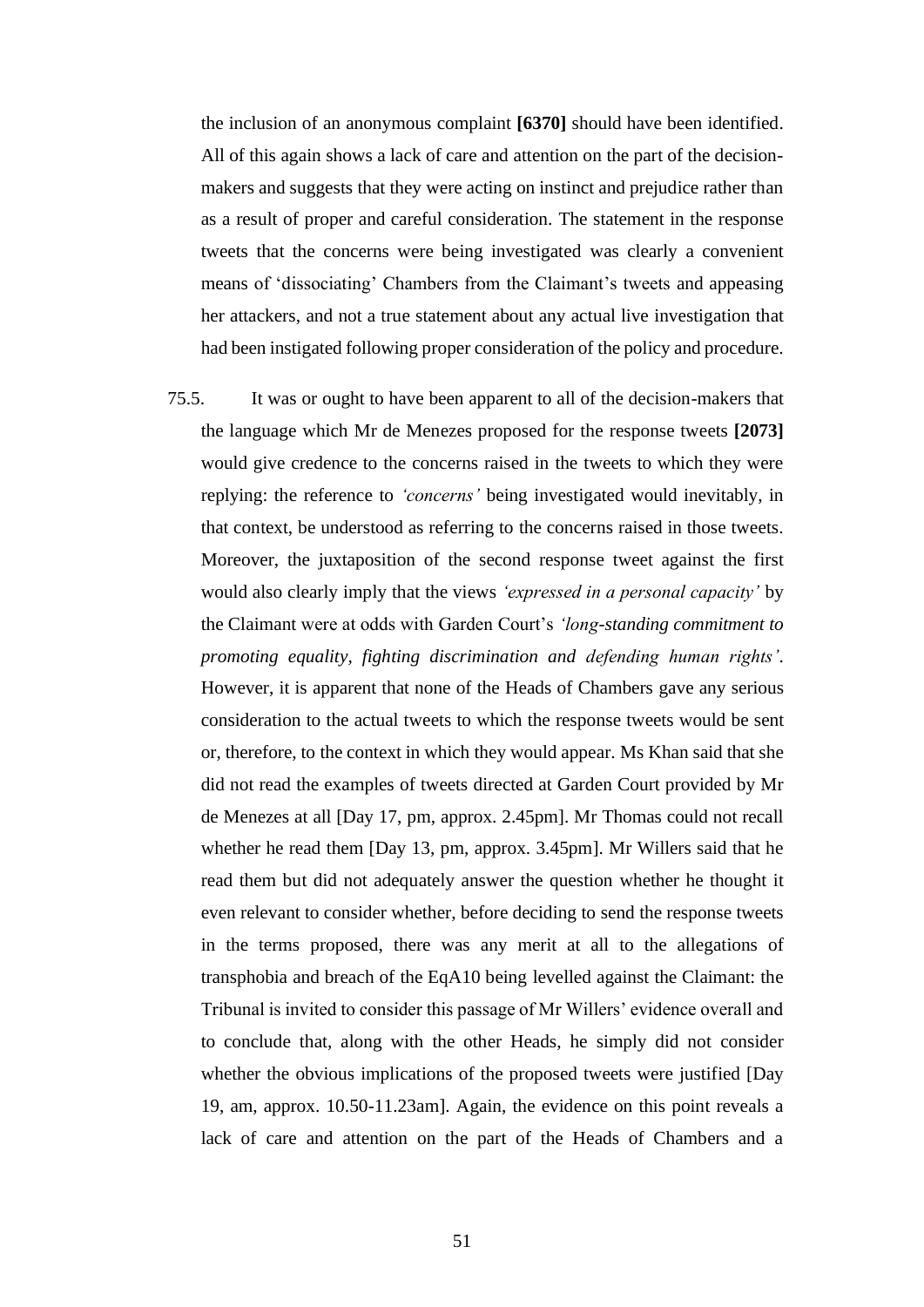the inclusion of an anonymous complaint **[6370]** should have been identified. All of this again shows a lack of care and attention on the part of the decision-makers and suggests that they were acting on instinct and prejudice rather than as a result of proper and careful consideration. The statement in the response tweets that the concerns were being investigated was clearly a convenient means of 'dissociating' Chambers from the Claimant's tweets and appeasing her attackers, and not a true statement about any actual live investigation that had been instigated following proper consideration of the policy and procedure.

75.5. It was or ought to have been apparent to all of the decision-makers that the language which Mr de Menezes proposed for the response tweets **[2073]** would give credence to the concerns raised in the tweets to which they were replying: the reference to *'concerns'* being investigated would inevitably, in that context, be understood as referring to the concerns raised in those tweets. Moreover, the juxtaposition of the second response tweet against the first would also clearly imply that the views *'expressed in a personal capacity'* by the Claimant were at odds with Garden Court's *'long-standing commitment to promoting equality, fighting discrimination and defending human rights'*. However, it is apparent that none of the Heads of Chambers gave any serious consideration to the actual tweets to which the response tweets would be sent or, therefore, to the context in which they would appear. Ms Khan said that she did not read the examples of tweets directed at Garden Court provided by Mr de Menezes at all [Day 17, pm, approx. 2.45pm]. Mr Thomas could not recall whether he read them [Day 13, pm, approx. 3.45pm]. Mr Willers said that he read them but did not adequately answer the question whether he thought it even relevant to consider whether, before deciding to send the response tweets in the terms proposed, there was any merit at all to the allegations of transphobia and breach of the EqA10 being levelled against the Claimant: the Tribunal is invited to consider this passage of Mr Willers' evidence overall and to conclude that, along with the other Heads, he simply did not consider whether the obvious implications of the proposed tweets were justified [Day 19, am, approx. 10.50-11.23am]. Again, the evidence on this point reveals a lack of care and attention on the part of the Heads of Chambers and a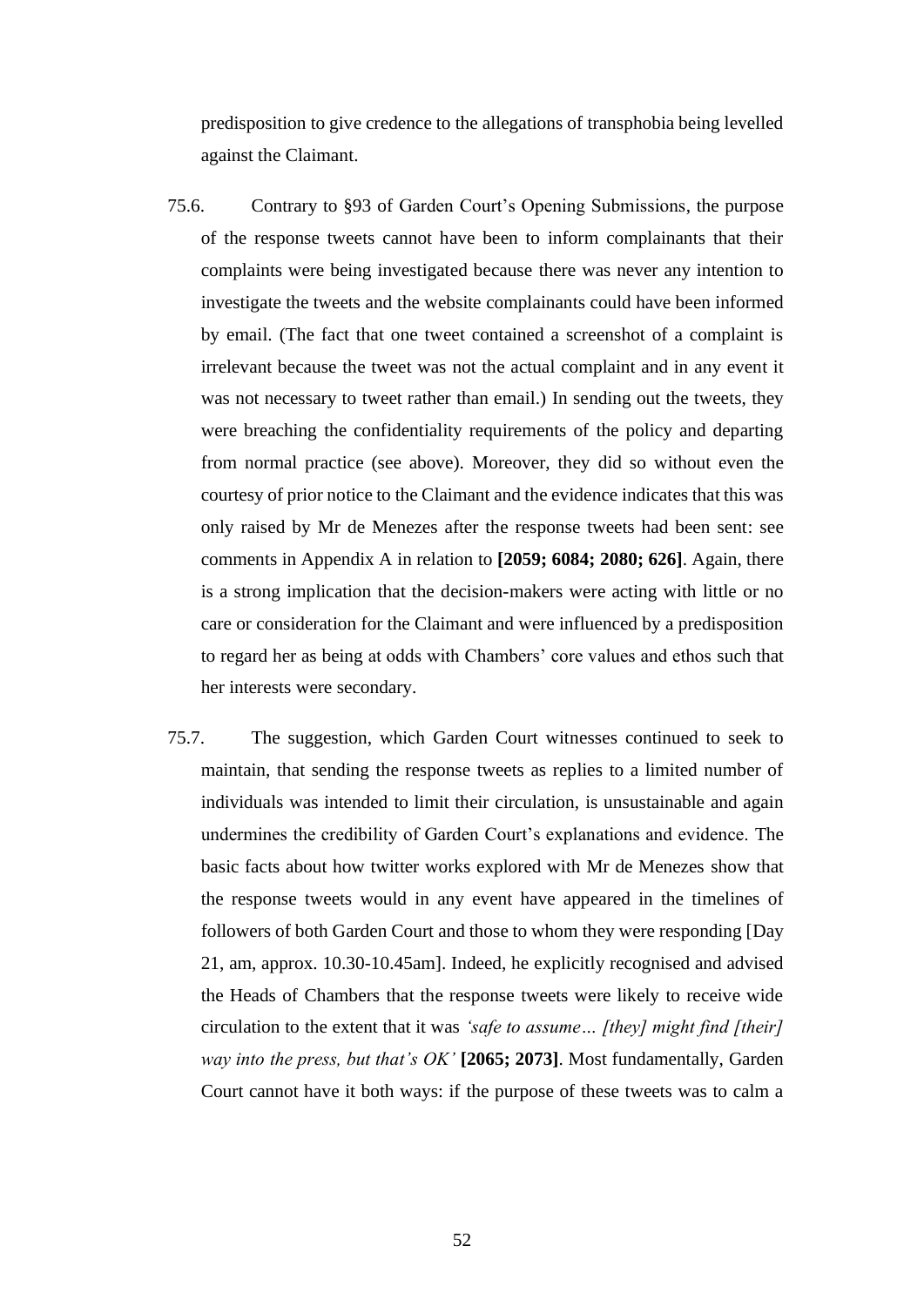predisposition to give credence to the allegations of transphobia being levelled against the Claimant.

75.6. Contrary to §93 of Garden Court's Opening Submissions, the purpose of the response tweets cannot have been to inform complainants that their complaints were being investigated because there was never any intention to investigate the tweets and the website complainants could have been informed by email. (The fact that one tweet contained a screenshot of a complaint is irrelevant because the tweet was not the actual complaint and in any event it was not necessary to tweet rather than email.) In sending out the tweets, they were breaching the confidentiality requirements of the policy and departing from normal practice (see above). Moreover, they did so without even the courtesy of prior notice to the Claimant and the evidence indicates that this was only raised by Mr de Menezes after the response tweets had been sent: see comments in Appendix A in relation to **[2059; 6084; 2080; 626]**. Again, there is a strong implication that the decision-makers were acting with little or no care or consideration for the Claimant and were influenced by a predisposition to regard her as being at odds with Chambers' core values and ethos such that her interests were secondary.

75.7. The suggestion, which Garden Court witnesses continued to seek to maintain, that sending the response tweets as replies to a limited number of individuals was intended to limit their circulation, is unsustainable and again undermines the credibility of Garden Court's explanations and evidence. The basic facts about how twitter works explored with Mr de Menezes show that the response tweets would in any event have appeared in the timelines of followers of both Garden Court and those to whom they were responding [Day 21, am, approx. 10.30-10.45am]. Indeed, he explicitly recognised and advised the Heads of Chambers that the response tweets were likely to receive wide circulation to the extent that it was *'safe to assume… [they] might find [their] way into the press, but that's OK'* **[2065; 2073]**. Most fundamentally, Garden Court cannot have it both ways: if the purpose of these tweets was to calm a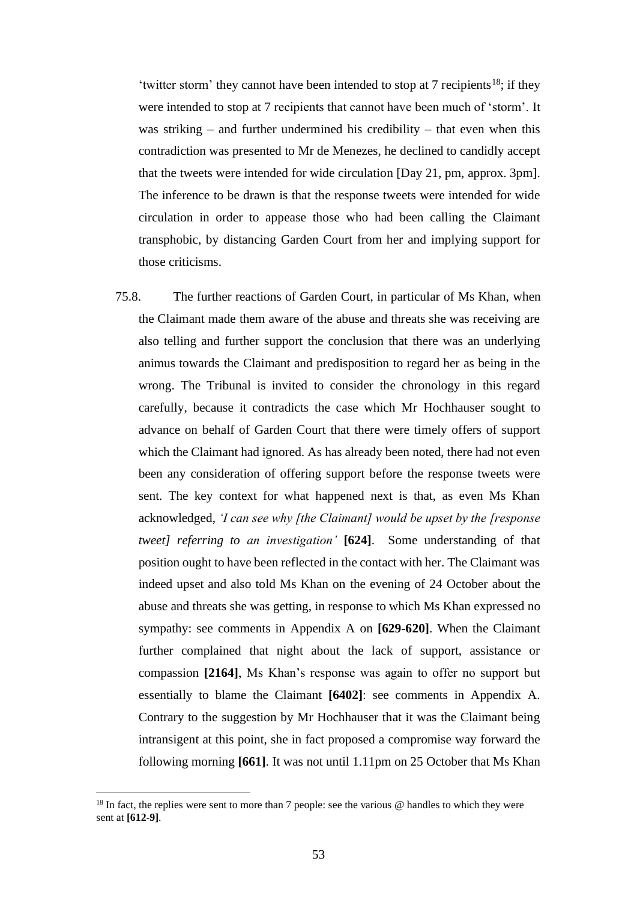'twitter storm' they cannot have been intended to stop at 7 recipients[18]; if they were intended to stop at 7 recipients that cannot have been much of 'storm'. It was striking – and further undermined his credibility – that even when this contradiction was presented to Mr de Menezes, he declined to candidly accept that the tweets were intended for wide circulation [Day 21, pm, approx. 3pm]. The inference to be drawn is that the response tweets were intended for wide circulation in order to appease those who had been calling the Claimant transphobic, by distancing Garden Court from her and implying support for those criticisms.

75.8. The further reactions of Garden Court, in particular of Ms Khan, when the Claimant made them aware of the abuse and threats she was receiving are also telling and further support the conclusion that there was an underlying animus towards the Claimant and predisposition to regard her as being in the wrong. The Tribunal is invited to consider the chronology in this regard carefully, because it contradicts the case which Mr Hochhauser sought to advance on behalf of Garden Court that there were timely offers of support which the Claimant had ignored. As has already been noted, there had not even been any consideration of offering support before the response tweets were sent. The key context for what happened next is that, as even Ms Khan acknowledged, *'I can see why [the Claimant] would be upset by the [response tweet] referring to an investigation'* **[624]**. Some understanding of that position ought to have been reflected in the contact with her. The Claimant was indeed upset and also told Ms Khan on the evening of 24 October about the abuse and threats she was getting, in response to which Ms Khan expressed no sympathy: see comments in Appendix A on **[629-620]**. When the Claimant further complained that night about the lack of support, assistance or compassion **[2164]**, Ms Khan's response was again to offer no support but essentially to blame the Claimant **[6402]**: see comments in Appendix A. Contrary to the suggestion by Mr Hochhauser that it was the Claimant being intransigent at this point, she in fact proposed a compromise way forward the following morning **[661]**. It was not until 1.11pm on 25 October that Ms Khan

[18] In fact, the replies were sent to more than 7 people: see the various @ handles to which they were sent at **[612-9]**.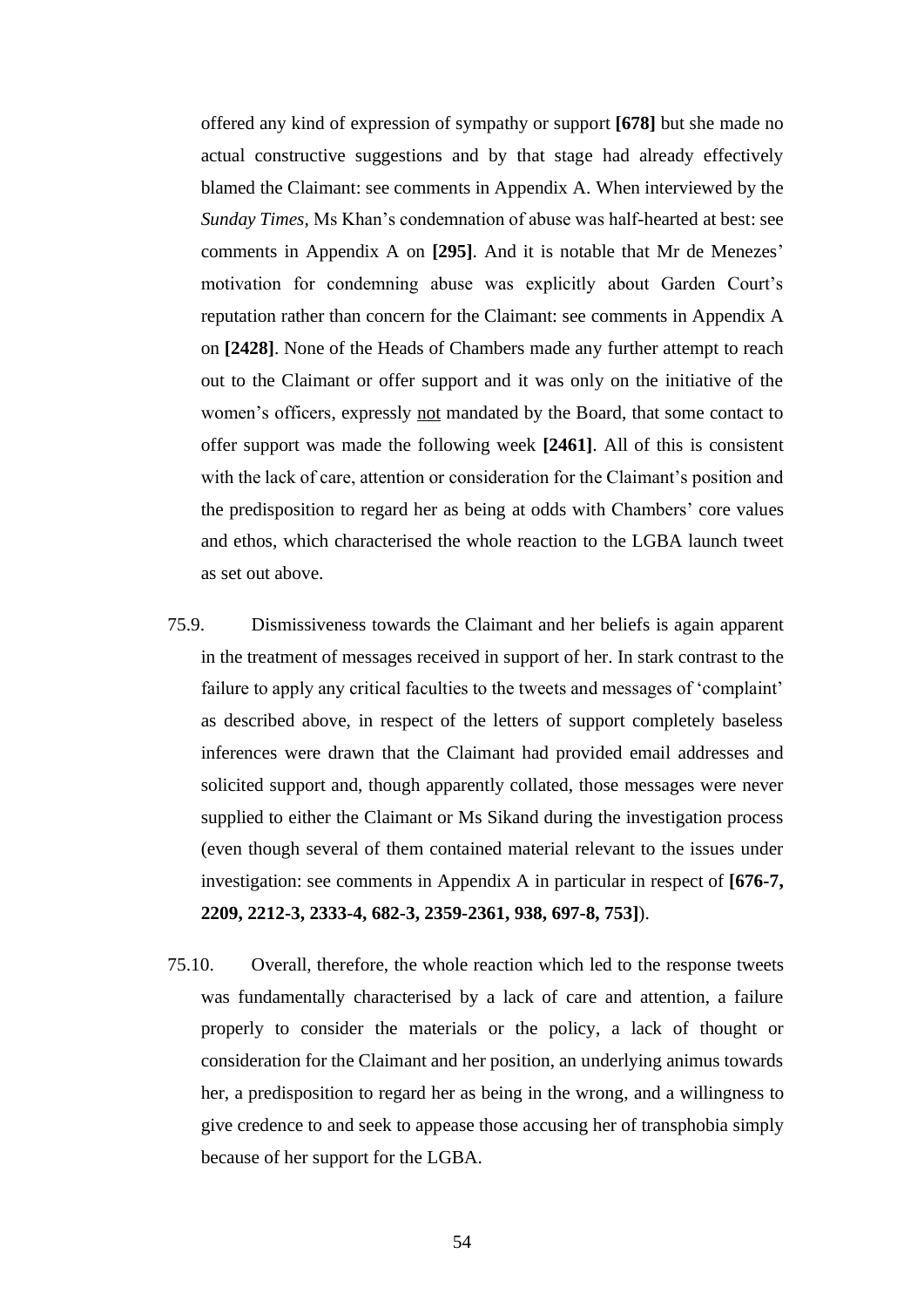offered any kind of expression of sympathy or support **[678]** but she made no actual constructive suggestions and by that stage had already effectively blamed the Claimant: see comments in Appendix A. When interviewed by the *Sunday Times*, Ms Khan's condemnation of abuse was half-hearted at best: see comments in Appendix A on **[295]**. And it is notable that Mr de Menezes' motivation for condemning abuse was explicitly about Garden Court's reputation rather than concern for the Claimant: see comments in Appendix A on **[2428]**. None of the Heads of Chambers made any further attempt to reach out to the Claimant or offer support and it was only on the initiative of the women's officers, expressly <u>not</u> mandated by the Board, that some contact to offer support was made the following week **[2461]**. All of this is consistent with the lack of care, attention or consideration for the Claimant's position and the predisposition to regard her as being at odds with Chambers' core values and ethos, which characterised the whole reaction to the LGBA launch tweet as set out above.

75.9. Dismissiveness towards the Claimant and her beliefs is again apparent in the treatment of messages received in support of her. In stark contrast to the failure to apply any critical faculties to the tweets and messages of 'complaint' as described above, in respect of the letters of support completely baseless inferences were drawn that the Claimant had provided email addresses and solicited support and, though apparently collated, those messages were never supplied to either the Claimant or Ms Sikand during the investigation process (even though several of them contained material relevant to the issues under investigation: see comments in Appendix A in particular in respect of **[676-7, 2209, 2212-3, 2333-4, 682-3, 2359-2361, 938, 697-8, 753]**).

75.10. Overall, therefore, the whole reaction which led to the response tweets was fundamentally characterised by a lack of care and attention, a failure properly to consider the materials or the policy, a lack of thought or consideration for the Claimant and her position, an underlying animus towards her, a predisposition to regard her as being in the wrong, and a willingness to give credence to and seek to appease those accusing her of transphobia simply because of her support for the LGBA.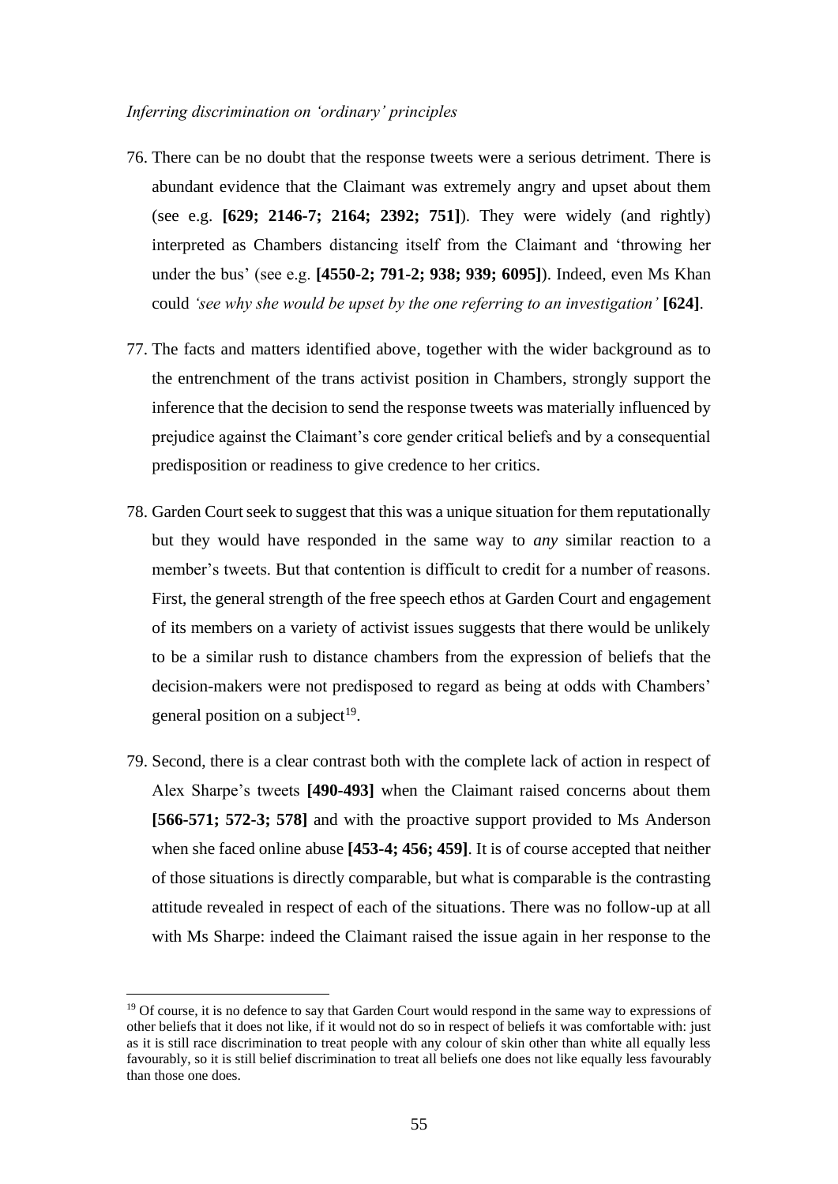*Inferring discrimination on 'ordinary' principles*

76. There can be no doubt that the response tweets were a serious detriment. There is abundant evidence that the Claimant was extremely angry and upset about them (see e.g. **[629; 2146-7; 2164; 2392; 751]**). They were widely (and rightly) interpreted as Chambers distancing itself from the Claimant and 'throwing her under the bus' (see e.g. **[4550-2; 791-2; 938; 939; 6095]**). Indeed, even Ms Khan could *'see why she would be upset by the one referring to an investigation'* **[624]**.

77. The facts and matters identified above, together with the wider background as to the entrenchment of the trans activist position in Chambers, strongly support the inference that the decision to send the response tweets was materially influenced by prejudice against the Claimant's core gender critical beliefs and by a consequential predisposition or readiness to give credence to her critics.

78. Garden Court seek to suggest that this was a unique situation for them reputationally but they would have responded in the same way to *any* similar reaction to a member's tweets. But that contention is difficult to credit for a number of reasons. First, the general strength of the free speech ethos at Garden Court and engagement of its members on a variety of activist issues suggests that there would be unlikely to be a similar rush to distance chambers from the expression of beliefs that the decision-makers were not predisposed to regard as being at odds with Chambers' general position on a subject[19].

79. Second, there is a clear contrast both with the complete lack of action in respect of Alex Sharpe's tweets **[490-493]** when the Claimant raised concerns about them **[566-571; 572-3; 578]** and with the proactive support provided to Ms Anderson when she faced online abuse **[453-4; 456; 459]**. It is of course accepted that neither of those situations is directly comparable, but what is comparable is the contrasting attitude revealed in respect of each of the situations. There was no follow-up at all with Ms Sharpe: indeed the Claimant raised the issue again in her response to the

---

[19] Of course, it is no defence to say that Garden Court would respond in the same way to expressions of other beliefs that it does not like, if it would not do so in respect of beliefs it was comfortable with: just as it is still race discrimination to treat people with any colour of skin other than white all equally less favourably, so it is still belief discrimination to treat all beliefs one does not like equally less favourably than those one does.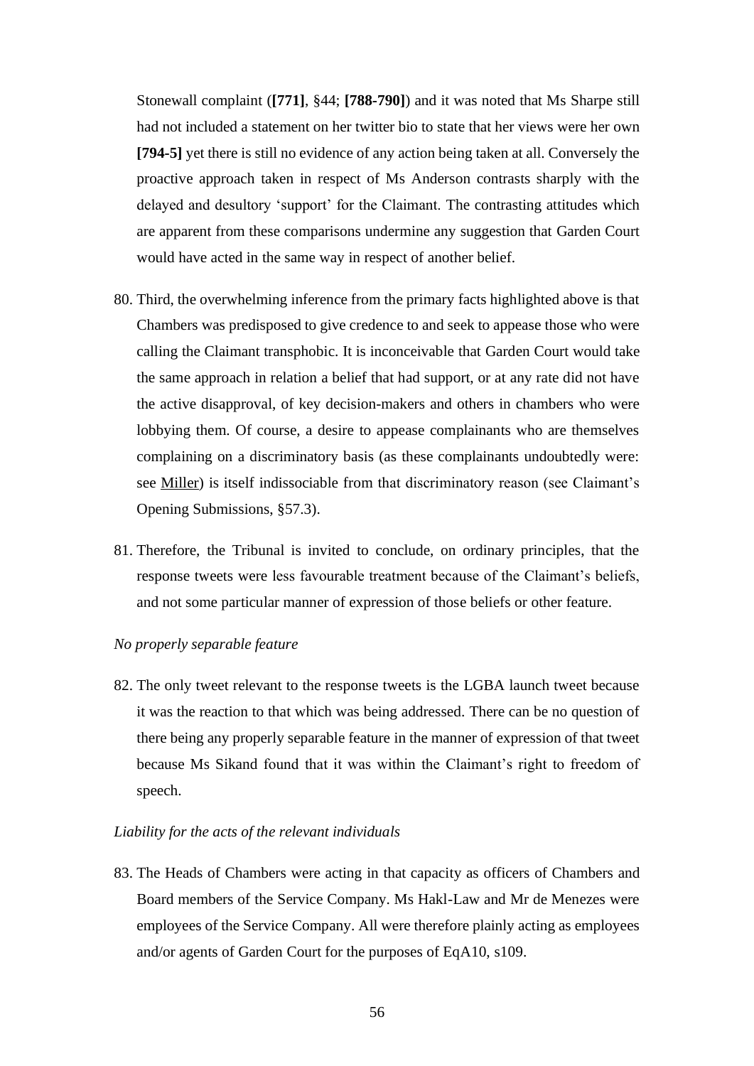Stonewall complaint (**[771]**, §44; **[788-790]**) and it was noted that Ms Sharpe still had not included a statement on her twitter bio to state that her views were her own **[794-5]** yet there is still no evidence of any action being taken at all. Conversely the proactive approach taken in respect of Ms Anderson contrasts sharply with the delayed and desultory 'support' for the Claimant. The contrasting attitudes which are apparent from these comparisons undermine any suggestion that Garden Court would have acted in the same way in respect of another belief.

80. Third, the overwhelming inference from the primary facts highlighted above is that Chambers was predisposed to give credence to and seek to appease those who were calling the Claimant transphobic. It is inconceivable that Garden Court would take the same approach in relation a belief that had support, or at any rate did not have the active disapproval, of key decision-makers and others in chambers who were lobbying them. Of course, a desire to appease complainants who are themselves complaining on a discriminatory basis (as these complainants undoubtedly were: see <u>Miller</u>) is itself indissociable from that discriminatory reason (see Claimant's Opening Submissions, §57.3).

81. Therefore, the Tribunal is invited to conclude, on ordinary principles, that the response tweets were less favourable treatment because of the Claimant's beliefs, and not some particular manner of expression of those beliefs or other feature.

*No properly separable feature*

82. The only tweet relevant to the response tweets is the LGBA launch tweet because it was the reaction to that which was being addressed. There can be no question of there being any properly separable feature in the manner of expression of that tweet because Ms Sikand found that it was within the Claimant's right to freedom of speech.

*Liability for the acts of the relevant individuals*

83. The Heads of Chambers were acting in that capacity as officers of Chambers and Board members of the Service Company. Ms Hakl-Law and Mr de Menezes were employees of the Service Company. All were therefore plainly acting as employees and/or agents of Garden Court for the purposes of EqA10, s109.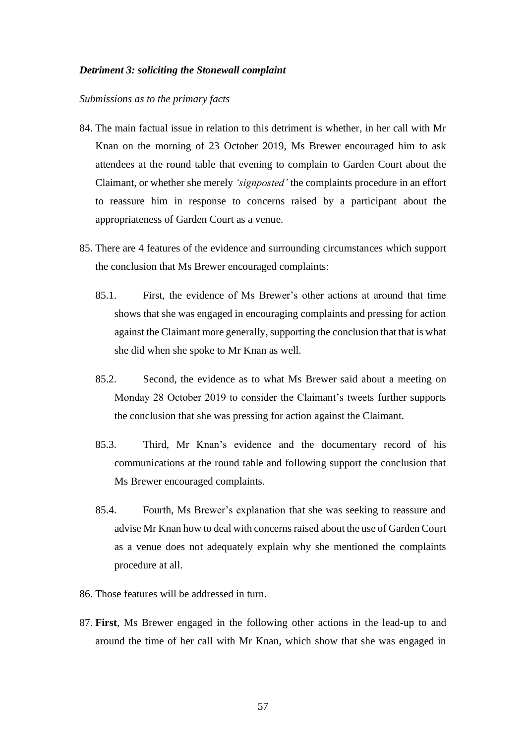***Detriment 3: soliciting the Stonewall complaint***

*Submissions as to the primary facts*

84. The main factual issue in relation to this detriment is whether, in her call with Mr Knan on the morning of 23 October 2019, Ms Brewer encouraged him to ask attendees at the round table that evening to complain to Garden Court about the Claimant, or whether she merely *'signposted'* the complaints procedure in an effort to reassure him in response to concerns raised by a participant about the appropriateness of Garden Court as a venue.

85. There are 4 features of the evidence and surrounding circumstances which support the conclusion that Ms Brewer encouraged complaints:

    85.1. First, the evidence of Ms Brewer's other actions at around that time shows that she was engaged in encouraging complaints and pressing for action against the Claimant more generally, supporting the conclusion that that is what she did when she spoke to Mr Knan as well.

    85.2. Second, the evidence as to what Ms Brewer said about a meeting on Monday 28 October 2019 to consider the Claimant's tweets further supports the conclusion that she was pressing for action against the Claimant.

    85.3. Third, Mr Knan's evidence and the documentary record of his communications at the round table and following support the conclusion that Ms Brewer encouraged complaints.

    85.4. Fourth, Ms Brewer's explanation that she was seeking to reassure and advise Mr Knan how to deal with concerns raised about the use of Garden Court as a venue does not adequately explain why she mentioned the complaints procedure at all.

86. Those features will be addressed in turn.

87. **First**, Ms Brewer engaged in the following other actions in the lead-up to and around the time of her call with Mr Knan, which show that she was engaged in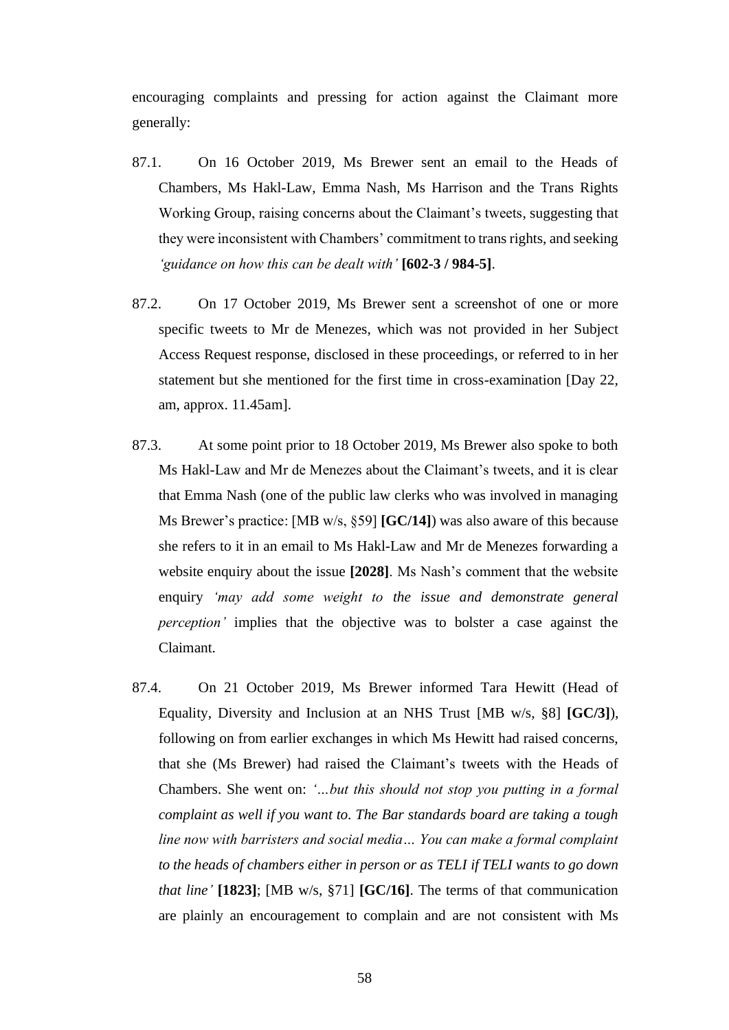encouraging complaints and pressing for action against the Claimant more generally:

87.1. On 16 October 2019, Ms Brewer sent an email to the Heads of Chambers, Ms Hakl-Law, Emma Nash, Ms Harrison and the Trans Rights Working Group, raising concerns about the Claimant's tweets, suggesting that they were inconsistent with Chambers' commitment to trans rights, and seeking *'guidance on how this can be dealt with'* **[602-3 / 984-5]**.

87.2. On 17 October 2019, Ms Brewer sent a screenshot of one or more specific tweets to Mr de Menezes, which was not provided in her Subject Access Request response, disclosed in these proceedings, or referred to in her statement but she mentioned for the first time in cross-examination [Day 22, am, approx. 11.45am].

87.3. At some point prior to 18 October 2019, Ms Brewer also spoke to both Ms Hakl-Law and Mr de Menezes about the Claimant's tweets, and it is clear that Emma Nash (one of the public law clerks who was involved in managing Ms Brewer's practice: [MB w/s, §59] **[GC/14]**) was also aware of this because she refers to it in an email to Ms Hakl-Law and Mr de Menezes forwarding a website enquiry about the issue **[2028]**. Ms Nash's comment that the website enquiry *'may add some weight to the issue and demonstrate general perception'* implies that the objective was to bolster a case against the Claimant.

87.4. On 21 October 2019, Ms Brewer informed Tara Hewitt (Head of Equality, Diversity and Inclusion at an NHS Trust [MB w/s, §8] **[GC/3]**), following on from earlier exchanges in which Ms Hewitt had raised concerns, that she (Ms Brewer) had raised the Claimant's tweets with the Heads of Chambers. She went on: *'…but this should not stop you putting in a formal complaint as well if you want to. The Bar standards board are taking a tough line now with barristers and social media… You can make a formal complaint to the heads of chambers either in person or as TELI if TELI wants to go down that line'* **[1823]**; [MB w/s, §71] **[GC/16]**. The terms of that communication are plainly an encouragement to complain and are not consistent with Ms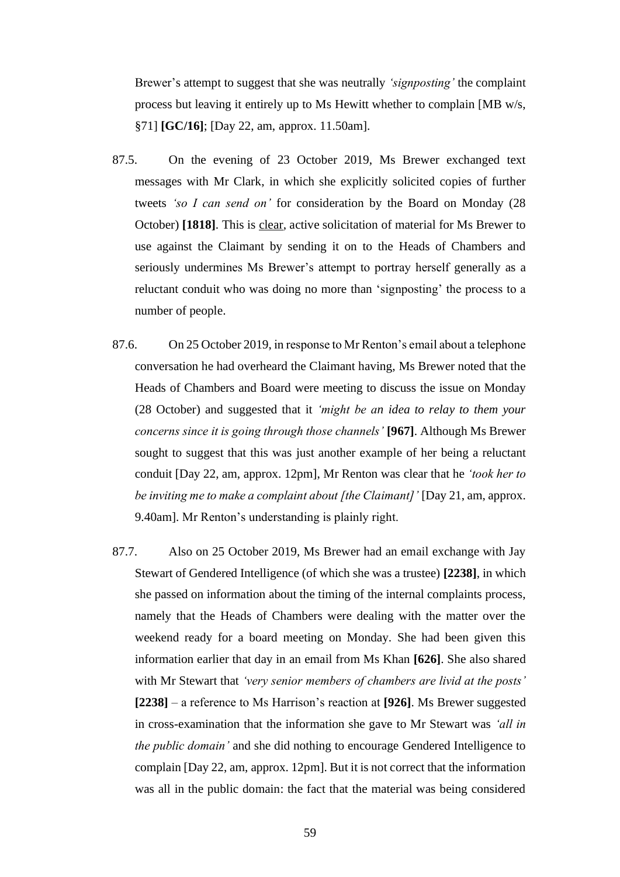Brewer's attempt to suggest that she was neutrally *'signposting'* the complaint process but leaving it entirely up to Ms Hewitt whether to complain [MB w/s, §71] **[GC/16]**; [Day 22, am, approx. 11.50am].

87.5. On the evening of 23 October 2019, Ms Brewer exchanged text messages with Mr Clark, in which she explicitly solicited copies of further tweets *'so I can send on'* for consideration by the Board on Monday (28 October) **[1818]**. This is <u>clear</u>, active solicitation of material for Ms Brewer to use against the Claimant by sending it on to the Heads of Chambers and seriously undermines Ms Brewer's attempt to portray herself generally as a reluctant conduit who was doing no more than 'signposting' the process to a number of people.

87.6. On 25 October 2019, in response to Mr Renton's email about a telephone conversation he had overheard the Claimant having, Ms Brewer noted that the Heads of Chambers and Board were meeting to discuss the issue on Monday (28 October) and suggested that it *'might be an idea to relay to them your concerns since it is going through those channels'* **[967]**. Although Ms Brewer sought to suggest that this was just another example of her being a reluctant conduit [Day 22, am, approx. 12pm], Mr Renton was clear that he *'took her to be inviting me to make a complaint about [the Claimant]'* [Day 21, am, approx. 9.40am]. Mr Renton's understanding is plainly right.

87.7. Also on 25 October 2019, Ms Brewer had an email exchange with Jay Stewart of Gendered Intelligence (of which she was a trustee) **[2238]**, in which she passed on information about the timing of the internal complaints process, namely that the Heads of Chambers were dealing with the matter over the weekend ready for a board meeting on Monday. She had been given this information earlier that day in an email from Ms Khan **[626]**. She also shared with Mr Stewart that *'very senior members of chambers are livid at the posts'* **[2238]** – a reference to Ms Harrison's reaction at **[926]**. Ms Brewer suggested in cross-examination that the information she gave to Mr Stewart was *'all in the public domain'* and she did nothing to encourage Gendered Intelligence to complain [Day 22, am, approx. 12pm]. But it is not correct that the information was all in the public domain: the fact that the material was being considered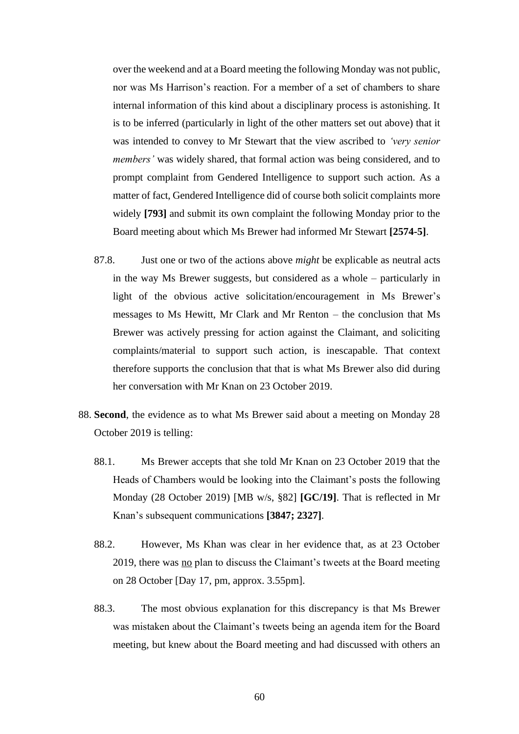over the weekend and at a Board meeting the following Monday was not public, nor was Ms Harrison's reaction. For a member of a set of chambers to share internal information of this kind about a disciplinary process is astonishing. It is to be inferred (particularly in light of the other matters set out above) that it was intended to convey to Mr Stewart that the view ascribed to *'very senior members'* was widely shared, that formal action was being considered, and to prompt complaint from Gendered Intelligence to support such action. As a matter of fact, Gendered Intelligence did of course both solicit complaints more widely **[793]** and submit its own complaint the following Monday prior to the Board meeting about which Ms Brewer had informed Mr Stewart **[2574-5]**.

87.8. Just one or two of the actions above *might* be explicable as neutral acts in the way Ms Brewer suggests, but considered as a whole – particularly in light of the obvious active solicitation/encouragement in Ms Brewer's messages to Ms Hewitt, Mr Clark and Mr Renton – the conclusion that Ms Brewer was actively pressing for action against the Claimant, and soliciting complaints/material to support such action, is inescapable. That context therefore supports the conclusion that that is what Ms Brewer also did during her conversation with Mr Knan on 23 October 2019.

88. **Second**, the evidence as to what Ms Brewer said about a meeting on Monday 28 October 2019 is telling:

88.1. Ms Brewer accepts that she told Mr Knan on 23 October 2019 that the Heads of Chambers would be looking into the Claimant's posts the following Monday (28 October 2019) [MB w/s, §82] **[GC/19]**. That is reflected in Mr Knan's subsequent communications **[3847; 2327]**.

88.2. However, Ms Khan was clear in her evidence that, as at 23 October 2019, there was <u>no</u> plan to discuss the Claimant's tweets at the Board meeting on 28 October [Day 17, pm, approx. 3.55pm].

88.3. The most obvious explanation for this discrepancy is that Ms Brewer was mistaken about the Claimant's tweets being an agenda item for the Board meeting, but knew about the Board meeting and had discussed with others an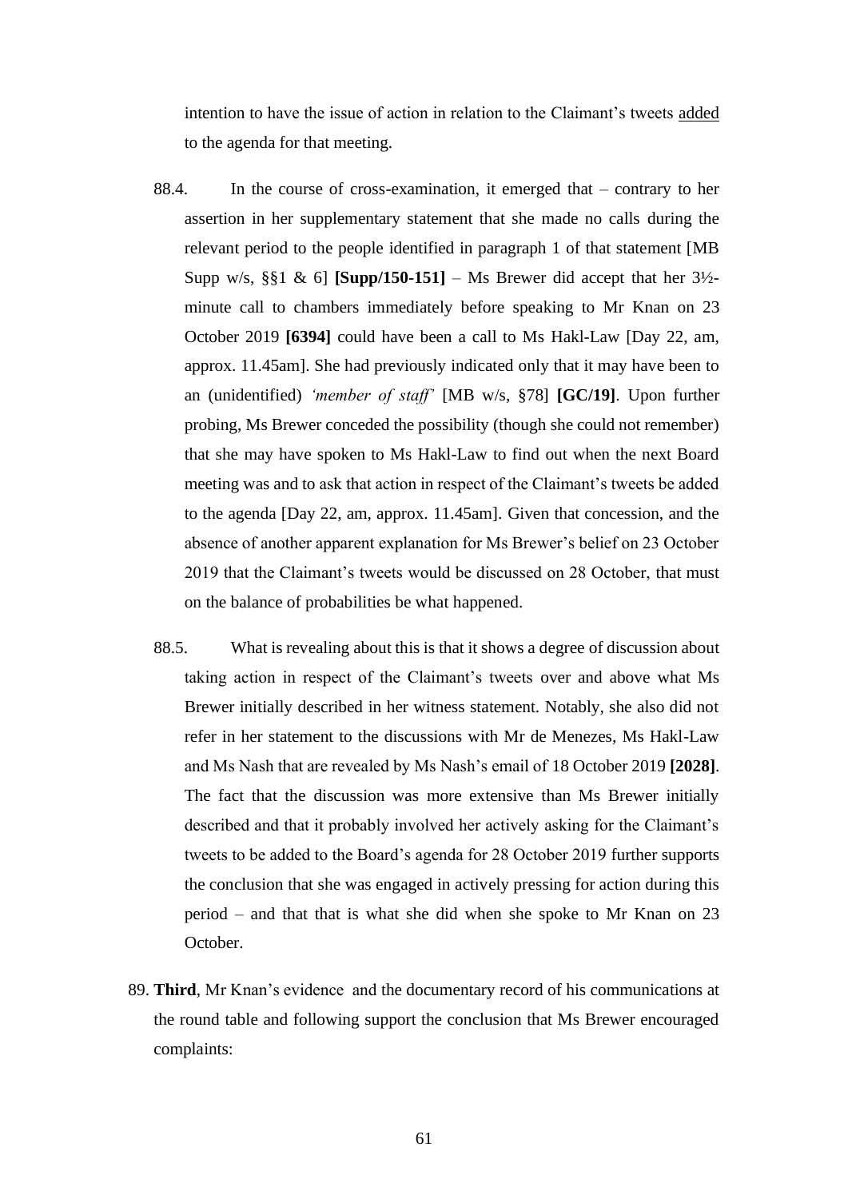intention to have the issue of action in relation to the Claimant's tweets <u>added</u> to the agenda for that meeting.

88.4. In the course of cross-examination, it emerged that – contrary to her assertion in her supplementary statement that she made no calls during the relevant period to the people identified in paragraph 1 of that statement [MB Supp w/s, §§1 & 6] **[Supp/150-151]** – Ms Brewer did accept that her 3½-minute call to chambers immediately before speaking to Mr Knan on 23 October 2019 **[6394]** could have been a call to Ms Hakl-Law [Day 22, am, approx. 11.45am]. She had previously indicated only that it may have been to an (unidentified) *'member of staff'* [MB w/s, §78] **[GC/19]**. Upon further probing, Ms Brewer conceded the possibility (though she could not remember) that she may have spoken to Ms Hakl-Law to find out when the next Board meeting was and to ask that action in respect of the Claimant's tweets be added to the agenda [Day 22, am, approx. 11.45am]. Given that concession, and the absence of another apparent explanation for Ms Brewer's belief on 23 October 2019 that the Claimant's tweets would be discussed on 28 October, that must on the balance of probabilities be what happened.

88.5. What is revealing about this is that it shows a degree of discussion about taking action in respect of the Claimant's tweets over and above what Ms Brewer initially described in her witness statement. Notably, she also did not refer in her statement to the discussions with Mr de Menezes, Ms Hakl-Law and Ms Nash that are revealed by Ms Nash's email of 18 October 2019 **[2028]**. The fact that the discussion was more extensive than Ms Brewer initially described and that it probably involved her actively asking for the Claimant's tweets to be added to the Board's agenda for 28 October 2019 further supports the conclusion that she was engaged in actively pressing for action during this period – and that that is what she did when she spoke to Mr Knan on 23 October.

89. **Third**, Mr Knan's evidence and the documentary record of his communications at the round table and following support the conclusion that Ms Brewer encouraged complaints: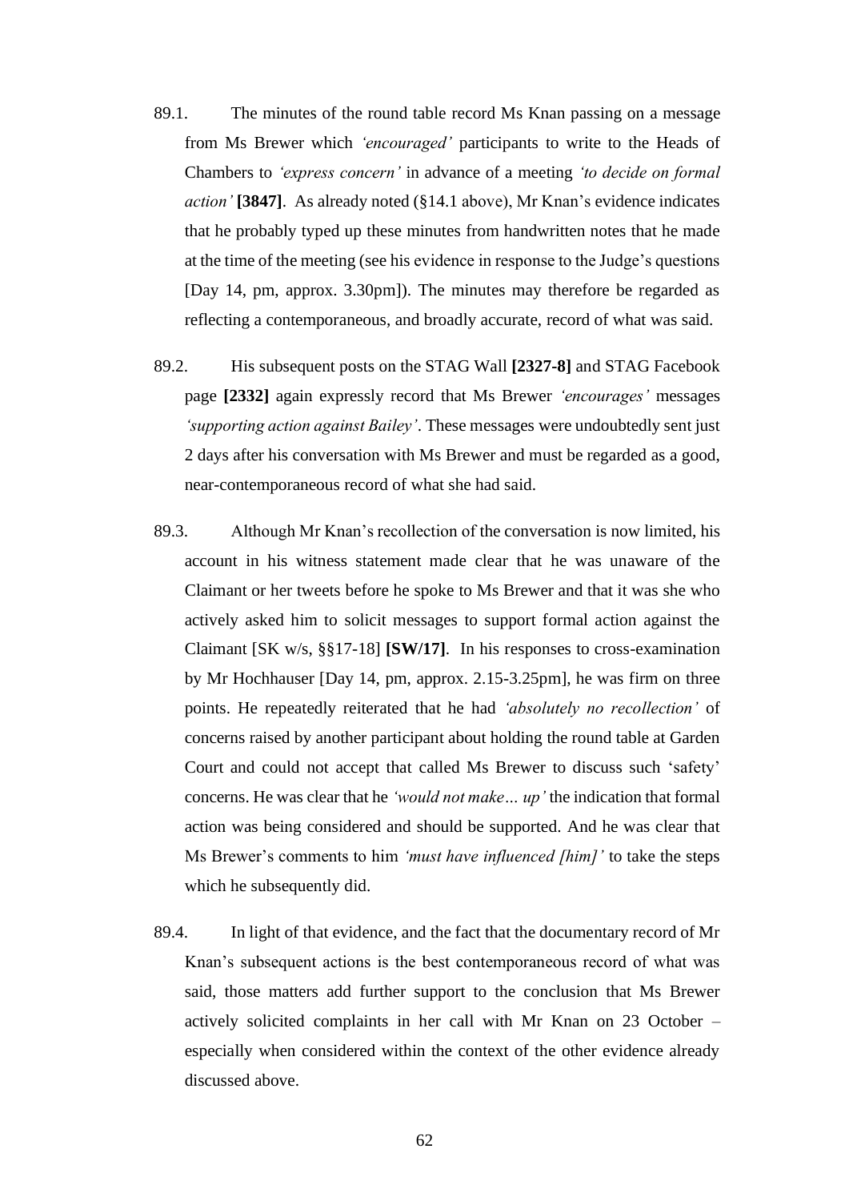89.1. The minutes of the round table record Ms Knan passing on a message from Ms Brewer which *'encouraged'* participants to write to the Heads of Chambers to *'express concern'* in advance of a meeting *'to decide on formal action'* **[3847]**. As already noted (§14.1 above), Mr Knan's evidence indicates that he probably typed up these minutes from handwritten notes that he made at the time of the meeting (see his evidence in response to the Judge's questions [Day 14, pm, approx. 3.30pm]). The minutes may therefore be regarded as reflecting a contemporaneous, and broadly accurate, record of what was said.

89.2. His subsequent posts on the STAG Wall **[2327-8]** and STAG Facebook page **[2332]** again expressly record that Ms Brewer *'encourages'* messages *'supporting action against Bailey'*. These messages were undoubtedly sent just 2 days after his conversation with Ms Brewer and must be regarded as a good, near-contemporaneous record of what she had said.

89.3. Although Mr Knan's recollection of the conversation is now limited, his account in his witness statement made clear that he was unaware of the Claimant or her tweets before he spoke to Ms Brewer and that it was she who actively asked him to solicit messages to support formal action against the Claimant [SK w/s, §§17-18] **[SW/17]**. In his responses to cross-examination by Mr Hochhauser [Day 14, pm, approx. 2.15-3.25pm], he was firm on three points. He repeatedly reiterated that he had *'absolutely no recollection'* of concerns raised by another participant about holding the round table at Garden Court and could not accept that called Ms Brewer to discuss such 'safety' concerns. He was clear that he *'would not make… up'* the indication that formal action was being considered and should be supported. And he was clear that Ms Brewer's comments to him *'must have influenced [him]'* to take the steps which he subsequently did.

89.4. In light of that evidence, and the fact that the documentary record of Mr Knan's subsequent actions is the best contemporaneous record of what was said, those matters add further support to the conclusion that Ms Brewer actively solicited complaints in her call with Mr Knan on 23 October – especially when considered within the context of the other evidence already discussed above.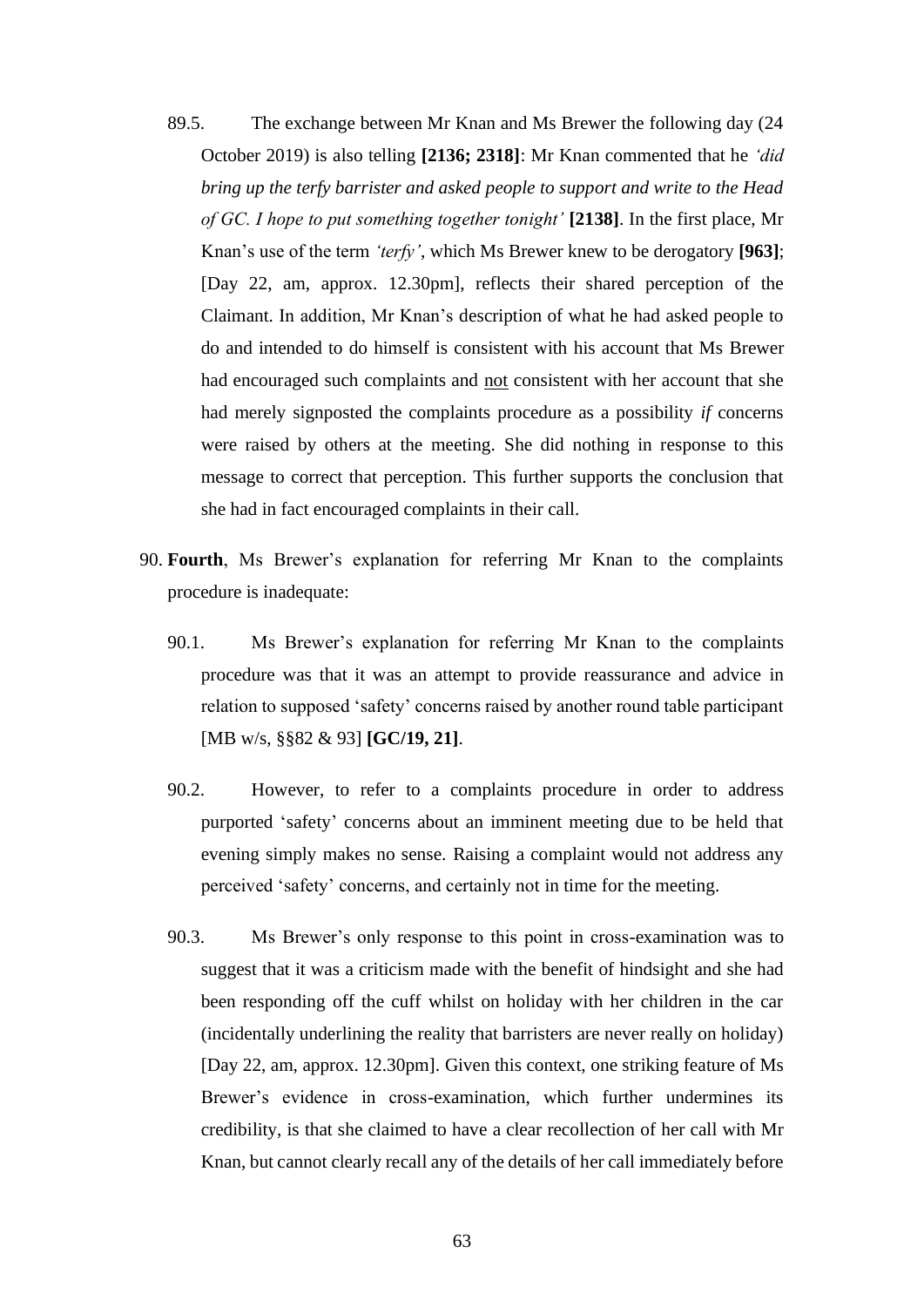89.5. The exchange between Mr Knan and Ms Brewer the following day (24 October 2019) is also telling **[2136; 2318]**: Mr Knan commented that he *'did bring up the terfy barrister and asked people to support and write to the Head of GC. I hope to put something together tonight'* **[2138]**. In the first place, Mr Knan's use of the term *'terfy'*, which Ms Brewer knew to be derogatory **[963]**; [Day 22, am, approx. 12.30pm], reflects their shared perception of the Claimant. In addition, Mr Knan's description of what he had asked people to do and intended to do himself is consistent with his account that Ms Brewer had encouraged such complaints and <u>not</u> consistent with her account that she had merely signposted the complaints procedure as a possibility *if* concerns were raised by others at the meeting. She did nothing in response to this message to correct that perception. This further supports the conclusion that she had in fact encouraged complaints in their call.

90. **Fourth**, Ms Brewer's explanation for referring Mr Knan to the complaints procedure is inadequate:

    90.1. Ms Brewer's explanation for referring Mr Knan to the complaints procedure was that it was an attempt to provide reassurance and advice in relation to supposed 'safety' concerns raised by another round table participant [MB w/s, §§82 & 93] **[GC/19, 21]**.

    90.2. However, to refer to a complaints procedure in order to address purported 'safety' concerns about an imminent meeting due to be held that evening simply makes no sense. Raising a complaint would not address any perceived 'safety' concerns, and certainly not in time for the meeting.

    90.3. Ms Brewer's only response to this point in cross-examination was to suggest that it was a criticism made with the benefit of hindsight and she had been responding off the cuff whilst on holiday with her children in the car (incidentally underlining the reality that barristers are never really on holiday) [Day 22, am, approx. 12.30pm]. Given this context, one striking feature of Ms Brewer's evidence in cross-examination, which further undermines its credibility, is that she claimed to have a clear recollection of her call with Mr Knan, but cannot clearly recall any of the details of her call immediately before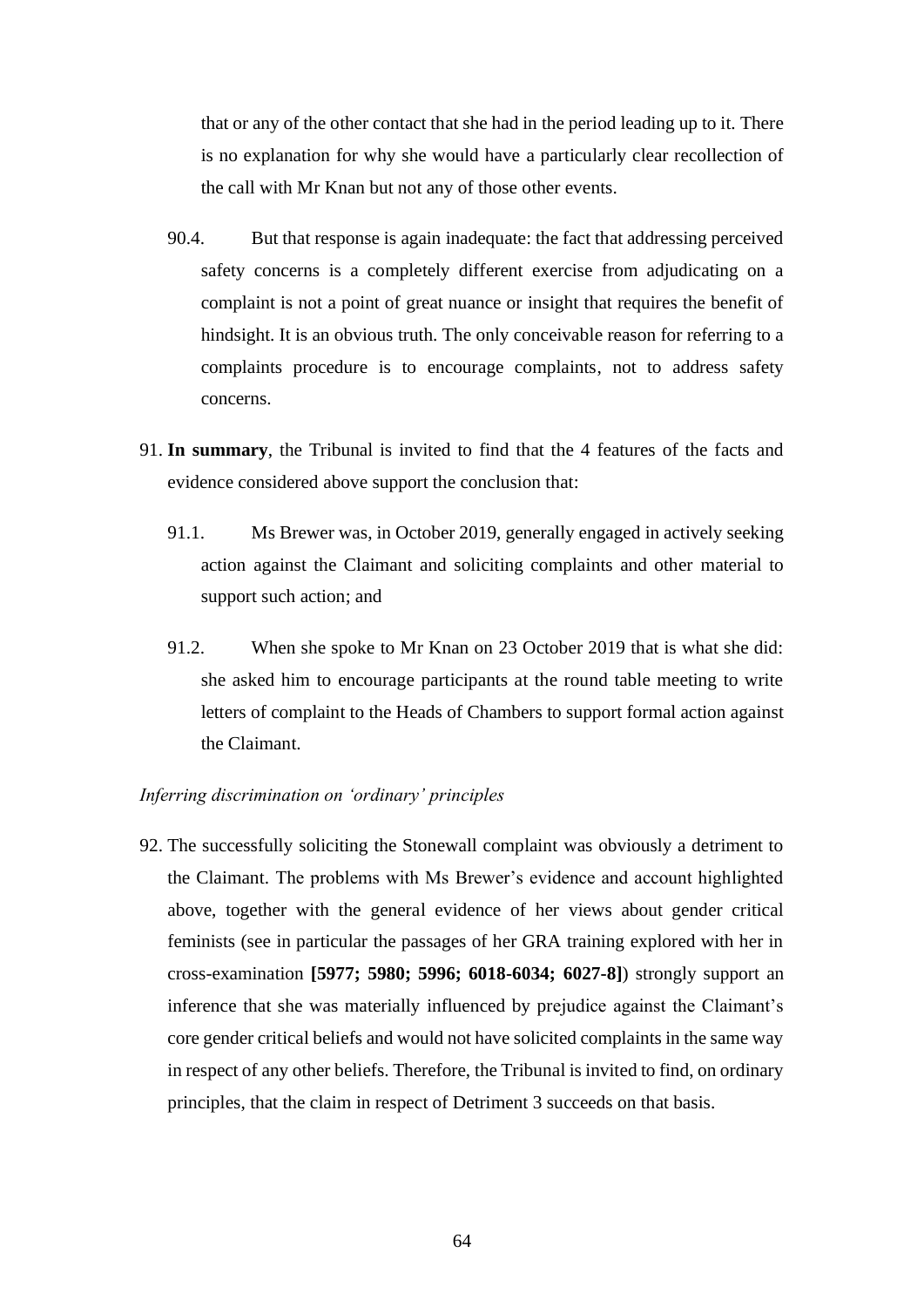that or any of the other contact that she had in the period leading up to it. There is no explanation for why she would have a particularly clear recollection of the call with Mr Knan but not any of those other events.

90.4. But that response is again inadequate: the fact that addressing perceived safety concerns is a completely different exercise from adjudicating on a complaint is not a point of great nuance or insight that requires the benefit of hindsight. It is an obvious truth. The only conceivable reason for referring to a complaints procedure is to encourage complaints, not to address safety concerns.

91. **In summary**, the Tribunal is invited to find that the 4 features of the facts and evidence considered above support the conclusion that:

91.1. Ms Brewer was, in October 2019, generally engaged in actively seeking action against the Claimant and soliciting complaints and other material to support such action; and

91.2. When she spoke to Mr Knan on 23 October 2019 that is what she did: she asked him to encourage participants at the round table meeting to write letters of complaint to the Heads of Chambers to support formal action against the Claimant.

*Inferring discrimination on 'ordinary' principles*

92. The successfully soliciting the Stonewall complaint was obviously a detriment to the Claimant. The problems with Ms Brewer's evidence and account highlighted above, together with the general evidence of her views about gender critical feminists (see in particular the passages of her GRA training explored with her in cross-examination **[5977; 5980; 5996; 6018-6034; 6027-8]**) strongly support an inference that she was materially influenced by prejudice against the Claimant's core gender critical beliefs and would not have solicited complaints in the same way in respect of any other beliefs. Therefore, the Tribunal is invited to find, on ordinary principles, that the claim in respect of Detriment 3 succeeds on that basis.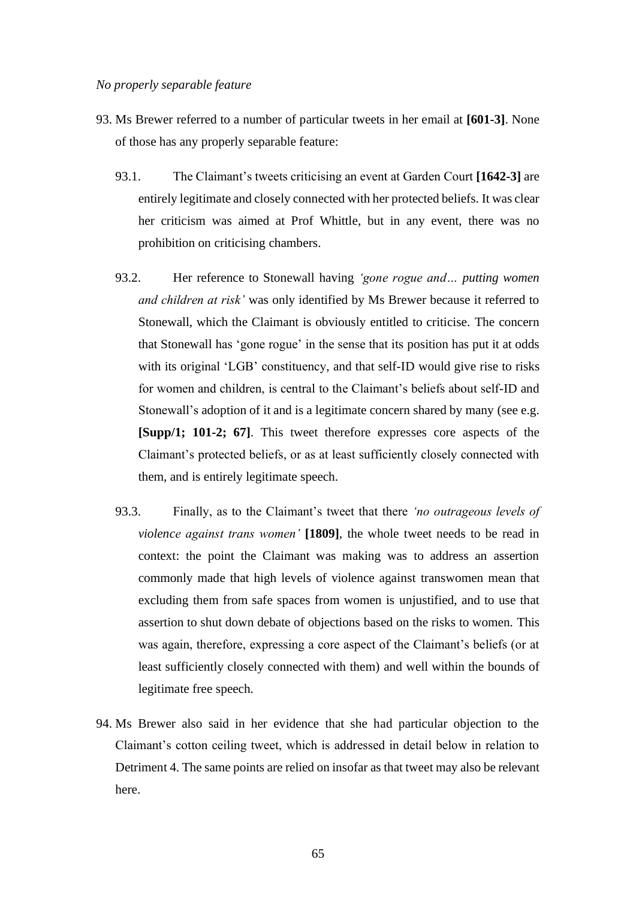*No properly separable feature*

93. Ms Brewer referred to a number of particular tweets in her email at **[601-3]**. None of those has any properly separable feature:

    93.1. The Claimant's tweets criticising an event at Garden Court **[1642-3]** are entirely legitimate and closely connected with her protected beliefs. It was clear her criticism was aimed at Prof Whittle, but in any event, there was no prohibition on criticising chambers.

    93.2. Her reference to Stonewall having *'gone rogue and… putting women and children at risk'* was only identified by Ms Brewer because it referred to Stonewall, which the Claimant is obviously entitled to criticise. The concern that Stonewall has 'gone rogue' in the sense that its position has put it at odds with its original 'LGB' constituency, and that self-ID would give rise to risks for women and children, is central to the Claimant's beliefs about self-ID and Stonewall's adoption of it and is a legitimate concern shared by many (see e.g. **[Supp/1; 101-2; 67]**. This tweet therefore expresses core aspects of the Claimant's protected beliefs, or as at least sufficiently closely connected with them, and is entirely legitimate speech.

    93.3. Finally, as to the Claimant's tweet that there *'no outrageous levels of violence against trans women'* **[1809]**, the whole tweet needs to be read in context: the point the Claimant was making was to address an assertion commonly made that high levels of violence against transwomen mean that excluding them from safe spaces from women is unjustified, and to use that assertion to shut down debate of objections based on the risks to women. This was again, therefore, expressing a core aspect of the Claimant's beliefs (or at least sufficiently closely connected with them) and well within the bounds of legitimate free speech.

94. Ms Brewer also said in her evidence that she had particular objection to the Claimant's cotton ceiling tweet, which is addressed in detail below in relation to Detriment 4. The same points are relied on insofar as that tweet may also be relevant here.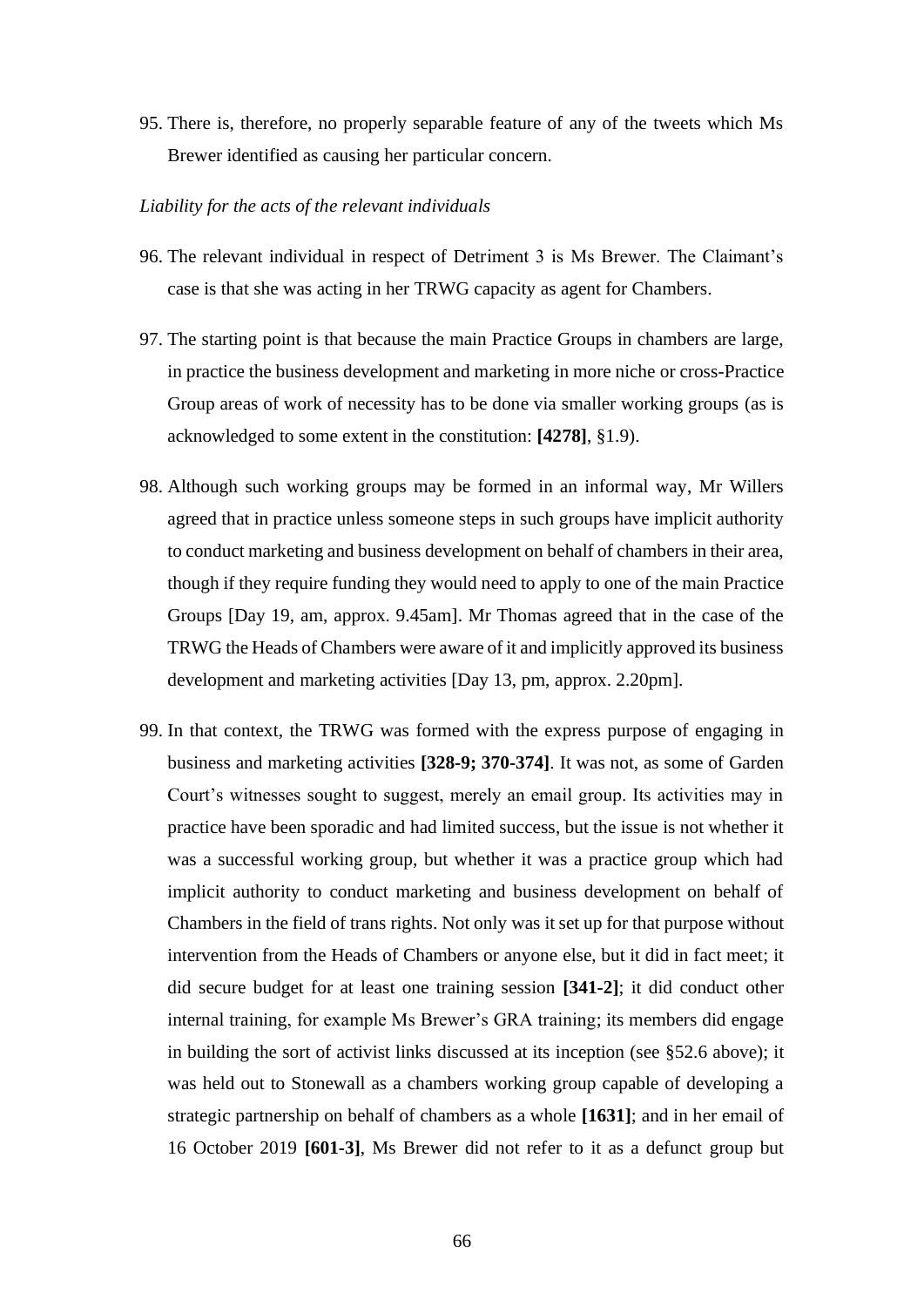95. There is, therefore, no properly separable feature of any of the tweets which Ms Brewer identified as causing her particular concern.

*Liability for the acts of the relevant individuals*

96. The relevant individual in respect of Detriment 3 is Ms Brewer. The Claimant's case is that she was acting in her TRWG capacity as agent for Chambers.

97. The starting point is that because the main Practice Groups in chambers are large, in practice the business development and marketing in more niche or cross-Practice Group areas of work of necessity has to be done via smaller working groups (as is acknowledged to some extent in the constitution: **[4278]**, §1.9).

98. Although such working groups may be formed in an informal way, Mr Willers agreed that in practice unless someone steps in such groups have implicit authority to conduct marketing and business development on behalf of chambers in their area, though if they require funding they would need to apply to one of the main Practice Groups [Day 19, am, approx. 9.45am]. Mr Thomas agreed that in the case of the TRWG the Heads of Chambers were aware of it and implicitly approved its business development and marketing activities [Day 13, pm, approx. 2.20pm].

99. In that context, the TRWG was formed with the express purpose of engaging in business and marketing activities **[328-9; 370-374]**. It was not, as some of Garden Court's witnesses sought to suggest, merely an email group. Its activities may in practice have been sporadic and had limited success, but the issue is not whether it was a successful working group, but whether it was a practice group which had implicit authority to conduct marketing and business development on behalf of Chambers in the field of trans rights. Not only was it set up for that purpose without intervention from the Heads of Chambers or anyone else, but it did in fact meet; it did secure budget for at least one training session **[341-2]**; it did conduct other internal training, for example Ms Brewer's GRA training; its members did engage in building the sort of activist links discussed at its inception (see §52.6 above); it was held out to Stonewall as a chambers working group capable of developing a strategic partnership on behalf of chambers as a whole **[1631]**; and in her email of 16 October 2019 **[601-3]**, Ms Brewer did not refer to it as a defunct group but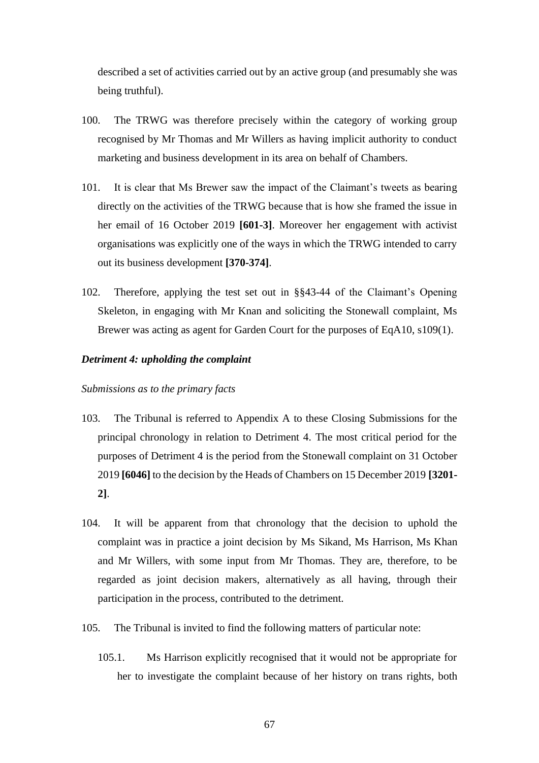described a set of activities carried out by an active group (and presumably she was being truthful).

100. The TRWG was therefore precisely within the category of working group recognised by Mr Thomas and Mr Willers as having implicit authority to conduct marketing and business development in its area on behalf of Chambers.

101. It is clear that Ms Brewer saw the impact of the Claimant's tweets as bearing directly on the activities of the TRWG because that is how she framed the issue in her email of 16 October 2019 **[601-3]**. Moreover her engagement with activist organisations was explicitly one of the ways in which the TRWG intended to carry out its business development **[370-374]**.

102. Therefore, applying the test set out in §§43-44 of the Claimant's Opening Skeleton, in engaging with Mr Knan and soliciting the Stonewall complaint, Ms Brewer was acting as agent for Garden Court for the purposes of EqA10, s109(1).

***Detriment 4: upholding the complaint***

*Submissions as to the primary facts*

103. The Tribunal is referred to Appendix A to these Closing Submissions for the principal chronology in relation to Detriment 4. The most critical period for the purposes of Detriment 4 is the period from the Stonewall complaint on 31 October 2019 **[6046]** to the decision by the Heads of Chambers on 15 December 2019 **[3201-2]**.

104. It will be apparent from that chronology that the decision to uphold the complaint was in practice a joint decision by Ms Sikand, Ms Harrison, Ms Khan and Mr Willers, with some input from Mr Thomas. They are, therefore, to be regarded as joint decision makers, alternatively as all having, through their participation in the process, contributed to the detriment.

105. The Tribunal is invited to find the following matters of particular note:

105.1. Ms Harrison explicitly recognised that it would not be appropriate for her to investigate the complaint because of her history on trans rights, both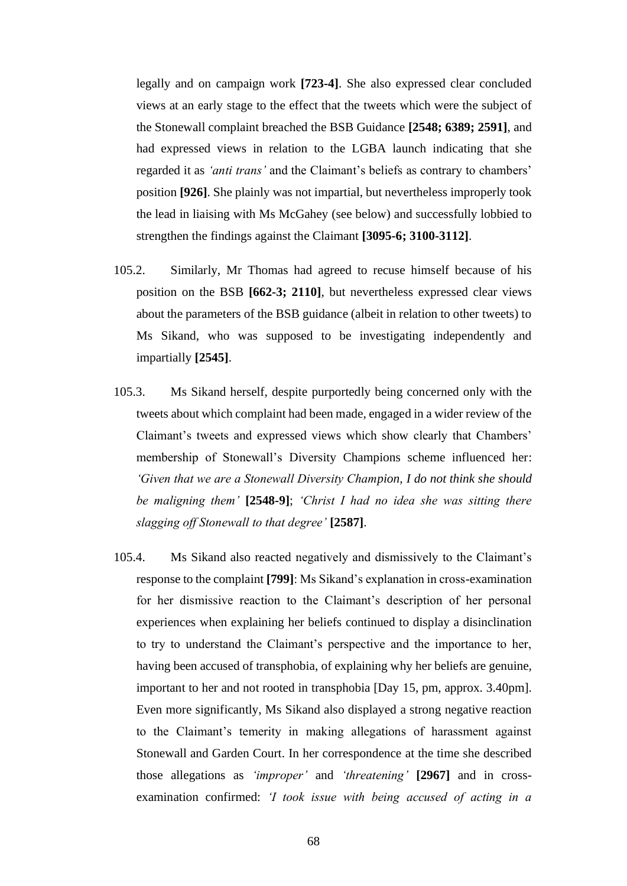legally and on campaign work **[723-4]**. She also expressed clear concluded views at an early stage to the effect that the tweets which were the subject of the Stonewall complaint breached the BSB Guidance **[2548; 6389; 2591]**, and had expressed views in relation to the LGBA launch indicating that she regarded it as *'anti trans'* and the Claimant's beliefs as contrary to chambers' position **[926]**. She plainly was not impartial, but nevertheless improperly took the lead in liaising with Ms McGahey (see below) and successfully lobbied to strengthen the findings against the Claimant **[3095-6; 3100-3112]**.

105.2. Similarly, Mr Thomas had agreed to recuse himself because of his position on the BSB **[662-3; 2110]**, but nevertheless expressed clear views about the parameters of the BSB guidance (albeit in relation to other tweets) to Ms Sikand, who was supposed to be investigating independently and impartially **[2545]**.

105.3. Ms Sikand herself, despite purportedly being concerned only with the tweets about which complaint had been made, engaged in a wider review of the Claimant's tweets and expressed views which show clearly that Chambers' membership of Stonewall's Diversity Champions scheme influenced her: *'Given that we are a Stonewall Diversity Champion, I do not think she should be maligning them'* **[2548-9]**; *'Christ I had no idea she was sitting there slagging off Stonewall to that degree'* **[2587]**.

105.4. Ms Sikand also reacted negatively and dismissively to the Claimant's response to the complaint **[799]**: Ms Sikand's explanation in cross-examination for her dismissive reaction to the Claimant's description of her personal experiences when explaining her beliefs continued to display a disinclination to try to understand the Claimant's perspective and the importance to her, having been accused of transphobia, of explaining why her beliefs are genuine, important to her and not rooted in transphobia [Day 15, pm, approx. 3.40pm]. Even more significantly, Ms Sikand also displayed a strong negative reaction to the Claimant's temerity in making allegations of harassment against Stonewall and Garden Court. In her correspondence at the time she described those allegations as *'improper'* and *'threatening'* **[2967]** and in cross-examination confirmed: *'I took issue with being accused of acting in a*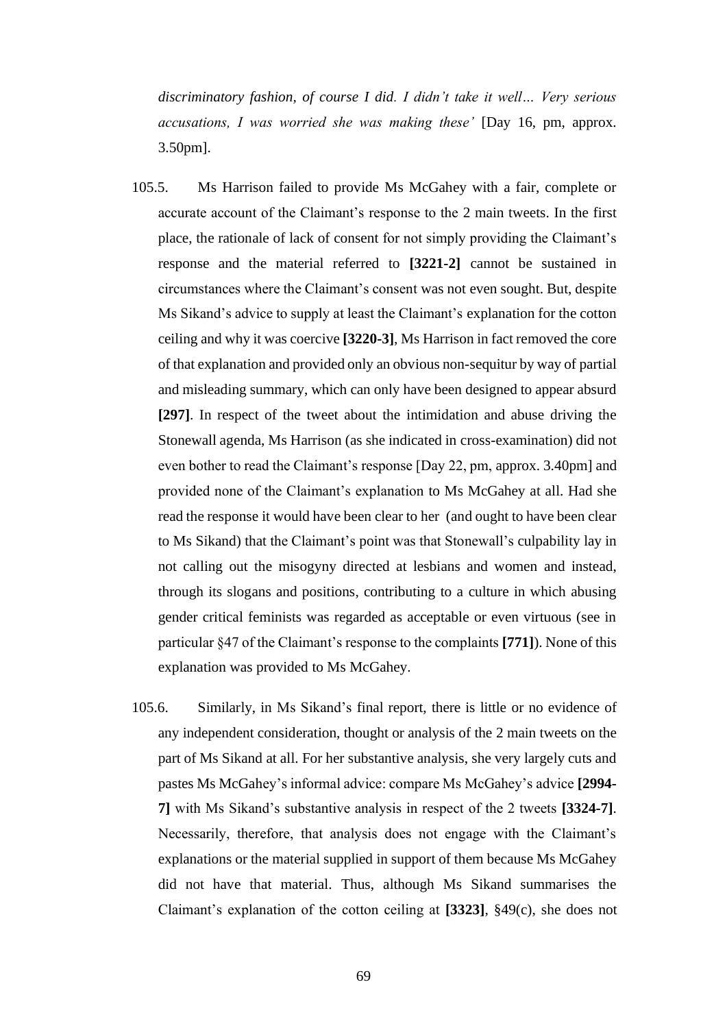*discriminatory fashion, of course I did. I didn't take it well… Very serious accusations, I was worried she was making these'* [Day 16, pm, approx. 3.50pm].

105.5. Ms Harrison failed to provide Ms McGahey with a fair, complete or accurate account of the Claimant's response to the 2 main tweets. In the first place, the rationale of lack of consent for not simply providing the Claimant's response and the material referred to **[3221-2]** cannot be sustained in circumstances where the Claimant's consent was not even sought. But, despite Ms Sikand's advice to supply at least the Claimant's explanation for the cotton ceiling and why it was coercive **[3220-3]**, Ms Harrison in fact removed the core of that explanation and provided only an obvious non-sequitur by way of partial and misleading summary, which can only have been designed to appear absurd **[297]**. In respect of the tweet about the intimidation and abuse driving the Stonewall agenda, Ms Harrison (as she indicated in cross-examination) did not even bother to read the Claimant's response [Day 22, pm, approx. 3.40pm] and provided none of the Claimant's explanation to Ms McGahey at all. Had she read the response it would have been clear to her (and ought to have been clear to Ms Sikand) that the Claimant's point was that Stonewall's culpability lay in not calling out the misogyny directed at lesbians and women and instead, through its slogans and positions, contributing to a culture in which abusing gender critical feminists was regarded as acceptable or even virtuous (see in particular §47 of the Claimant's response to the complaints **[771]**). None of this explanation was provided to Ms McGahey.

105.6. Similarly, in Ms Sikand's final report, there is little or no evidence of any independent consideration, thought or analysis of the 2 main tweets on the part of Ms Sikand at all. For her substantive analysis, she very largely cuts and pastes Ms McGahey's informal advice: compare Ms McGahey's advice **[2994-7]** with Ms Sikand's substantive analysis in respect of the 2 tweets **[3324-7]**. Necessarily, therefore, that analysis does not engage with the Claimant's explanations or the material supplied in support of them because Ms McGahey did not have that material. Thus, although Ms Sikand summarises the Claimant's explanation of the cotton ceiling at **[3323]**, §49(c), she does not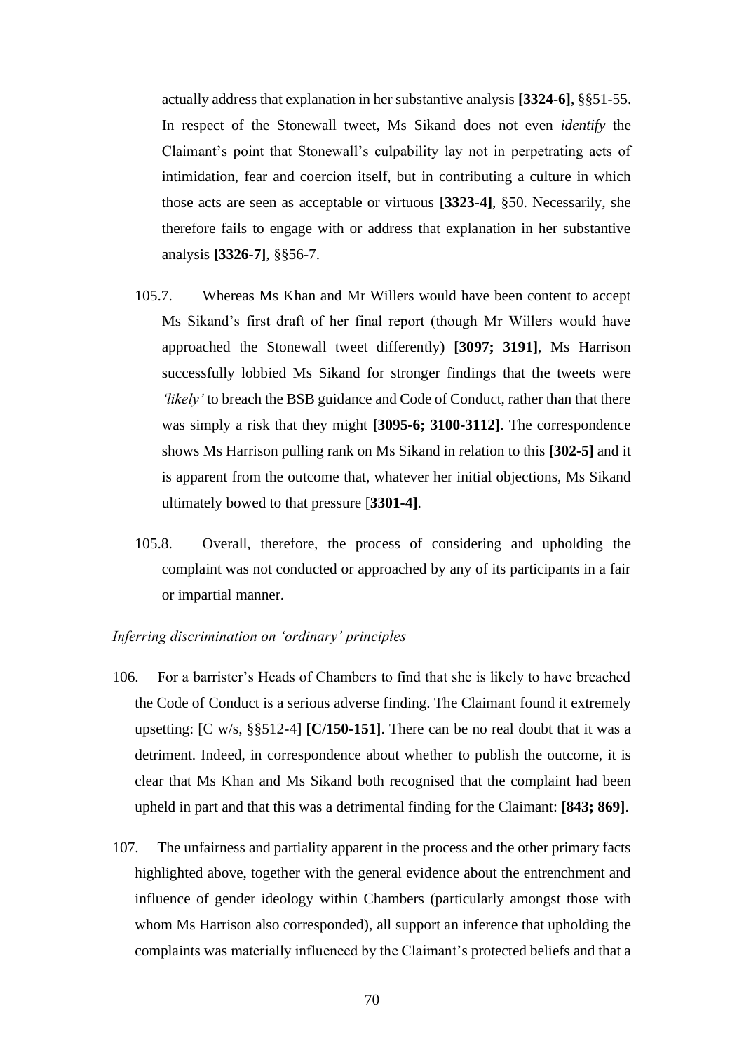actually address that explanation in her substantive analysis **[3324-6]**, §§51-55. In respect of the Stonewall tweet, Ms Sikand does not even *identify* the Claimant's point that Stonewall's culpability lay not in perpetrating acts of intimidation, fear and coercion itself, but in contributing a culture in which those acts are seen as acceptable or virtuous **[3323-4]**, §50. Necessarily, she therefore fails to engage with or address that explanation in her substantive analysis **[3326-7]**, §§56-7.

105.7. Whereas Ms Khan and Mr Willers would have been content to accept Ms Sikand's first draft of her final report (though Mr Willers would have approached the Stonewall tweet differently) **[3097; 3191]**, Ms Harrison successfully lobbied Ms Sikand for stronger findings that the tweets were *'likely'* to breach the BSB guidance and Code of Conduct, rather than that there was simply a risk that they might **[3095-6; 3100-3112]**. The correspondence shows Ms Harrison pulling rank on Ms Sikand in relation to this **[302-5]** and it is apparent from the outcome that, whatever her initial objections, Ms Sikand ultimately bowed to that pressure [**3301-4]**.

105.8. Overall, therefore, the process of considering and upholding the complaint was not conducted or approached by any of its participants in a fair or impartial manner.

*Inferring discrimination on 'ordinary' principles*

106. For a barrister's Heads of Chambers to find that she is likely to have breached the Code of Conduct is a serious adverse finding. The Claimant found it extremely upsetting: [C w/s, §§512-4] **[C/150-151]**. There can be no real doubt that it was a detriment. Indeed, in correspondence about whether to publish the outcome, it is clear that Ms Khan and Ms Sikand both recognised that the complaint had been upheld in part and that this was a detrimental finding for the Claimant: **[843; 869]**.

107. The unfairness and partiality apparent in the process and the other primary facts highlighted above, together with the general evidence about the entrenchment and influence of gender ideology within Chambers (particularly amongst those with whom Ms Harrison also corresponded), all support an inference that upholding the complaints was materially influenced by the Claimant's protected beliefs and that a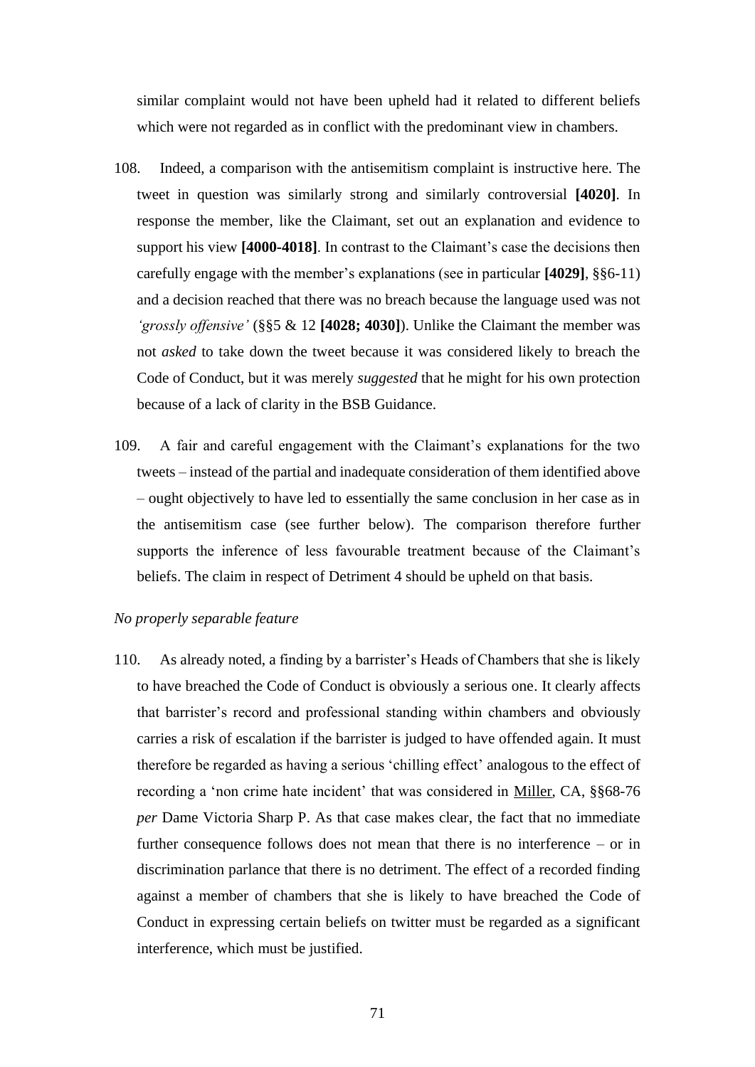similar complaint would not have been upheld had it related to different beliefs which were not regarded as in conflict with the predominant view in chambers.

108. Indeed, a comparison with the antisemitism complaint is instructive here. The tweet in question was similarly strong and similarly controversial **[4020]**. In response the member, like the Claimant, set out an explanation and evidence to support his view **[4000-4018]**. In contrast to the Claimant's case the decisions then carefully engage with the member's explanations (see in particular **[4029]**, §§6-11) and a decision reached that there was no breach because the language used was not *'grossly offensive'* (§§5 & 12 **[4028; 4030]**). Unlike the Claimant the member was not *asked* to take down the tweet because it was considered likely to breach the Code of Conduct, but it was merely *suggested* that he might for his own protection because of a lack of clarity in the BSB Guidance.

109. A fair and careful engagement with the Claimant's explanations for the two tweets – instead of the partial and inadequate consideration of them identified above – ought objectively to have led to essentially the same conclusion in her case as in the antisemitism case (see further below). The comparison therefore further supports the inference of less favourable treatment because of the Claimant's beliefs. The claim in respect of Detriment 4 should be upheld on that basis.

*No properly separable feature*

110. As already noted, a finding by a barrister's Heads of Chambers that she is likely to have breached the Code of Conduct is obviously a serious one. It clearly affects that barrister's record and professional standing within chambers and obviously carries a risk of escalation if the barrister is judged to have offended again. It must therefore be regarded as having a serious 'chilling effect' analogous to the effect of recording a 'non crime hate incident' that was considered in Miller, CA, §§68-76 *per* Dame Victoria Sharp P. As that case makes clear, the fact that no immediate further consequence follows does not mean that there is no interference – or in discrimination parlance that there is no detriment. The effect of a recorded finding against a member of chambers that she is likely to have breached the Code of Conduct in expressing certain beliefs on twitter must be regarded as a significant interference, which must be justified.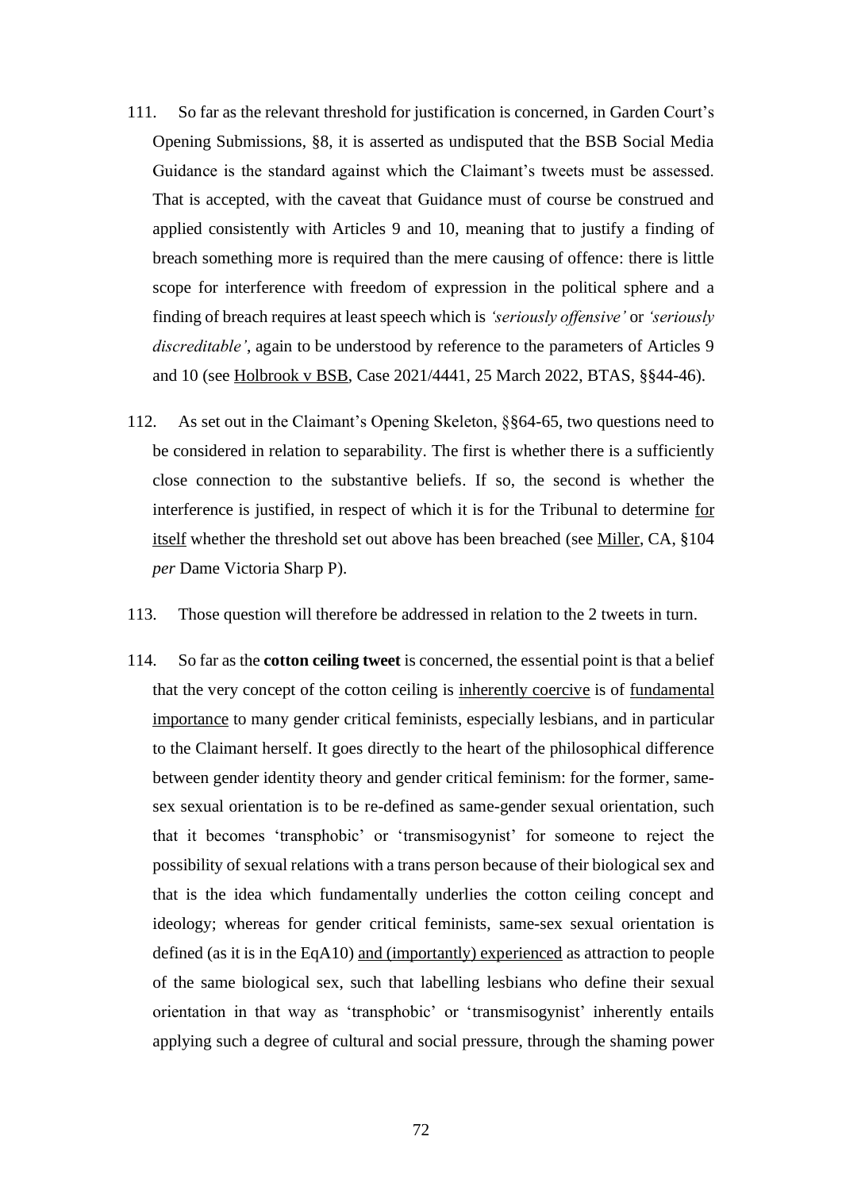111. So far as the relevant threshold for justification is concerned, in Garden Court's Opening Submissions, §8, it is asserted as undisputed that the BSB Social Media Guidance is the standard against which the Claimant's tweets must be assessed. That is accepted, with the caveat that Guidance must of course be construed and applied consistently with Articles 9 and 10, meaning that to justify a finding of breach something more is required than the mere causing of offence: there is little scope for interference with freedom of expression in the political sphere and a finding of breach requires at least speech which is *'seriously offensive'* or *'seriously discreditable'*, again to be understood by reference to the parameters of Articles 9 and 10 (see <u>Holbrook v BSB</u>, Case 2021/4441, 25 March 2022, BTAS, §§44-46).

112. As set out in the Claimant's Opening Skeleton, §§64-65, two questions need to be considered in relation to separability. The first is whether there is a sufficiently close connection to the substantive beliefs. If so, the second is whether the interference is justified, in respect of which it is for the Tribunal to determine <u>for itself</u> whether the threshold set out above has been breached (see <u>Miller</u>, CA, §104 *per* Dame Victoria Sharp P).

113. Those question will therefore be addressed in relation to the 2 tweets in turn.

114. So far as the **cotton ceiling tweet** is concerned, the essential point is that a belief that the very concept of the cotton ceiling is <u>inherently coercive</u> is of <u>fundamental importance</u> to many gender critical feminists, especially lesbians, and in particular to the Claimant herself. It goes directly to the heart of the philosophical difference between gender identity theory and gender critical feminism: for the former, same-sex sexual orientation is to be re-defined as same-gender sexual orientation, such that it becomes 'transphobic' or 'transmisogynist' for someone to reject the possibility of sexual relations with a trans person because of their biological sex and that is the idea which fundamentally underlies the cotton ceiling concept and ideology; whereas for gender critical feminists, same-sex sexual orientation is defined (as it is in the EqA10) <u>and (importantly) experienced</u> as attraction to people of the same biological sex, such that labelling lesbians who define their sexual orientation in that way as 'transphobic' or 'transmisogynist' inherently entails applying such a degree of cultural and social pressure, through the shaming power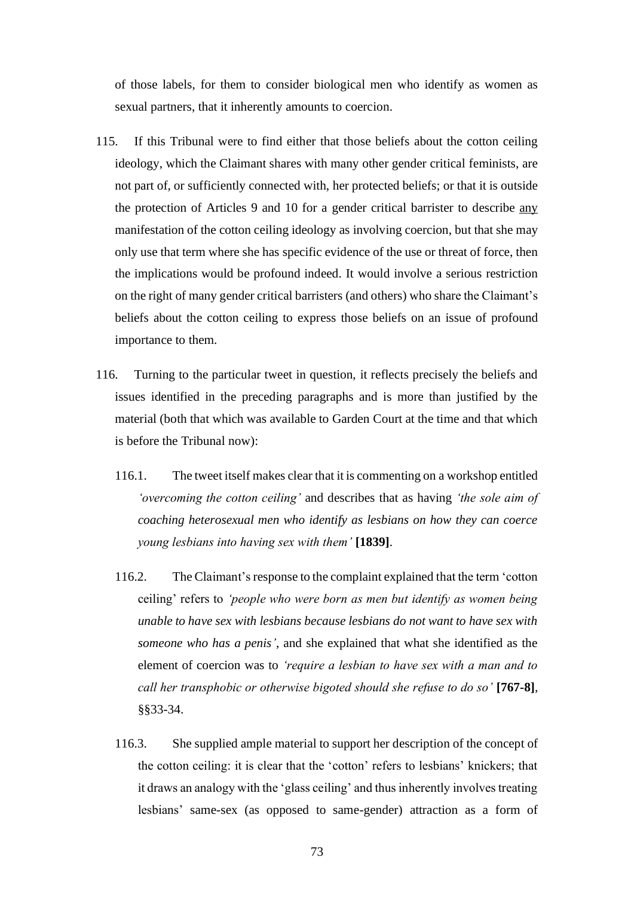of those labels, for them to consider biological men who identify as women as sexual partners, that it inherently amounts to coercion.

115. If this Tribunal were to find either that those beliefs about the cotton ceiling ideology, which the Claimant shares with many other gender critical feminists, are not part of, or sufficiently connected with, her protected beliefs; or that it is outside the protection of Articles 9 and 10 for a gender critical barrister to describe <u>any</u> manifestation of the cotton ceiling ideology as involving coercion, but that she may only use that term where she has specific evidence of the use or threat of force, then the implications would be profound indeed. It would involve a serious restriction on the right of many gender critical barristers (and others) who share the Claimant's beliefs about the cotton ceiling to express those beliefs on an issue of profound importance to them.

116. Turning to the particular tweet in question, it reflects precisely the beliefs and issues identified in the preceding paragraphs and is more than justified by the material (both that which was available to Garden Court at the time and that which is before the Tribunal now):

116.1. The tweet itself makes clear that it is commenting on a workshop entitled *'overcoming the cotton ceiling'* and describes that as having *'the sole aim of coaching heterosexual men who identify as lesbians on how they can coerce young lesbians into having sex with them'* **[1839]**.

116.2. The Claimant's response to the complaint explained that the term 'cotton ceiling' refers to *'people who were born as men but identify as women being unable to have sex with lesbians because lesbians do not want to have sex with someone who has a penis'*, and she explained that what she identified as the element of coercion was to *'require a lesbian to have sex with a man and to call her transphobic or otherwise bigoted should she refuse to do so'* **[767-8]**, §§33-34.

116.3. She supplied ample material to support her description of the concept of the cotton ceiling: it is clear that the 'cotton' refers to lesbians' knickers; that it draws an analogy with the 'glass ceiling' and thus inherently involves treating lesbians' same-sex (as opposed to same-gender) attraction as a form of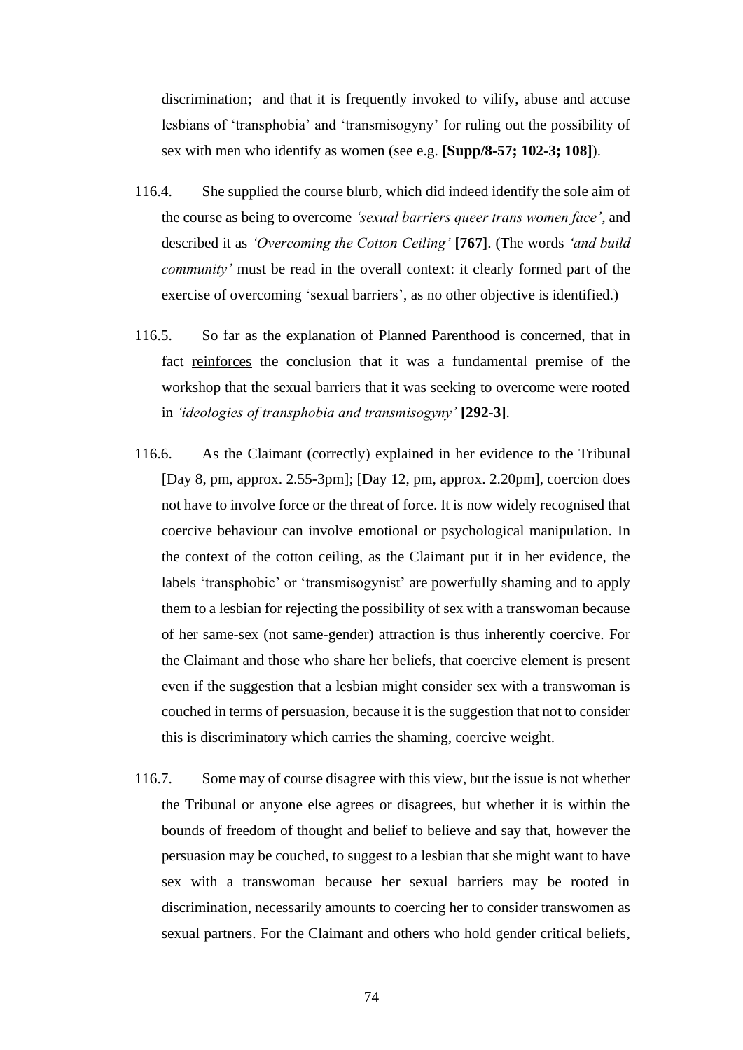discrimination; and that it is frequently invoked to vilify, abuse and accuse lesbians of 'transphobia' and 'transmisogyny' for ruling out the possibility of sex with men who identify as women (see e.g. **[Supp/8-57; 102-3; 108]**).

116.4. She supplied the course blurb, which did indeed identify the sole aim of the course as being to overcome *'sexual barriers queer trans women face'*, and described it as *'Overcoming the Cotton Ceiling'* **[767]**. (The words *'and build community'* must be read in the overall context: it clearly formed part of the exercise of overcoming 'sexual barriers', as no other objective is identified.)

116.5. So far as the explanation of Planned Parenthood is concerned, that in fact <u>reinforces</u> the conclusion that it was a fundamental premise of the workshop that the sexual barriers that it was seeking to overcome were rooted in *'ideologies of transphobia and transmisogyny'* **[292-3]**.

116.6. As the Claimant (correctly) explained in her evidence to the Tribunal [Day 8, pm, approx. 2.55-3pm]; [Day 12, pm, approx. 2.20pm], coercion does not have to involve force or the threat of force. It is now widely recognised that coercive behaviour can involve emotional or psychological manipulation. In the context of the cotton ceiling, as the Claimant put it in her evidence, the labels 'transphobic' or 'transmisogynist' are powerfully shaming and to apply them to a lesbian for rejecting the possibility of sex with a transwoman because of her same-sex (not same-gender) attraction is thus inherently coercive. For the Claimant and those who share her beliefs, that coercive element is present even if the suggestion that a lesbian might consider sex with a transwoman is couched in terms of persuasion, because it is the suggestion that not to consider this is discriminatory which carries the shaming, coercive weight.

116.7. Some may of course disagree with this view, but the issue is not whether the Tribunal or anyone else agrees or disagrees, but whether it is within the bounds of freedom of thought and belief to believe and say that, however the persuasion may be couched, to suggest to a lesbian that she might want to have sex with a transwoman because her sexual barriers may be rooted in discrimination, necessarily amounts to coercing her to consider transwomen as sexual partners. For the Claimant and others who hold gender critical beliefs,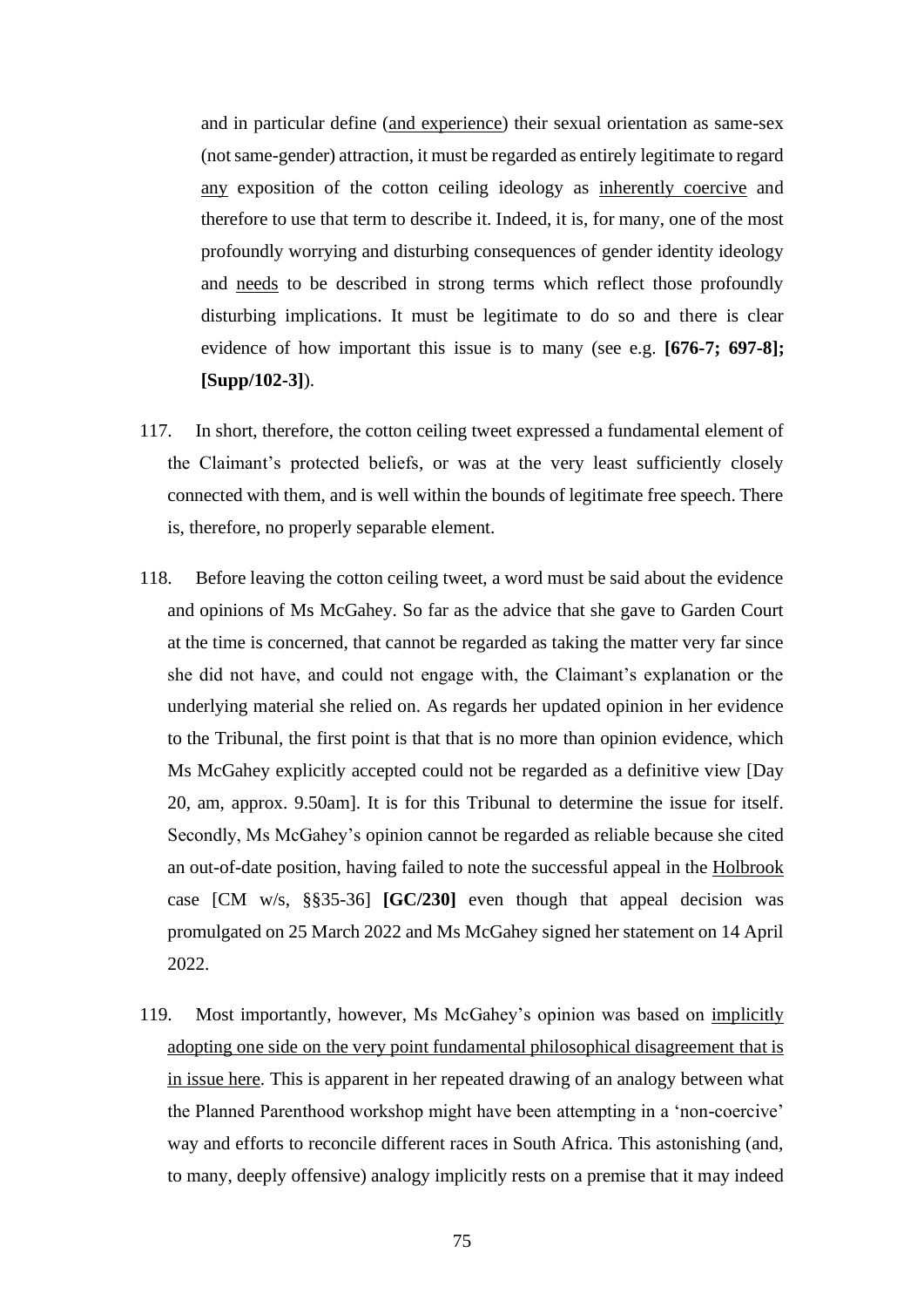and in particular define (<u>and experience</u>) their sexual orientation as same-sex (not same-gender) attraction, it must be regarded as entirely legitimate to regard <u>any</u> exposition of the cotton ceiling ideology as <u>inherently coercive</u> and therefore to use that term to describe it. Indeed, it is, for many, one of the most profoundly worrying and disturbing consequences of gender identity ideology and <u>needs</u> to be described in strong terms which reflect those profoundly disturbing implications. It must be legitimate to do so and there is clear evidence of how important this issue is to many (see e.g. **[676-7; 697-8]; [Supp/102-3]**).

117. In short, therefore, the cotton ceiling tweet expressed a fundamental element of the Claimant's protected beliefs, or was at the very least sufficiently closely connected with them, and is well within the bounds of legitimate free speech. There is, therefore, no properly separable element.

118. Before leaving the cotton ceiling tweet, a word must be said about the evidence and opinions of Ms McGahey. So far as the advice that she gave to Garden Court at the time is concerned, that cannot be regarded as taking the matter very far since she did not have, and could not engage with, the Claimant's explanation or the underlying material she relied on. As regards her updated opinion in her evidence to the Tribunal, the first point is that that is no more than opinion evidence, which Ms McGahey explicitly accepted could not be regarded as a definitive view [Day 20, am, approx. 9.50am]. It is for this Tribunal to determine the issue for itself. Secondly, Ms McGahey's opinion cannot be regarded as reliable because she cited an out-of-date position, having failed to note the successful appeal in the <u>Holbrook</u> case [CM w/s, §§35-36] **[GC/230]** even though that appeal decision was promulgated on 25 March 2022 and Ms McGahey signed her statement on 14 April 2022.

119. Most importantly, however, Ms McGahey's opinion was based on <u>implicitly adopting one side on the very point fundamental philosophical disagreement that is in issue here</u>. This is apparent in her repeated drawing of an analogy between what the Planned Parenthood workshop might have been attempting in a 'non-coercive' way and efforts to reconcile different races in South Africa. This astonishing (and, to many, deeply offensive) analogy implicitly rests on a premise that it may indeed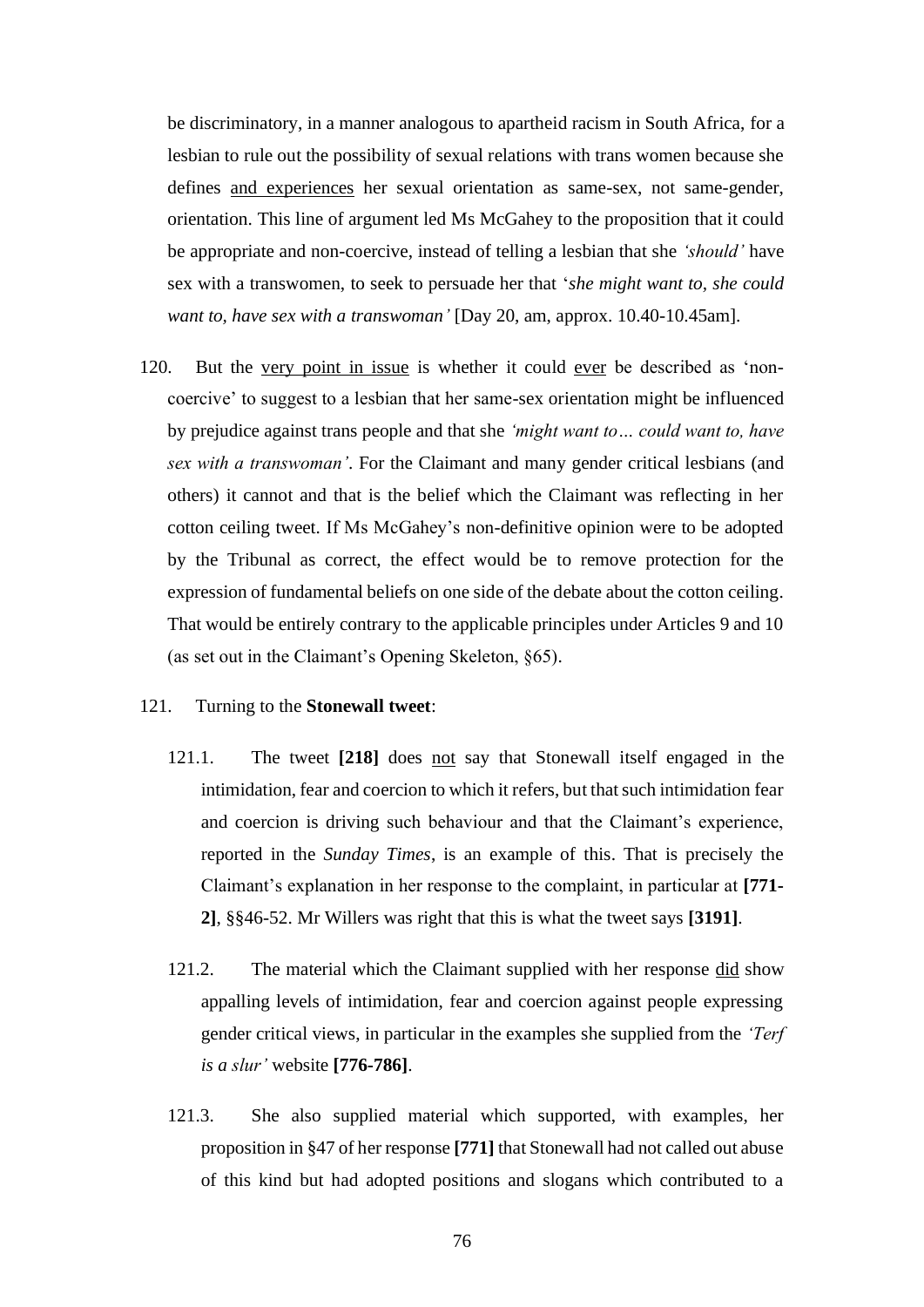be discriminatory, in a manner analogous to apartheid racism in South Africa, for a lesbian to rule out the possibility of sexual relations with trans women because she defines <u>and experiences</u> her sexual orientation as same-sex, not same-gender, orientation. This line of argument led Ms McGahey to the proposition that it could be appropriate and non-coercive, instead of telling a lesbian that she *'should'* have sex with a transwomen, to seek to persuade her that '*she might want to, she could want to, have sex with a transwoman'* [Day 20, am, approx. 10.40-10.45am].

120. But the <u>very point in issue</u> is whether it could <u>ever</u> be described as 'non-coercive' to suggest to a lesbian that her same-sex orientation might be influenced by prejudice against trans people and that she *'might want to… could want to, have sex with a transwoman'*. For the Claimant and many gender critical lesbians (and others) it cannot and that is the belief which the Claimant was reflecting in her cotton ceiling tweet. If Ms McGahey's non-definitive opinion were to be adopted by the Tribunal as correct, the effect would be to remove protection for the expression of fundamental beliefs on one side of the debate about the cotton ceiling. That would be entirely contrary to the applicable principles under Articles 9 and 10 (as set out in the Claimant's Opening Skeleton, §65).

121. Turning to the **Stonewall tweet**:

121.1. The tweet **[218]** does <u>not</u> say that Stonewall itself engaged in the intimidation, fear and coercion to which it refers, but that such intimidation fear and coercion is driving such behaviour and that the Claimant's experience, reported in the *Sunday Times*, is an example of this. That is precisely the Claimant's explanation in her response to the complaint, in particular at **[771-2]**, §§46-52. Mr Willers was right that this is what the tweet says **[3191]**.

121.2. The material which the Claimant supplied with her response <u>did</u> show appalling levels of intimidation, fear and coercion against people expressing gender critical views, in particular in the examples she supplied from the *'Terf is a slur'* website **[776-786]**.

121.3. She also supplied material which supported, with examples, her proposition in §47 of her response **[771]** that Stonewall had not called out abuse of this kind but had adopted positions and slogans which contributed to a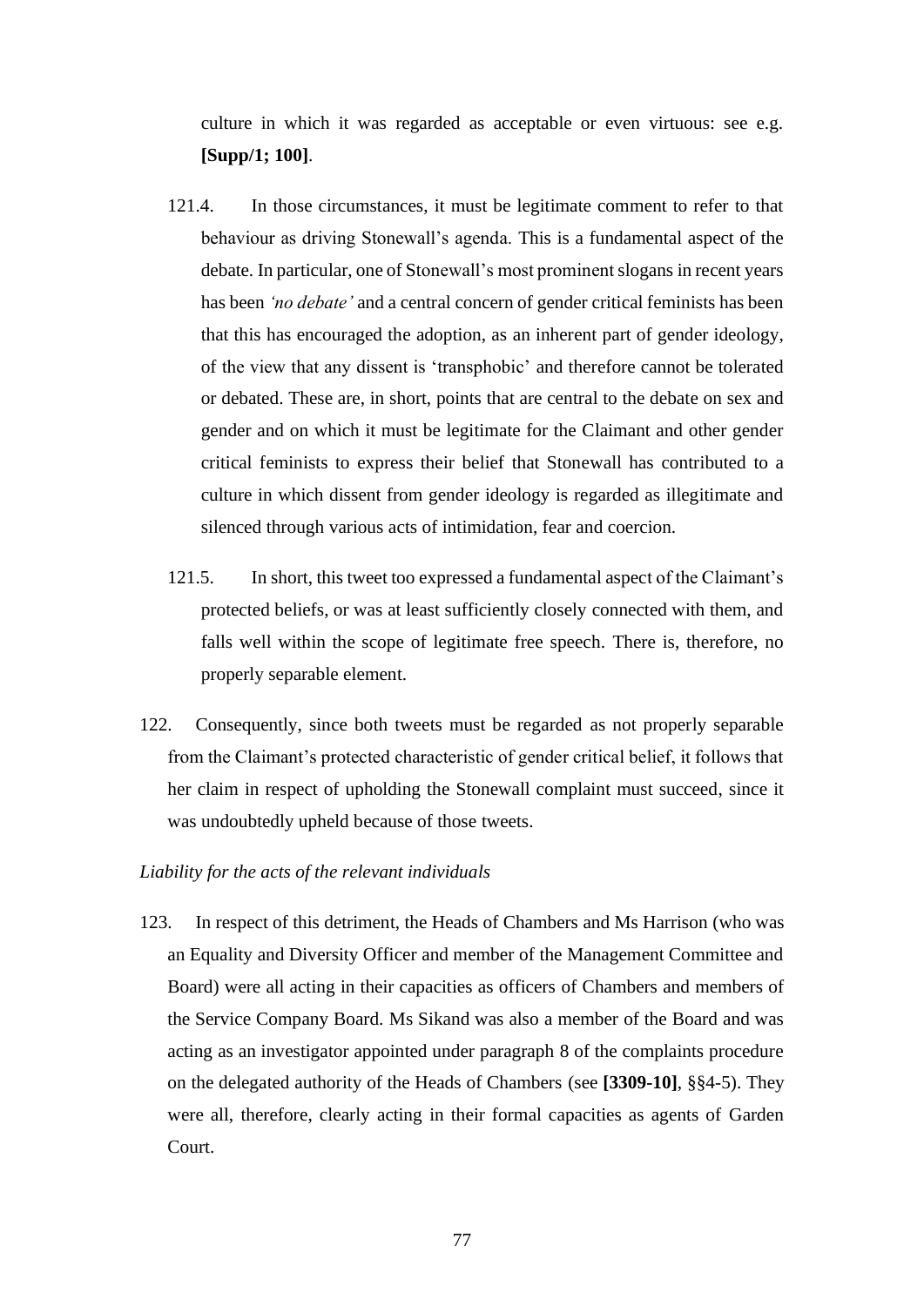culture in which it was regarded as acceptable or even virtuous: see e.g. **[Supp/1; 100]**.

121.4. In those circumstances, it must be legitimate comment to refer to that behaviour as driving Stonewall's agenda. This is a fundamental aspect of the debate. In particular, one of Stonewall's most prominent slogans in recent years has been *'no debate'* and a central concern of gender critical feminists has been that this has encouraged the adoption, as an inherent part of gender ideology, of the view that any dissent is 'transphobic' and therefore cannot be tolerated or debated. These are, in short, points that are central to the debate on sex and gender and on which it must be legitimate for the Claimant and other gender critical feminists to express their belief that Stonewall has contributed to a culture in which dissent from gender ideology is regarded as illegitimate and silenced through various acts of intimidation, fear and coercion.

121.5. In short, this tweet too expressed a fundamental aspect of the Claimant's protected beliefs, or was at least sufficiently closely connected with them, and falls well within the scope of legitimate free speech. There is, therefore, no properly separable element.

122. Consequently, since both tweets must be regarded as not properly separable from the Claimant's protected characteristic of gender critical belief, it follows that her claim in respect of upholding the Stonewall complaint must succeed, since it was undoubtedly upheld because of those tweets.

*Liability for the acts of the relevant individuals*

123. In respect of this detriment, the Heads of Chambers and Ms Harrison (who was an Equality and Diversity Officer and member of the Management Committee and Board) were all acting in their capacities as officers of Chambers and members of the Service Company Board. Ms Sikand was also a member of the Board and was acting as an investigator appointed under paragraph 8 of the complaints procedure on the delegated authority of the Heads of Chambers (see **[3309-10]**, §§4-5). They were all, therefore, clearly acting in their formal capacities as agents of Garden Court.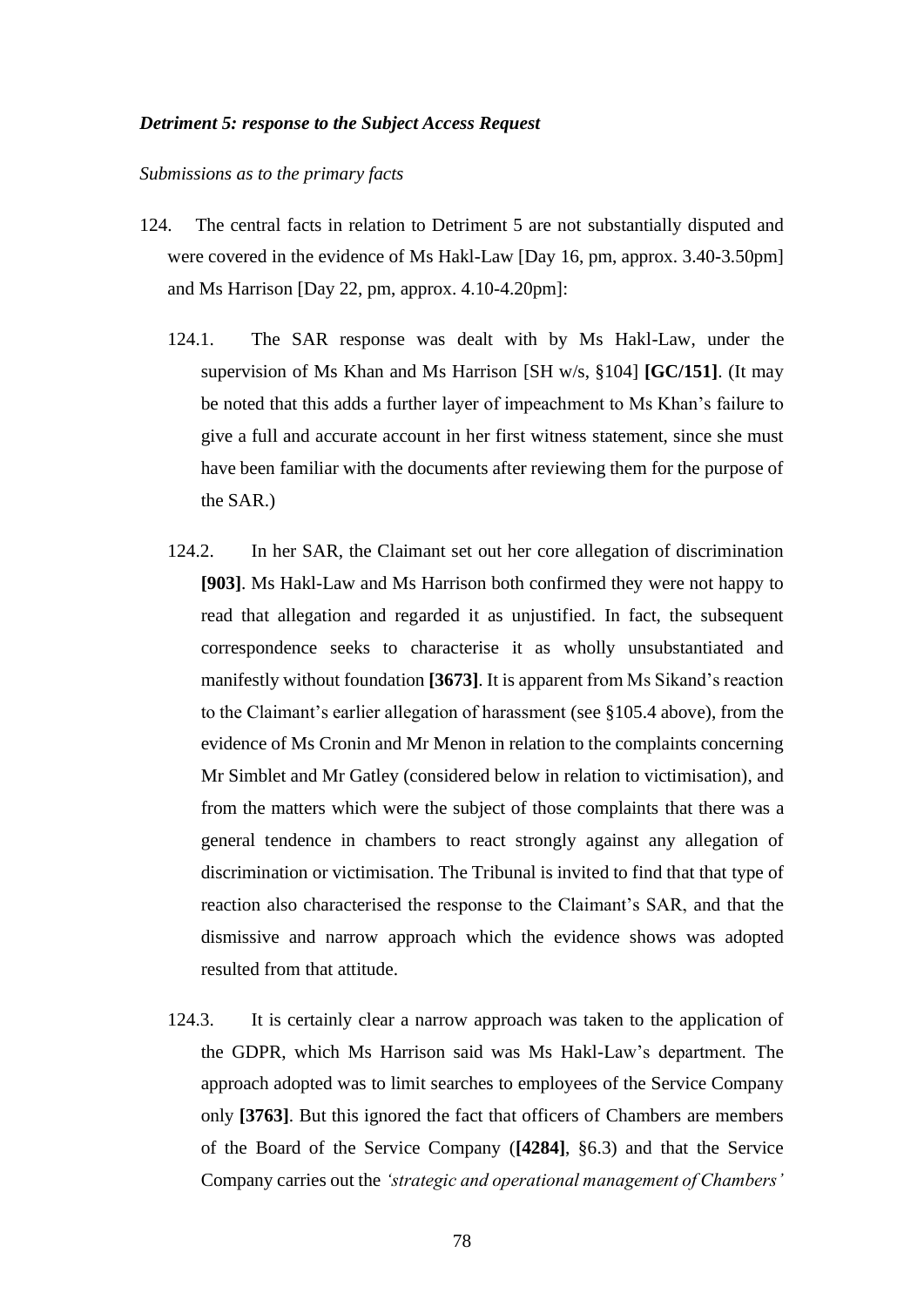***Detriment 5: response to the Subject Access Request***

*Submissions as to the primary facts*

124. The central facts in relation to Detriment 5 are not substantially disputed and were covered in the evidence of Ms Hakl-Law [Day 16, pm, approx. 3.40-3.50pm] and Ms Harrison [Day 22, pm, approx. 4.10-4.20pm]:

124.1. The SAR response was dealt with by Ms Hakl-Law, under the supervision of Ms Khan and Ms Harrison [SH w/s, §104] **[GC/151]**. (It may be noted that this adds a further layer of impeachment to Ms Khan's failure to give a full and accurate account in her first witness statement, since she must have been familiar with the documents after reviewing them for the purpose of the SAR.)

124.2. In her SAR, the Claimant set out her core allegation of discrimination **[903]**. Ms Hakl-Law and Ms Harrison both confirmed they were not happy to read that allegation and regarded it as unjustified. In fact, the subsequent correspondence seeks to characterise it as wholly unsubstantiated and manifestly without foundation **[3673]**. It is apparent from Ms Sikand's reaction to the Claimant's earlier allegation of harassment (see §105.4 above), from the evidence of Ms Cronin and Mr Menon in relation to the complaints concerning Mr Simblet and Mr Gatley (considered below in relation to victimisation), and from the matters which were the subject of those complaints that there was a general tendence in chambers to react strongly against any allegation of discrimination or victimisation. The Tribunal is invited to find that that type of reaction also characterised the response to the Claimant's SAR, and that the dismissive and narrow approach which the evidence shows was adopted resulted from that attitude.

124.3. It is certainly clear a narrow approach was taken to the application of the GDPR, which Ms Harrison said was Ms Hakl-Law's department. The approach adopted was to limit searches to employees of the Service Company only **[3763]**. But this ignored the fact that officers of Chambers are members of the Board of the Service Company (**[4284]**, §6.3) and that the Service Company carries out the *'strategic and operational management of Chambers'*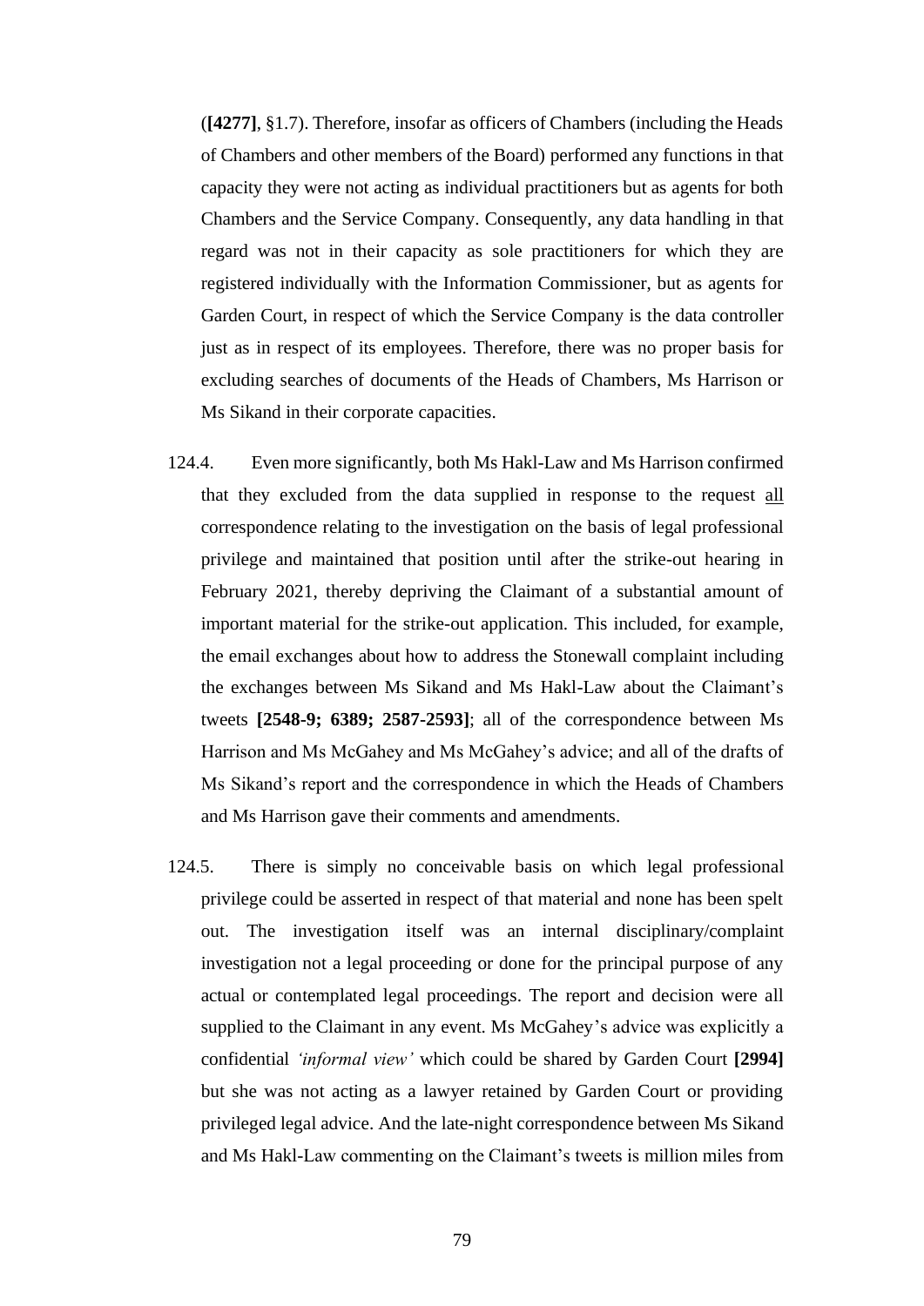(**[4277]**, §1.7). Therefore, insofar as officers of Chambers (including the Heads of Chambers and other members of the Board) performed any functions in that capacity they were not acting as individual practitioners but as agents for both Chambers and the Service Company. Consequently, any data handling in that regard was not in their capacity as sole practitioners for which they are registered individually with the Information Commissioner, but as agents for Garden Court, in respect of which the Service Company is the data controller just as in respect of its employees. Therefore, there was no proper basis for excluding searches of documents of the Heads of Chambers, Ms Harrison or Ms Sikand in their corporate capacities.

124.4. Even more significantly, both Ms Hakl-Law and Ms Harrison confirmed that they excluded from the data supplied in response to the request <u>all</u> correspondence relating to the investigation on the basis of legal professional privilege and maintained that position until after the strike-out hearing in February 2021, thereby depriving the Claimant of a substantial amount of important material for the strike-out application. This included, for example, the email exchanges about how to address the Stonewall complaint including the exchanges between Ms Sikand and Ms Hakl-Law about the Claimant's tweets **[2548-9; 6389; 2587-2593]**; all of the correspondence between Ms Harrison and Ms McGahey and Ms McGahey's advice; and all of the drafts of Ms Sikand's report and the correspondence in which the Heads of Chambers and Ms Harrison gave their comments and amendments.

124.5. There is simply no conceivable basis on which legal professional privilege could be asserted in respect of that material and none has been spelt out. The investigation itself was an internal disciplinary/complaint investigation not a legal proceeding or done for the principal purpose of any actual or contemplated legal proceedings. The report and decision were all supplied to the Claimant in any event. Ms McGahey's advice was explicitly a confidential *'informal view'* which could be shared by Garden Court **[2994]** but she was not acting as a lawyer retained by Garden Court or providing privileged legal advice. And the late-night correspondence between Ms Sikand and Ms Hakl-Law commenting on the Claimant's tweets is million miles from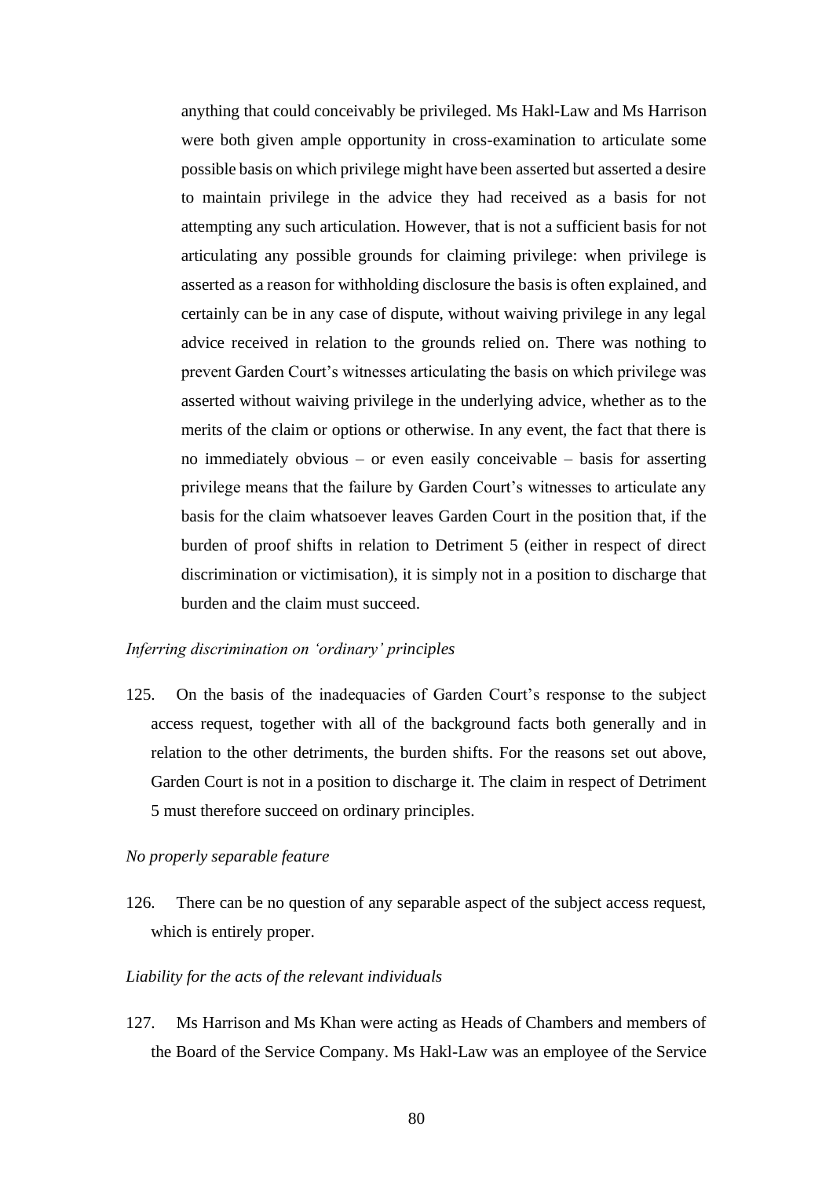anything that could conceivably be privileged. Ms Hakl-Law and Ms Harrison were both given ample opportunity in cross-examination to articulate some possible basis on which privilege might have been asserted but asserted a desire to maintain privilege in the advice they had received as a basis for not attempting any such articulation. However, that is not a sufficient basis for not articulating any possible grounds for claiming privilege: when privilege is asserted as a reason for withholding disclosure the basis is often explained, and certainly can be in any case of dispute, without waiving privilege in any legal advice received in relation to the grounds relied on. There was nothing to prevent Garden Court's witnesses articulating the basis on which privilege was asserted without waiving privilege in the underlying advice, whether as to the merits of the claim or options or otherwise. In any event, the fact that there is no immediately obvious – or even easily conceivable – basis for asserting privilege means that the failure by Garden Court's witnesses to articulate any basis for the claim whatsoever leaves Garden Court in the position that, if the burden of proof shifts in relation to Detriment 5 (either in respect of direct discrimination or victimisation), it is simply not in a position to discharge that burden and the claim must succeed.

*Inferring discrimination on 'ordinary' principles*

125. On the basis of the inadequacies of Garden Court's response to the subject access request, together with all of the background facts both generally and in relation to the other detriments, the burden shifts. For the reasons set out above, Garden Court is not in a position to discharge it. The claim in respect of Detriment 5 must therefore succeed on ordinary principles.

*No properly separable feature*

126. There can be no question of any separable aspect of the subject access request, which is entirely proper.

*Liability for the acts of the relevant individuals*

127. Ms Harrison and Ms Khan were acting as Heads of Chambers and members of the Board of the Service Company. Ms Hakl-Law was an employee of the Service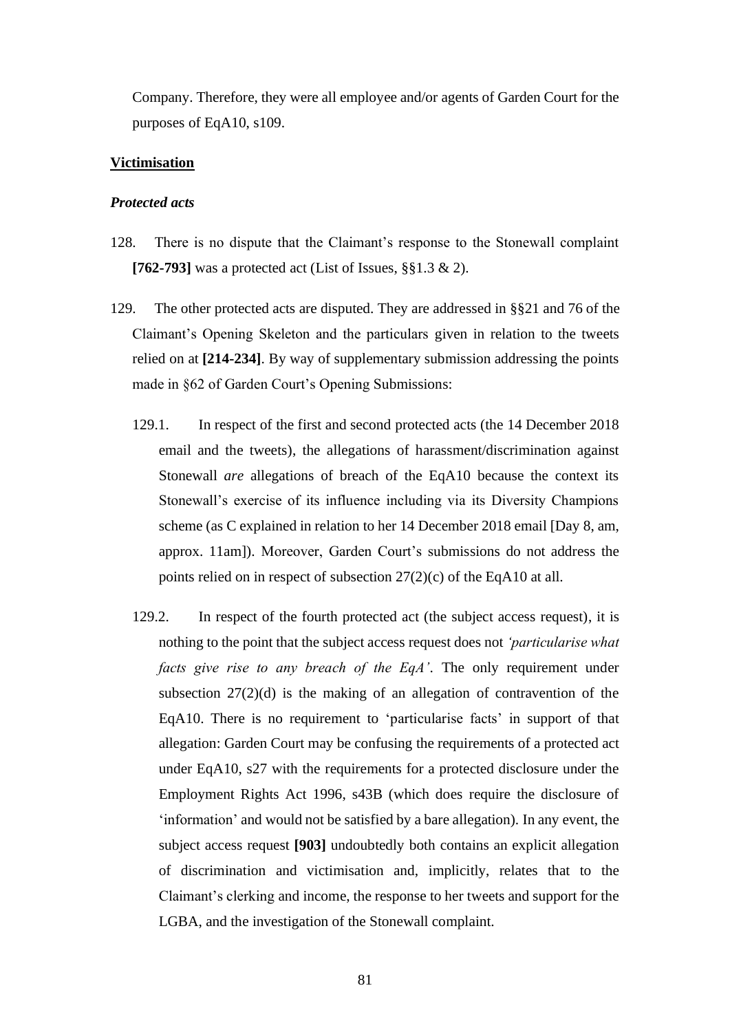Company. Therefore, they were all employee and/or agents of Garden Court for the purposes of EqA10, s109.

**Victimisation**

***Protected acts***

128. There is no dispute that the Claimant's response to the Stonewall complaint **[762-793]** was a protected act (List of Issues, §§1.3 & 2).

129. The other protected acts are disputed. They are addressed in §§21 and 76 of the Claimant's Opening Skeleton and the particulars given in relation to the tweets relied on at **[214-234]**. By way of supplementary submission addressing the points made in §62 of Garden Court's Opening Submissions:

129.1. In respect of the first and second protected acts (the 14 December 2018 email and the tweets), the allegations of harassment/discrimination against Stonewall *are* allegations of breach of the EqA10 because the context its Stonewall's exercise of its influence including via its Diversity Champions scheme (as C explained in relation to her 14 December 2018 email [Day 8, am, approx. 11am]). Moreover, Garden Court's submissions do not address the points relied on in respect of subsection 27(2)(c) of the EqA10 at all.

129.2. In respect of the fourth protected act (the subject access request), it is nothing to the point that the subject access request does not *'particularise what facts give rise to any breach of the EqA'*. The only requirement under subsection 27(2)(d) is the making of an allegation of contravention of the EqA10. There is no requirement to 'particularise facts' in support of that allegation: Garden Court may be confusing the requirements of a protected act under EqA10, s27 with the requirements for a protected disclosure under the Employment Rights Act 1996, s43B (which does require the disclosure of 'information' and would not be satisfied by a bare allegation). In any event, the subject access request **[903]** undoubtedly both contains an explicit allegation of discrimination and victimisation and, implicitly, relates that to the Claimant's clerking and income, the response to her tweets and support for the LGBA, and the investigation of the Stonewall complaint.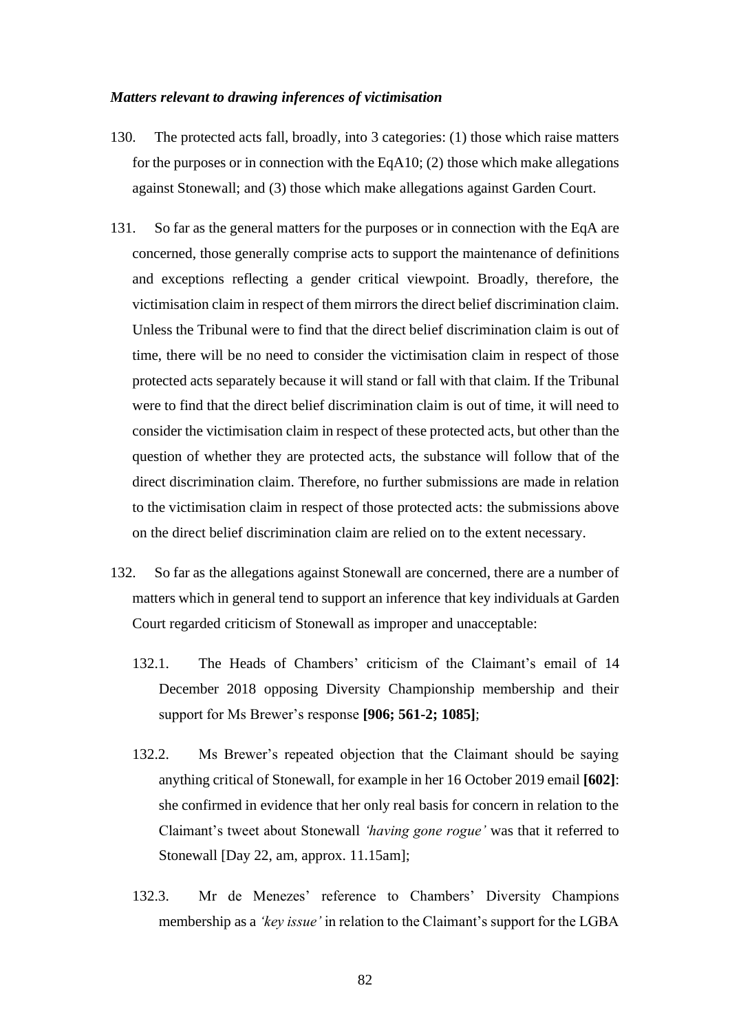***Matters relevant to drawing inferences of victimisation***

130. The protected acts fall, broadly, into 3 categories: (1) those which raise matters for the purposes or in connection with the EqA10; (2) those which make allegations against Stonewall; and (3) those which make allegations against Garden Court.

131. So far as the general matters for the purposes or in connection with the EqA are concerned, those generally comprise acts to support the maintenance of definitions and exceptions reflecting a gender critical viewpoint. Broadly, therefore, the victimisation claim in respect of them mirrors the direct belief discrimination claim. Unless the Tribunal were to find that the direct belief discrimination claim is out of time, there will be no need to consider the victimisation claim in respect of those protected acts separately because it will stand or fall with that claim. If the Tribunal were to find that the direct belief discrimination claim is out of time, it will need to consider the victimisation claim in respect of these protected acts, but other than the question of whether they are protected acts, the substance will follow that of the direct discrimination claim. Therefore, no further submissions are made in relation to the victimisation claim in respect of those protected acts: the submissions above on the direct belief discrimination claim are relied on to the extent necessary.

132. So far as the allegations against Stonewall are concerned, there are a number of matters which in general tend to support an inference that key individuals at Garden Court regarded criticism of Stonewall as improper and unacceptable:

132.1. The Heads of Chambers' criticism of the Claimant's email of 14 December 2018 opposing Diversity Championship membership and their support for Ms Brewer's response **[906; 561-2; 1085]**;

132.2. Ms Brewer's repeated objection that the Claimant should be saying anything critical of Stonewall, for example in her 16 October 2019 email **[602]**: she confirmed in evidence that her only real basis for concern in relation to the Claimant's tweet about Stonewall *'having gone rogue'* was that it referred to Stonewall [Day 22, am, approx. 11.15am];

132.3. Mr de Menezes' reference to Chambers' Diversity Champions membership as a *'key issue'* in relation to the Claimant's support for the LGBA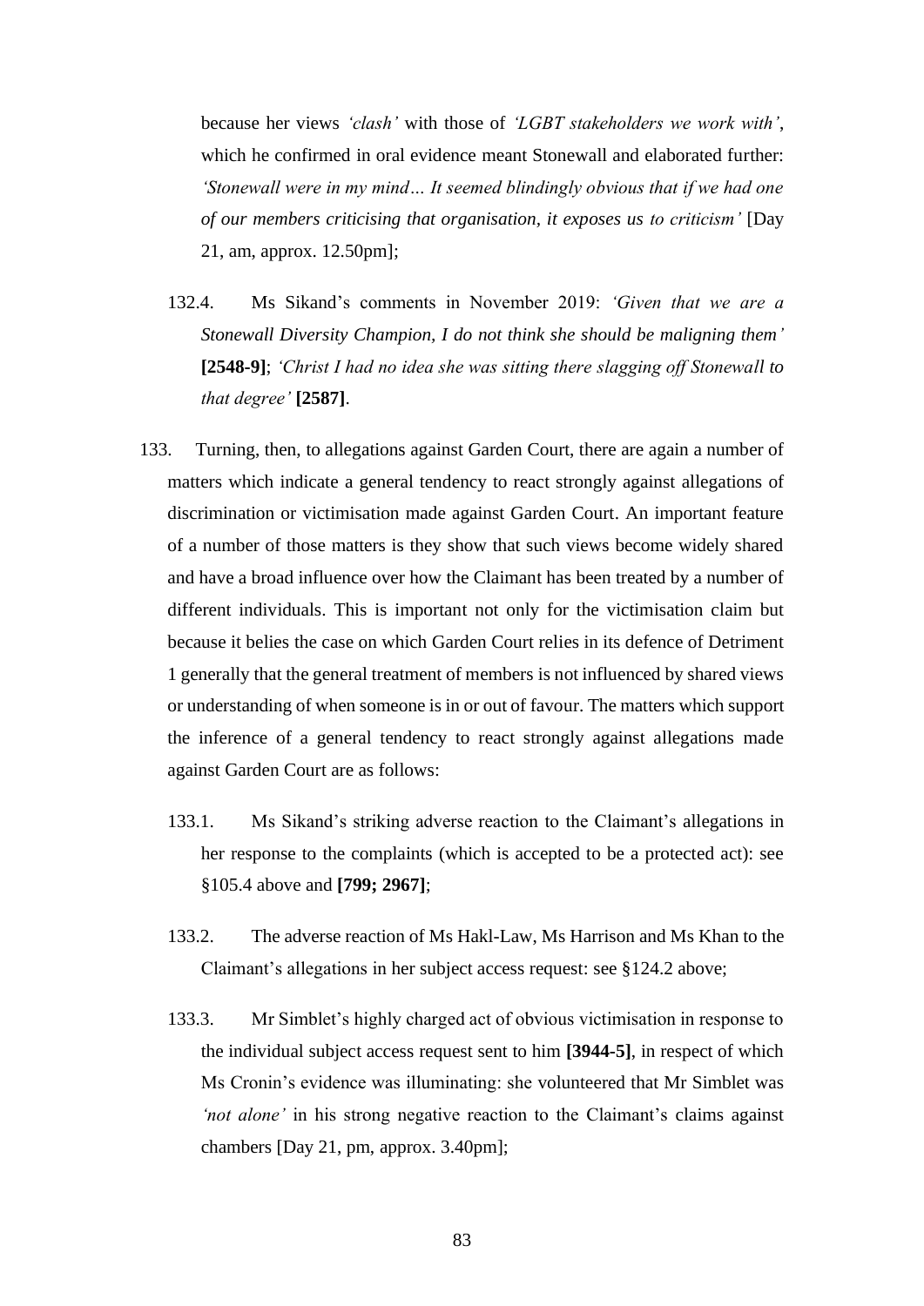because her views *'clash'* with those of *'LGBT stakeholders we work with'*, which he confirmed in oral evidence meant Stonewall and elaborated further: *'Stonewall were in my mind… It seemed blindingly obvious that if we had one of our members criticising that organisation, it exposes us to criticism'* [Day 21, am, approx. 12.50pm];

132.4. Ms Sikand's comments in November 2019: *'Given that we are a Stonewall Diversity Champion, I do not think she should be maligning them'* **[2548-9]**; *'Christ I had no idea she was sitting there slagging off Stonewall to that degree'* **[2587]**.

133. Turning, then, to allegations against Garden Court, there are again a number of matters which indicate a general tendency to react strongly against allegations of discrimination or victimisation made against Garden Court. An important feature of a number of those matters is they show that such views become widely shared and have a broad influence over how the Claimant has been treated by a number of different individuals. This is important not only for the victimisation claim but because it belies the case on which Garden Court relies in its defence of Detriment 1 generally that the general treatment of members is not influenced by shared views or understanding of when someone is in or out of favour. The matters which support the inference of a general tendency to react strongly against allegations made against Garden Court are as follows:

133.1. Ms Sikand's striking adverse reaction to the Claimant's allegations in her response to the complaints (which is accepted to be a protected act): see §105.4 above and **[799; 2967]**;

133.2. The adverse reaction of Ms Hakl-Law, Ms Harrison and Ms Khan to the Claimant's allegations in her subject access request: see §124.2 above;

133.3. Mr Simblet's highly charged act of obvious victimisation in response to the individual subject access request sent to him **[3944-5]**, in respect of which Ms Cronin's evidence was illuminating: she volunteered that Mr Simblet was *'not alone'* in his strong negative reaction to the Claimant's claims against chambers [Day 21, pm, approx. 3.40pm];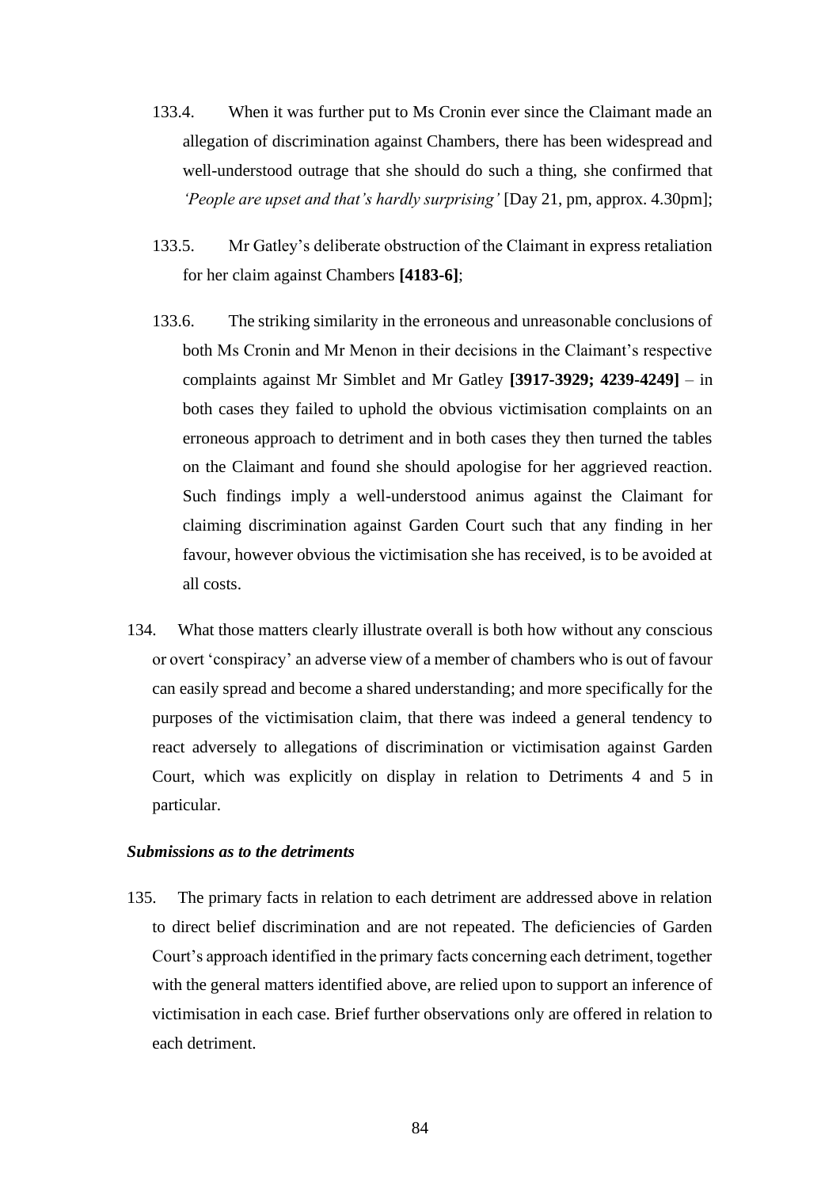133.4. When it was further put to Ms Cronin ever since the Claimant made an allegation of discrimination against Chambers, there has been widespread and well-understood outrage that she should do such a thing, she confirmed that *'People are upset and that's hardly surprising'* [Day 21, pm, approx. 4.30pm];

133.5. Mr Gatley's deliberate obstruction of the Claimant in express retaliation for her claim against Chambers **[4183-6]**;

133.6. The striking similarity in the erroneous and unreasonable conclusions of both Ms Cronin and Mr Menon in their decisions in the Claimant's respective complaints against Mr Simblet and Mr Gatley **[3917-3929; 4239-4249]** – in both cases they failed to uphold the obvious victimisation complaints on an erroneous approach to detriment and in both cases they then turned the tables on the Claimant and found she should apologise for her aggrieved reaction. Such findings imply a well-understood animus against the Claimant for claiming discrimination against Garden Court such that any finding in her favour, however obvious the victimisation she has received, is to be avoided at all costs.

134. What those matters clearly illustrate overall is both how without any conscious or overt 'conspiracy' an adverse view of a member of chambers who is out of favour can easily spread and become a shared understanding; and more specifically for the purposes of the victimisation claim, that there was indeed a general tendency to react adversely to allegations of discrimination or victimisation against Garden Court, which was explicitly on display in relation to Detriments 4 and 5 in particular.

***Submissions as to the detriments***

135. The primary facts in relation to each detriment are addressed above in relation to direct belief discrimination and are not repeated. The deficiencies of Garden Court's approach identified in the primary facts concerning each detriment, together with the general matters identified above, are relied upon to support an inference of victimisation in each case. Brief further observations only are offered in relation to each detriment.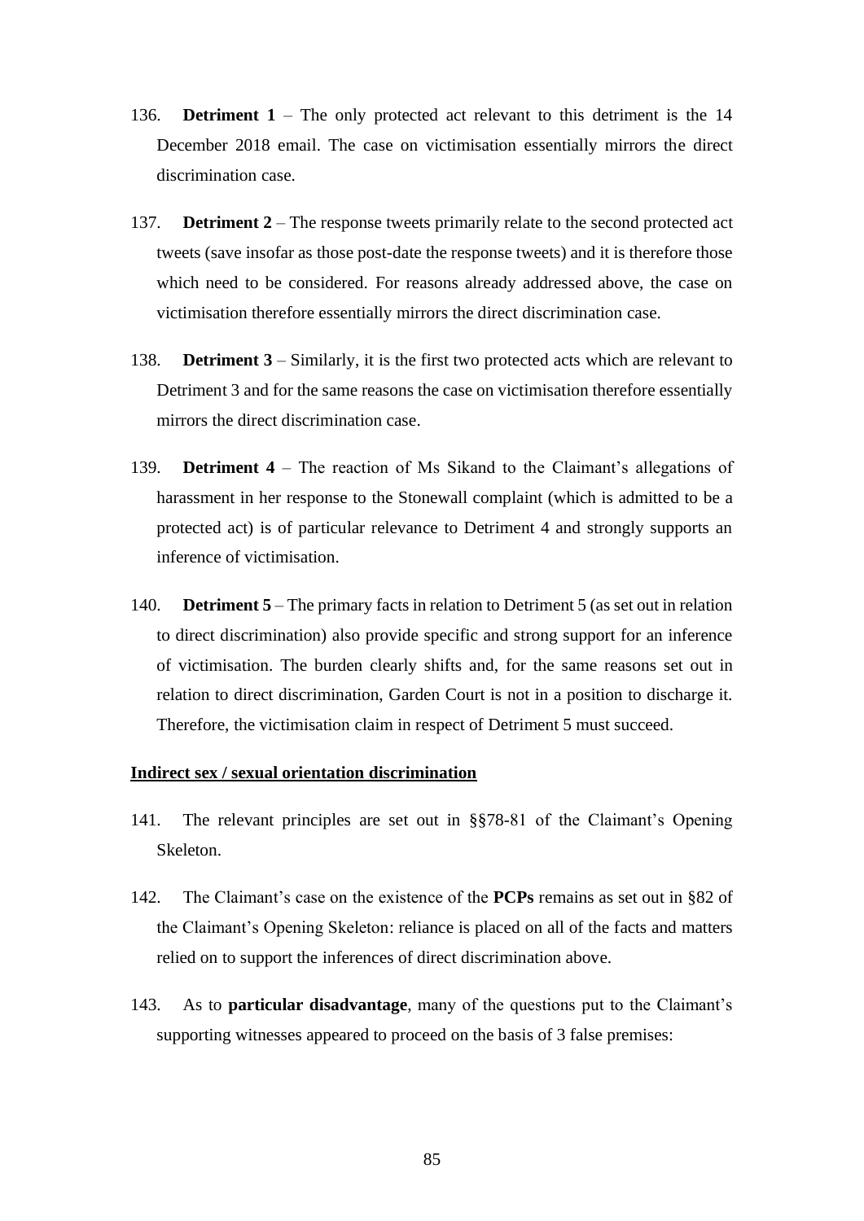136. **Detriment 1** – The only protected act relevant to this detriment is the 14 December 2018 email. The case on victimisation essentially mirrors the direct discrimination case.

137. **Detriment 2** – The response tweets primarily relate to the second protected act tweets (save insofar as those post-date the response tweets) and it is therefore those which need to be considered. For reasons already addressed above, the case on victimisation therefore essentially mirrors the direct discrimination case.

138. **Detriment 3** – Similarly, it is the first two protected acts which are relevant to Detriment 3 and for the same reasons the case on victimisation therefore essentially mirrors the direct discrimination case.

139. **Detriment 4** – The reaction of Ms Sikand to the Claimant's allegations of harassment in her response to the Stonewall complaint (which is admitted to be a protected act) is of particular relevance to Detriment 4 and strongly supports an inference of victimisation.

140. **Detriment 5** – The primary facts in relation to Detriment 5 (as set out in relation to direct discrimination) also provide specific and strong support for an inference of victimisation. The burden clearly shifts and, for the same reasons set out in relation to direct discrimination, Garden Court is not in a position to discharge it. Therefore, the victimisation claim in respect of Detriment 5 must succeed.

**<u>Indirect sex / sexual orientation discrimination</u>**

141. The relevant principles are set out in §§78-81 of the Claimant's Opening Skeleton.

142. The Claimant's case on the existence of the **PCPs** remains as set out in §82 of the Claimant's Opening Skeleton: reliance is placed on all of the facts and matters relied on to support the inferences of direct discrimination above.

143. As to **particular disadvantage**, many of the questions put to the Claimant's supporting witnesses appeared to proceed on the basis of 3 false premises: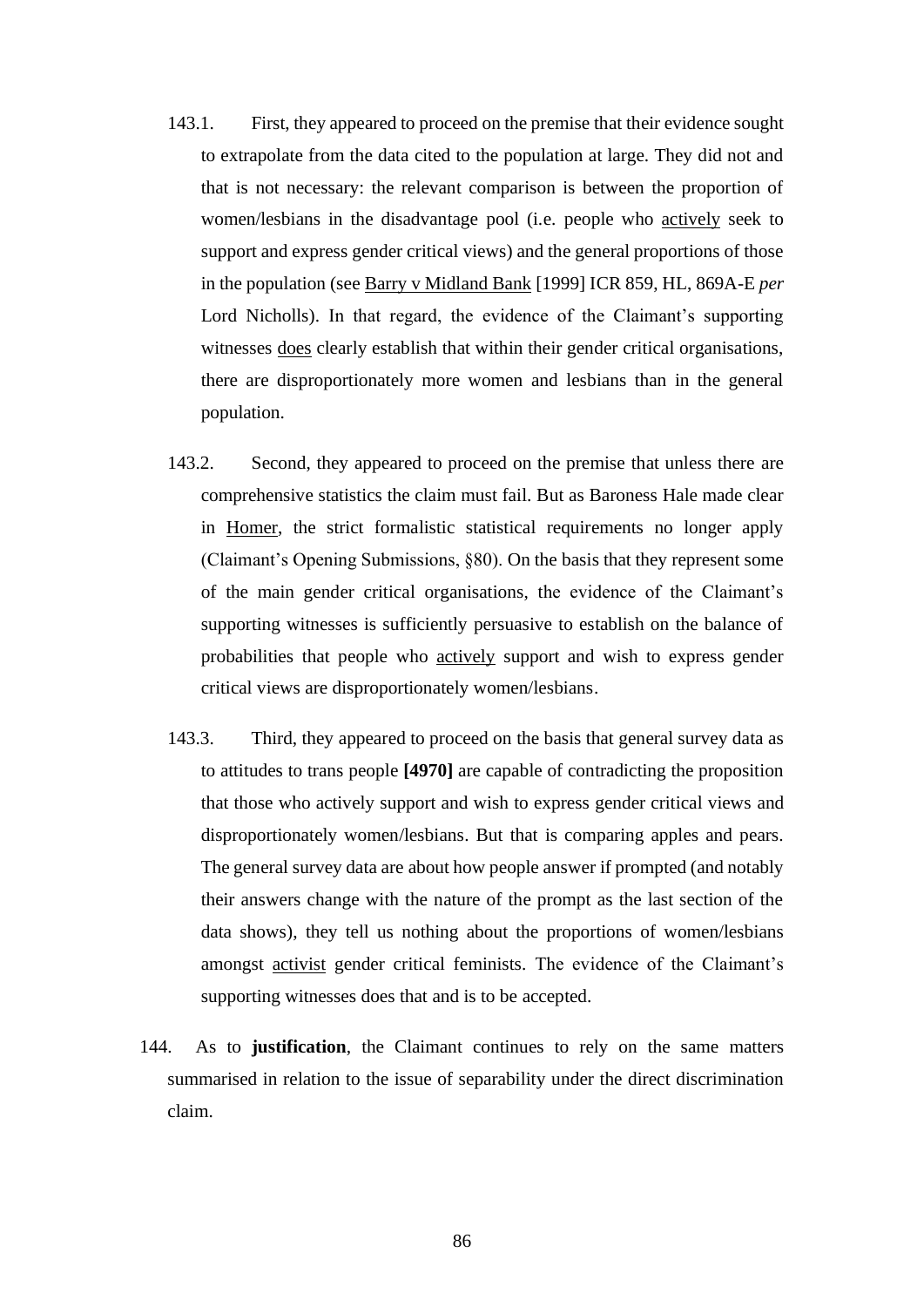143.1. First, they appeared to proceed on the premise that their evidence sought to extrapolate from the data cited to the population at large. They did not and that is not necessary: the relevant comparison is between the proportion of women/lesbians in the disadvantage pool (i.e. people who <u>actively</u> seek to support and express gender critical views) and the general proportions of those in the population (see <u>Barry v Midland Bank</u> [1999] ICR 859, HL, 869A-E *per* Lord Nicholls). In that regard, the evidence of the Claimant's supporting witnesses <u>does</u> clearly establish that within their gender critical organisations, there are disproportionately more women and lesbians than in the general population.

143.2. Second, they appeared to proceed on the premise that unless there are comprehensive statistics the claim must fail. But as Baroness Hale made clear in <u>Homer</u>, the strict formalistic statistical requirements no longer apply (Claimant's Opening Submissions, §80). On the basis that they represent some of the main gender critical organisations, the evidence of the Claimant's supporting witnesses is sufficiently persuasive to establish on the balance of probabilities that people who <u>actively</u> support and wish to express gender critical views are disproportionately women/lesbians.

143.3. Third, they appeared to proceed on the basis that general survey data as to attitudes to trans people **[4970]** are capable of contradicting the proposition that those who actively support and wish to express gender critical views and disproportionately women/lesbians. But that is comparing apples and pears. The general survey data are about how people answer if prompted (and notably their answers change with the nature of the prompt as the last section of the data shows), they tell us nothing about the proportions of women/lesbians amongst <u>activist</u> gender critical feminists. The evidence of the Claimant's supporting witnesses does that and is to be accepted.

144. As to **justification**, the Claimant continues to rely on the same matters summarised in relation to the issue of separability under the direct discrimination claim.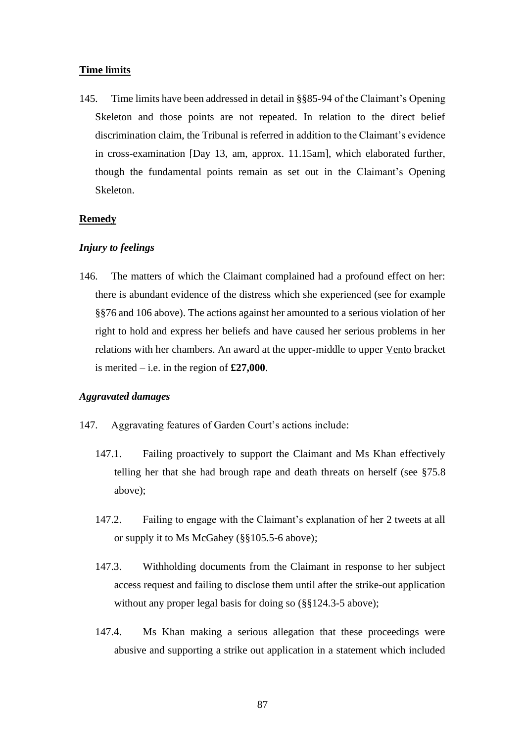**Time limits**

145. Time limits have been addressed in detail in §§85-94 of the Claimant's Opening Skeleton and those points are not repeated. In relation to the direct belief discrimination claim, the Tribunal is referred in addition to the Claimant's evidence in cross-examination [Day 13, am, approx. 11.15am], which elaborated further, though the fundamental points remain as set out in the Claimant's Opening Skeleton.

**Remedy**

***Injury to feelings***

146. The matters of which the Claimant complained had a profound effect on her: there is abundant evidence of the distress which she experienced (see for example §§76 and 106 above). The actions against her amounted to a serious violation of her right to hold and express her beliefs and have caused her serious problems in her relations with her chambers. An award at the upper-middle to upper Vento bracket is merited – i.e. in the region of **£27,000**.

***Aggravated damages***

147. Aggravating features of Garden Court's actions include:

147.1. Failing proactively to support the Claimant and Ms Khan effectively telling her that she had brough rape and death threats on herself (see §75.8 above);

147.2. Failing to engage with the Claimant's explanation of her 2 tweets at all or supply it to Ms McGahey (§§105.5-6 above);

147.3. Withholding documents from the Claimant in response to her subject access request and failing to disclose them until after the strike-out application without any proper legal basis for doing so (§§124.3-5 above);

147.4. Ms Khan making a serious allegation that these proceedings were abusive and supporting a strike out application in a statement which included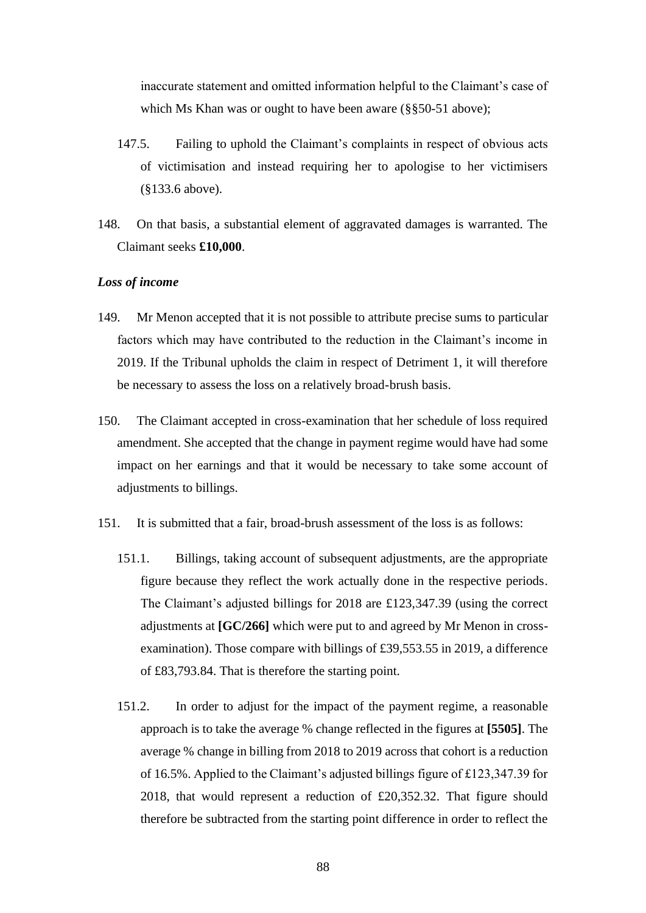inaccurate statement and omitted information helpful to the Claimant's case of which Ms Khan was or ought to have been aware (§§50-51 above);

147.5. Failing to uphold the Claimant's complaints in respect of obvious acts of victimisation and instead requiring her to apologise to her victimisers (§133.6 above).

148. On that basis, a substantial element of aggravated damages is warranted. The Claimant seeks **£10,000**.

### *Loss of income*

149. Mr Menon accepted that it is not possible to attribute precise sums to particular factors which may have contributed to the reduction in the Claimant's income in 2019. If the Tribunal upholds the claim in respect of Detriment 1, it will therefore be necessary to assess the loss on a relatively broad-brush basis.

150. The Claimant accepted in cross-examination that her schedule of loss required amendment. She accepted that the change in payment regime would have had some impact on her earnings and that it would be necessary to take some account of adjustments to billings.

151. It is submitted that a fair, broad-brush assessment of the loss is as follows:

151.1. Billings, taking account of subsequent adjustments, are the appropriate figure because they reflect the work actually done in the respective periods. The Claimant's adjusted billings for 2018 are £123,347.39 (using the correct adjustments at **[GC/266]** which were put to and agreed by Mr Menon in cross-examination). Those compare with billings of £39,553.55 in 2019, a difference of £83,793.84. That is therefore the starting point.

151.2. In order to adjust for the impact of the payment regime, a reasonable approach is to take the average % change reflected in the figures at **[5505]**. The average % change in billing from 2018 to 2019 across that cohort is a reduction of 16.5%. Applied to the Claimant's adjusted billings figure of £123,347.39 for 2018, that would represent a reduction of £20,352.32. That figure should therefore be subtracted from the starting point difference in order to reflect the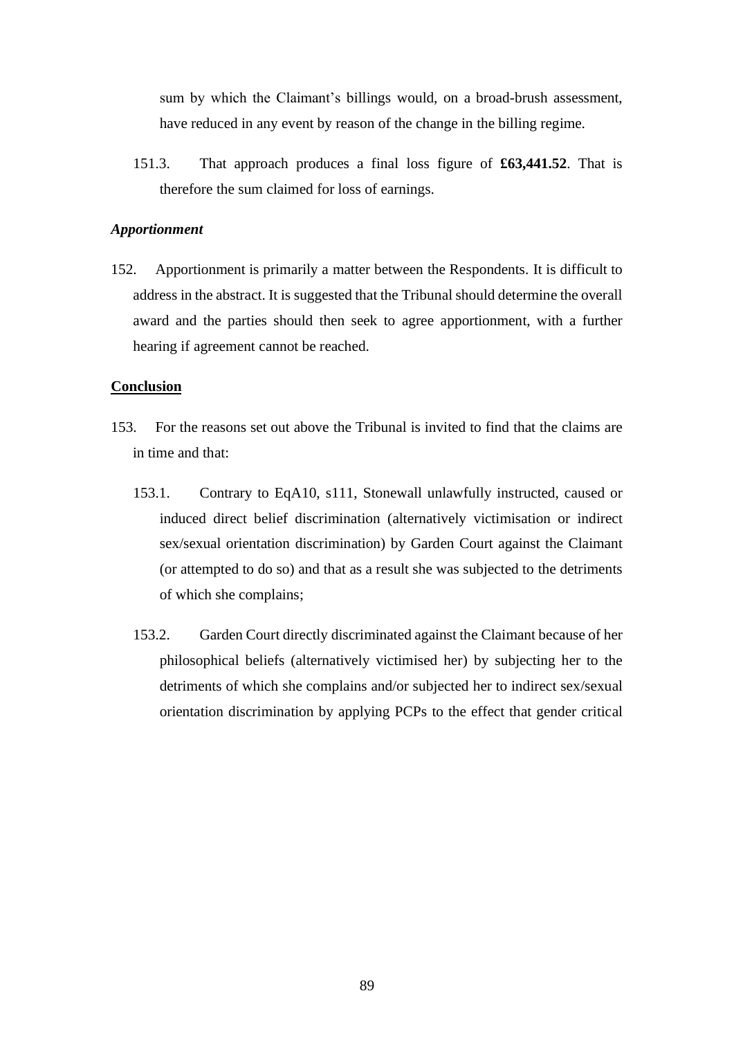sum by which the Claimant's billings would, on a broad-brush assessment, have reduced in any event by reason of the change in the billing regime.

151.3. That approach produces a final loss figure of **£63,441.52**. That is therefore the sum claimed for loss of earnings.

### *Apportionment*

152. Apportionment is primarily a matter between the Respondents. It is difficult to address in the abstract. It is suggested that the Tribunal should determine the overall award and the parties should then seek to agree apportionment, with a further hearing if agreement cannot be reached.

## Conclusion

153. For the reasons set out above the Tribunal is invited to find that the claims are in time and that:

153.1. Contrary to EqA10, s111, Stonewall unlawfully instructed, caused or induced direct belief discrimination (alternatively victimisation or indirect sex/sexual orientation discrimination) by Garden Court against the Claimant (or attempted to do so) and that as a result she was subjected to the detriments of which she complains;

153.2. Garden Court directly discriminated against the Claimant because of her philosophical beliefs (alternatively victimised her) by subjecting her to the detriments of which she complains and/or subjected her to indirect sex/sexual orientation discrimination by applying PCPs to the effect that gender critical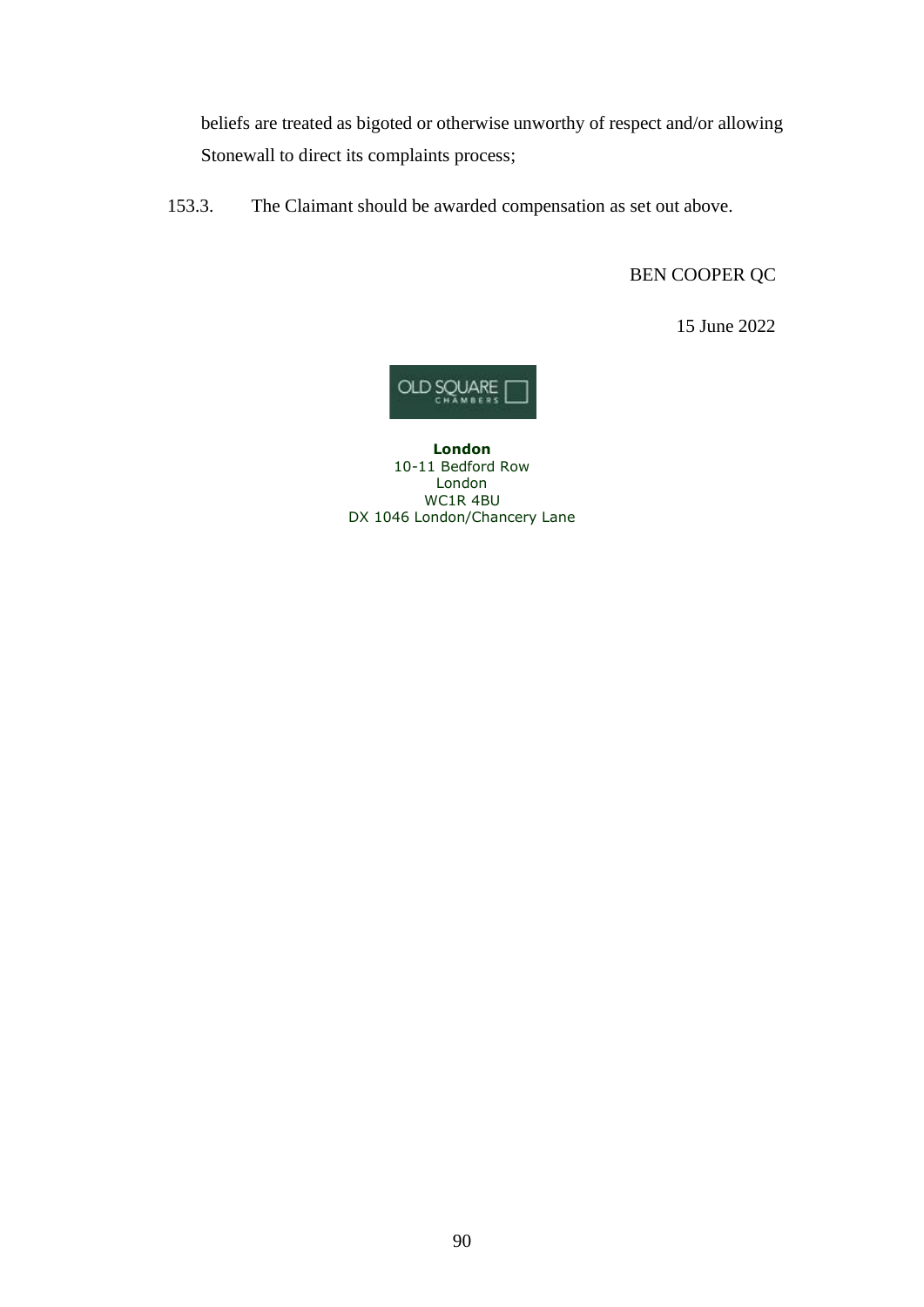beliefs are treated as bigoted or otherwise unworthy of respect and/or allowing Stonewall to direct its complaints process;

153.3. The Claimant should be awarded compensation as set out above.

BEN COOPER QC

15 June 2022

OLD SQUARE CHAMBERS

**London**
10-11 Bedford Row
London
WC1R 4BU
DX 1046 London/Chancery Lane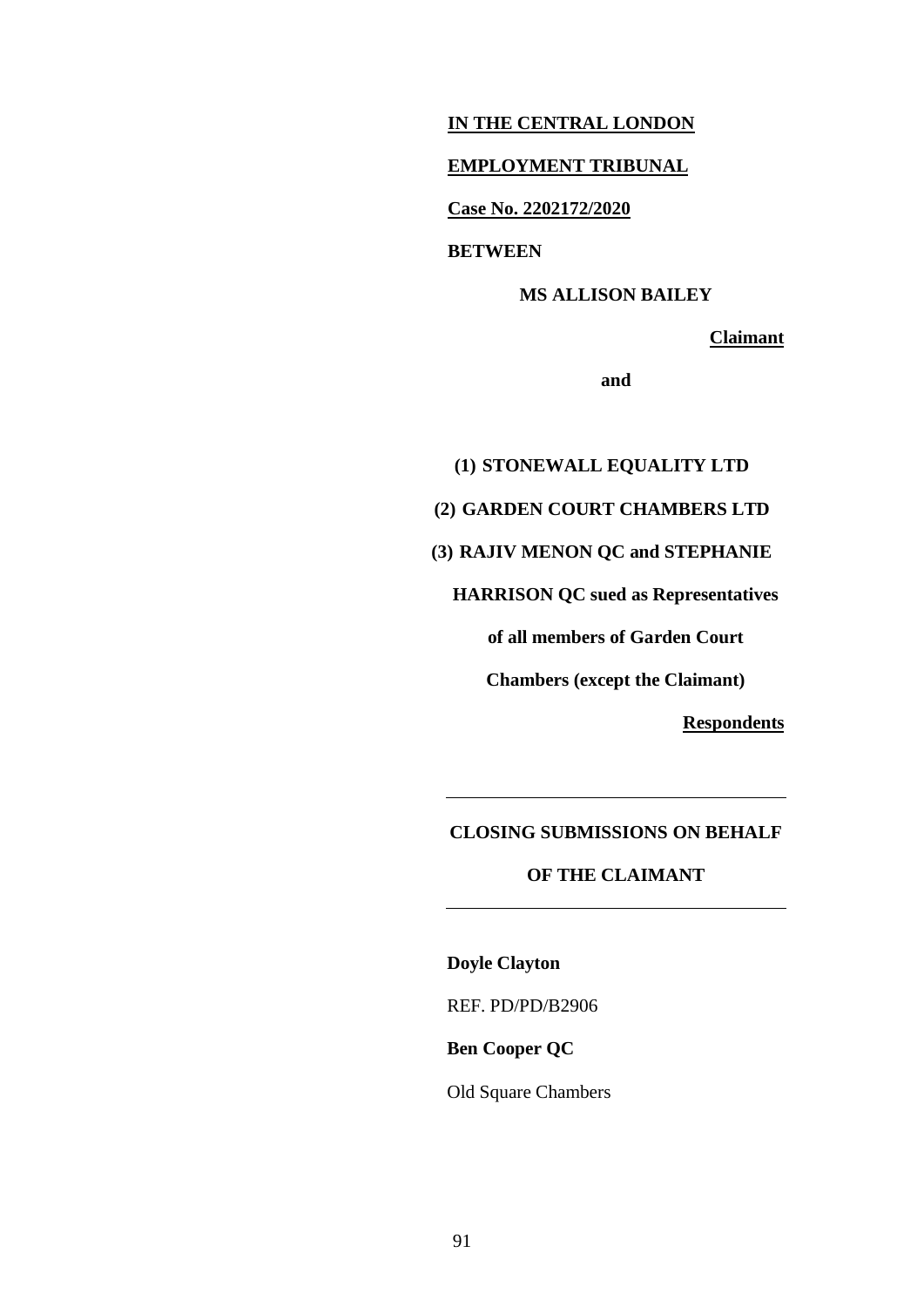**IN THE CENTRAL LONDON**

**EMPLOYMENT TRIBUNAL**

**Case No. 2202172/2020**

**BETWEEN**

**MS ALLISON BAILEY**

**Claimant**

**and**

**(1) STONEWALL EQUALITY LTD**

**(2) GARDEN COURT CHAMBERS LTD**

**(3) RAJIV MENON QC and STEPHANIE HARRISON QC sued as Representatives of all members of Garden Court Chambers (except the Claimant)**

**Respondents**

---

**CLOSING SUBMISSIONS ON BEHALF OF THE CLAIMANT**

---

**Doyle Clayton**

REF. PD/PD/B2906

**Ben Cooper QC**

Old Square Chambers